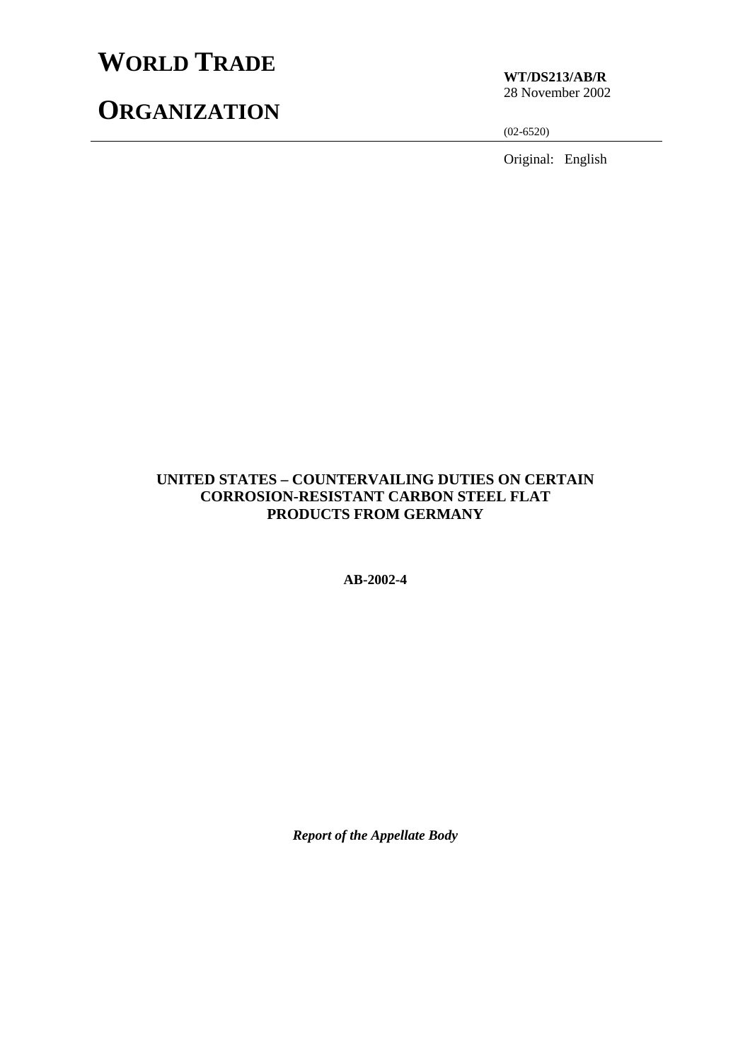# WORLD TRADE

# ORGANIZATION

**WT/DS213/AB/R**
28 November 2002

(02-6520)

Original: English

**UNITED STATES – COUNTERVAILING DUTIES ON CERTAIN CORROSION-RESISTANT CARBON STEEL FLAT PRODUCTS FROM GERMANY**

**AB-2002-4**

***Report of the Appellate Body***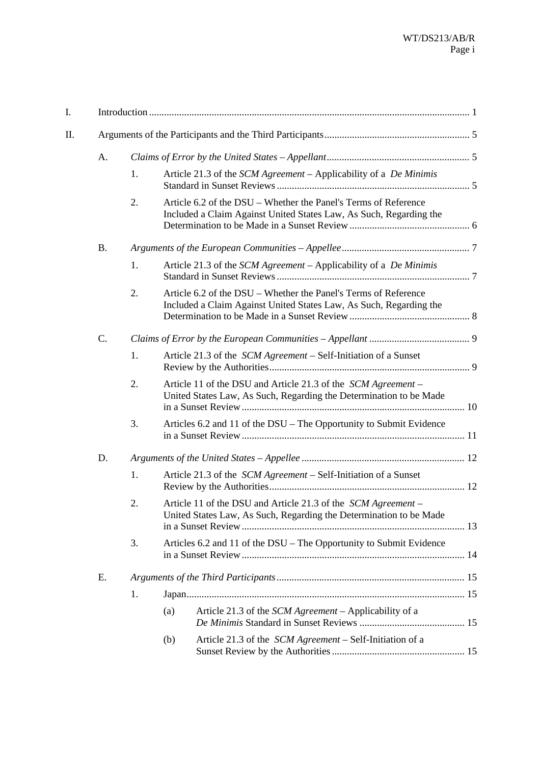| | | | | |
|---|---|---|---|---|
| I. | Introduction | | | 1 |
| II. | Arguments of the Participants and the Third Participants | | | 5 |
| | A. | *Claims of Error by the United States – Appellant* | | 5 |
| | | 1. | Article 21.3 of the *SCM Agreement* – Applicability of a *De Minimis* Standard in Sunset Reviews | 5 |
| | | 2. | Article 6.2 of the DSU – Whether the Panel's Terms of Reference Included a Claim Against United States Law, As Such, Regarding the Determination to be Made in a Sunset Review | 6 |
| | B. | *Arguments of the European Communities – Appellee* | | 7 |
| | | 1. | Article 21.3 of the *SCM Agreement* – Applicability of a *De Minimis* Standard in Sunset Reviews | 7 |
| | | 2. | Article 6.2 of the DSU – Whether the Panel's Terms of Reference Included a Claim Against United States Law, As Such, Regarding the Determination to be Made in a Sunset Review | 8 |
| | C. | *Claims of Error by the European Communities – Appellant* | | 9 |
| | | 1. | Article 21.3 of the *SCM Agreement* – Self-Initiation of a Sunset Review by the Authorities | 9 |
| | | 2. | Article 11 of the DSU and Article 21.3 of the *SCM Agreement* – United States Law, As Such, Regarding the Determination to be Made in a Sunset Review | 10 |
| | | 3. | Articles 6.2 and 11 of the DSU – The Opportunity to Submit Evidence in a Sunset Review | 11 |
| | D. | *Arguments of the United States – Appellee* | | 12 |
| | | 1. | Article 21.3 of the *SCM Agreement* – Self-Initiation of a Sunset Review by the Authorities | 12 |
| | | 2. | Article 11 of the DSU and Article 21.3 of the *SCM Agreement* – United States Law, As Such, Regarding the Determination to be Made in a Sunset Review | 13 |
| | | 3. | Articles 6.2 and 11 of the DSU – The Opportunity to Submit Evidence in a Sunset Review | 14 |
| | E. | *Arguments of the Third Participants* | | 15 |
| | | 1. | Japan | 15 |
| | | | (a) Article 21.3 of the *SCM Agreement* – Applicability of a *De Minimis* Standard in Sunset Reviews | 15 |
| | | | (b) Article 21.3 of the *SCM Agreement* – Self-Initiation of a Sunset Review by the Authorities | 15 |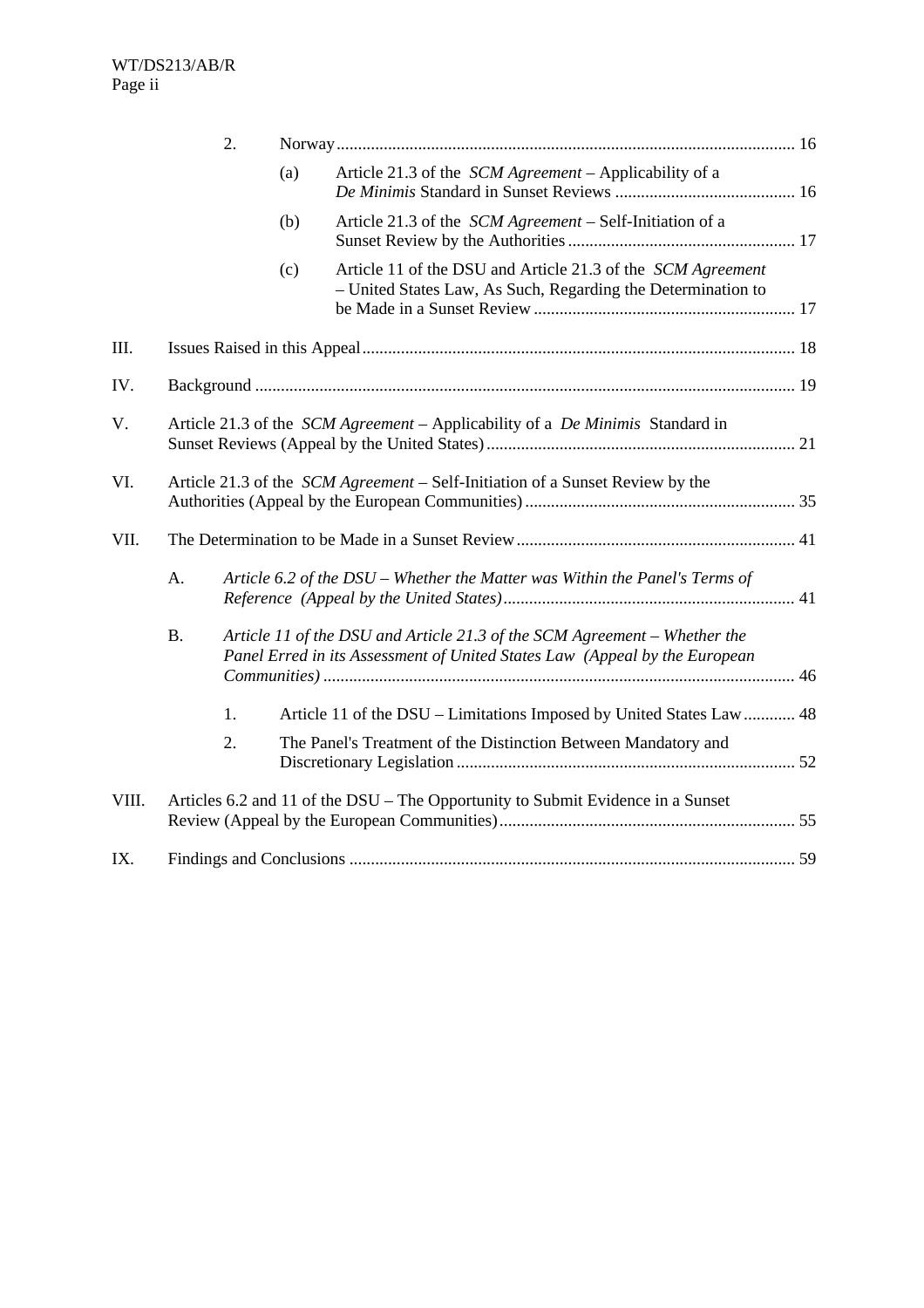2. Norway ........................................................................................................ 16

(a) Article 21.3 of the *SCM Agreement* – Applicability of a *De Minimis* Standard in Sunset Reviews ........................................ 16

(b) Article 21.3 of the *SCM Agreement* – Self-Initiation of a Sunset Review by the Authorities ................................................... 17

(c) Article 11 of the DSU and Article 21.3 of the *SCM Agreement* – United States Law, As Such, Regarding the Determination to be Made in a Sunset Review ........................................................... 17

III. Issues Raised in this Appeal ................................................................................................ 18

IV. Background .......................................................................................................................... 19

V. Article 21.3 of the *SCM Agreement* – Applicability of a *De Minimis* Standard in Sunset Reviews (Appeal by the United States) ..................................................................... 21

VI. Article 21.3 of the *SCM Agreement* – Self-Initiation of a Sunset Review by the Authorities (Appeal by the European Communities) ............................................................. 35

VII. The Determination to be Made in a Sunset Review .............................................................. 41

A. *Article 6.2 of the DSU – Whether the Matter was Within the Panel's Terms of Reference (Appeal by the United States)* .................................................................. 41

B. *Article 11 of the DSU and Article 21.3 of the SCM Agreement – Whether the Panel Erred in its Assessment of United States Law (Appeal by the European Communities)* ........................................................................................................... 46

1. Article 11 of the DSU – Limitations Imposed by United States Law ............ 48

2. The Panel's Treatment of the Distinction Between Mandatory and Discretionary Legislation ............................................................................. 52

VIII. Articles 6.2 and 11 of the DSU – The Opportunity to Submit Evidence in a Sunset Review (Appeal by the European Communities) .................................................................. 55

IX. Findings and Conclusions ..................................................................................................... 59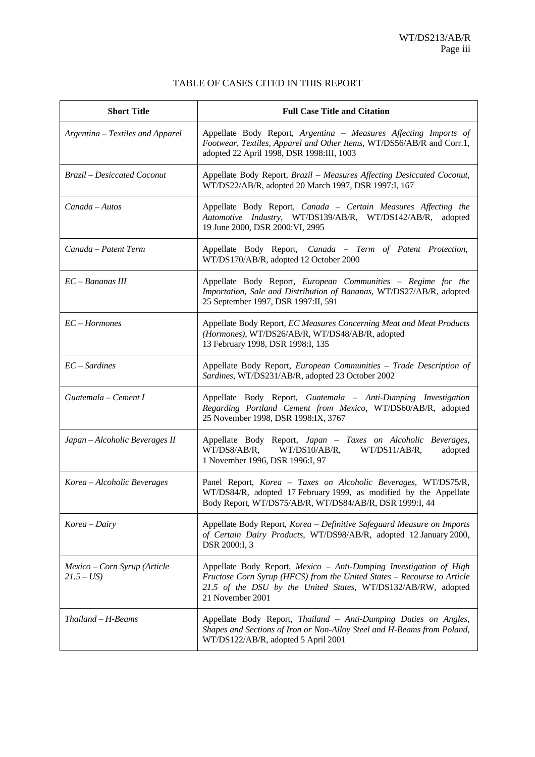## TABLE OF CASES CITED IN THIS REPORT

| Short Title | Full Case Title and Citation |
|---|---|
| *Argentina – Textiles and Apparel* | Appellate Body Report, *Argentina – Measures Affecting Imports of Footwear, Textiles, Apparel and Other Items*, WT/DS56/AB/R and Corr.1, adopted 22 April 1998, DSR 1998:III, 1003 |
| *Brazil – Desiccated Coconut* | Appellate Body Report, *Brazil – Measures Affecting Desiccated Coconut*, WT/DS22/AB/R, adopted 20 March 1997, DSR 1997:I, 167 |
| *Canada – Autos* | Appellate Body Report, *Canada – Certain Measures Affecting the Automotive Industry*, WT/DS139/AB/R, WT/DS142/AB/R, adopted 19 June 2000, DSR 2000:VI, 2995 |
| *Canada – Patent Term* | Appellate Body Report, *Canada – Term of Patent Protection*, WT/DS170/AB/R, adopted 12 October 2000 |
| *EC – Bananas III* | Appellate Body Report, *European Communities – Regime for the Importation, Sale and Distribution of Bananas*, WT/DS27/AB/R, adopted 25 September 1997, DSR 1997:II, 591 |
| *EC – Hormones* | Appellate Body Report, *EC Measures Concerning Meat and Meat Products (Hormones)*, WT/DS26/AB/R, WT/DS48/AB/R, adopted 13 February 1998, DSR 1998:I, 135 |
| *EC – Sardines* | Appellate Body Report, *European Communities – Trade Description of Sardines*, WT/DS231/AB/R, adopted 23 October 2002 |
| *Guatemala – Cement I* | Appellate Body Report, *Guatemala – Anti-Dumping Investigation Regarding Portland Cement from Mexico*, WT/DS60/AB/R, adopted 25 November 1998, DSR 1998:IX, 3767 |
| *Japan – Alcoholic Beverages II* | Appellate Body Report, *Japan – Taxes on Alcoholic Beverages*, WT/DS8/AB/R, WT/DS10/AB/R, WT/DS11/AB/R, adopted 1 November 1996, DSR 1996:I, 97 |
| *Korea – Alcoholic Beverages* | Panel Report, *Korea – Taxes on Alcoholic Beverages*, WT/DS75/R, WT/DS84/R, adopted 17 February 1999, as modified by the Appellate Body Report, WT/DS75/AB/R, WT/DS84/AB/R, DSR 1999:I, 44 |
| *Korea – Dairy* | Appellate Body Report, *Korea – Definitive Safeguard Measure on Imports of Certain Dairy Products*, WT/DS98/AB/R, adopted 12 January 2000, DSR 2000:I, 3 |
| *Mexico – Corn Syrup (Article 21.5 – US)* | Appellate Body Report, *Mexico – Anti-Dumping Investigation of High Fructose Corn Syrup (HFCS) from the United States – Recourse to Article 21.5 of the DSU by the United States*, WT/DS132/AB/RW, adopted 21 November 2001 |
| *Thailand – H-Beams* | Appellate Body Report, *Thailand – Anti-Dumping Duties on Angles, Shapes and Sections of Iron or Non-Alloy Steel and H-Beams from Poland*, WT/DS122/AB/R, adopted 5 April 2001 |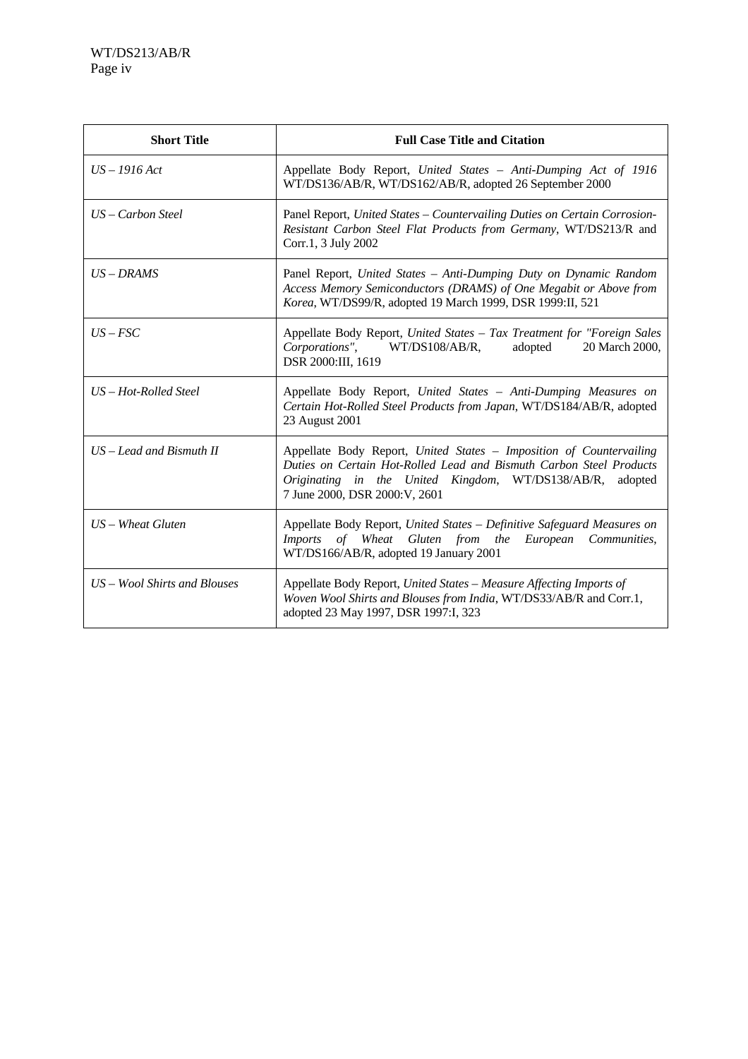| Short Title | Full Case Title and Citation |
|---|---|
| *US – 1916 Act* | Appellate Body Report, *United States – Anti-Dumping Act of 1916* WT/DS136/AB/R, WT/DS162/AB/R, adopted 26 September 2000 |
| *US – Carbon Steel* | Panel Report, *United States – Countervailing Duties on Certain Corrosion-Resistant Carbon Steel Flat Products from Germany*, WT/DS213/R and Corr.1, 3 July 2002 |
| *US – DRAMS* | Panel Report, *United States – Anti-Dumping Duty on Dynamic Random Access Memory Semiconductors (DRAMS) of One Megabit or Above from Korea*, WT/DS99/R, adopted 19 March 1999, DSR 1999:II, 521 |
| *US – FSC* | Appellate Body Report, *United States – Tax Treatment for "Foreign Sales Corporations"*, WT/DS108/AB/R, adopted 20 March 2000, DSR 2000:III, 1619 |
| *US – Hot-Rolled Steel* | Appellate Body Report, *United States – Anti-Dumping Measures on Certain Hot-Rolled Steel Products from Japan*, WT/DS184/AB/R, adopted 23 August 2001 |
| *US – Lead and Bismuth II* | Appellate Body Report, *United States – Imposition of Countervailing Duties on Certain Hot-Rolled Lead and Bismuth Carbon Steel Products Originating in the United Kingdom*, WT/DS138/AB/R, adopted 7 June 2000, DSR 2000:V, 2601 |
| *US – Wheat Gluten* | Appellate Body Report, *United States – Definitive Safeguard Measures on Imports of Wheat Gluten from the European Communities*, WT/DS166/AB/R, adopted 19 January 2001 |
| *US – Wool Shirts and Blouses* | Appellate Body Report, *United States – Measure Affecting Imports of Woven Wool Shirts and Blouses from India*, WT/DS33/AB/R and Corr.1, adopted 23 May 1997, DSR 1997:I, 323 |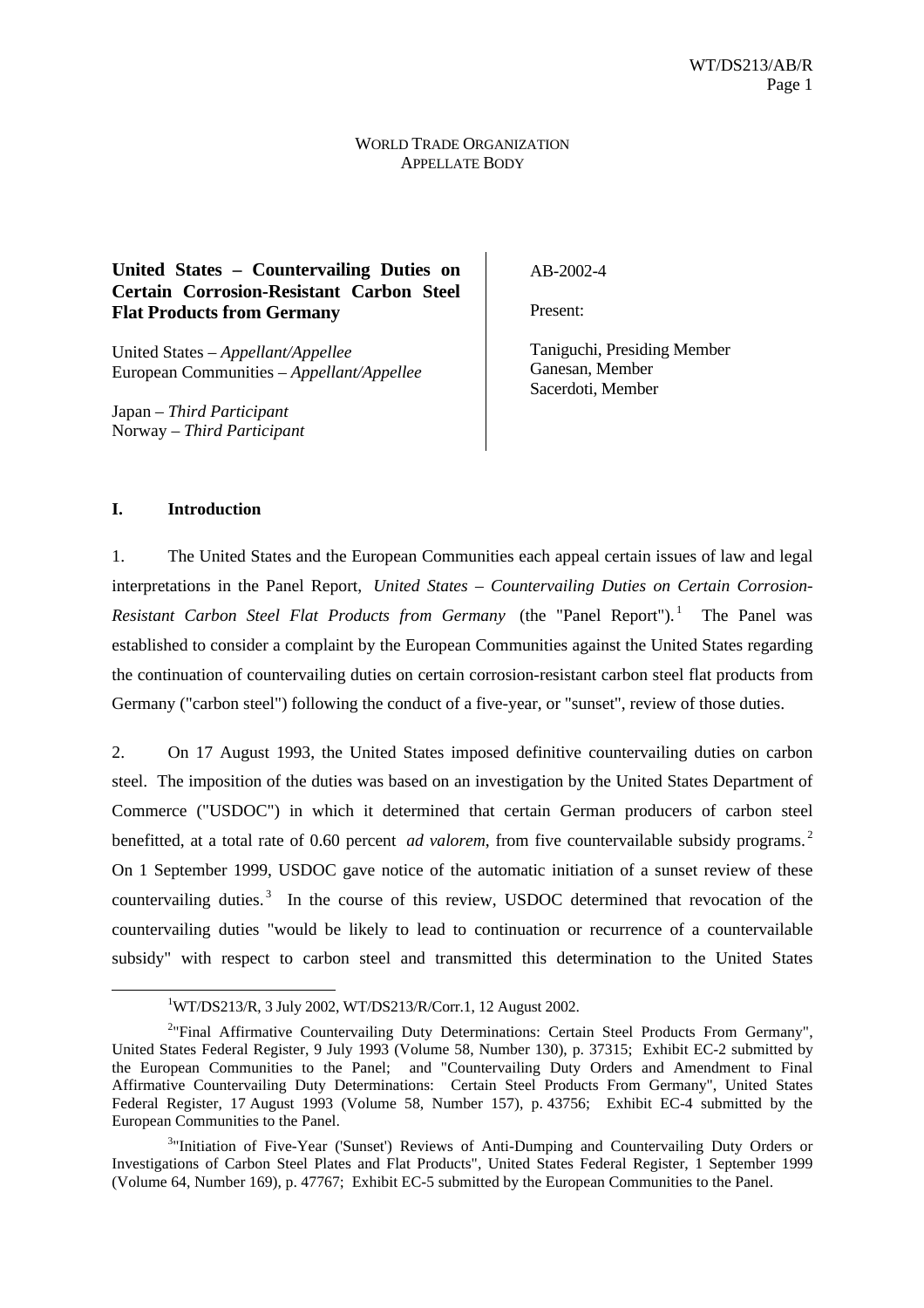WORLD TRADE ORGANIZATION
APPELLATE BODY

| | |
|---|---|
| **United States – Countervailing Duties on Certain Corrosion-Resistant Carbon Steel Flat Products from Germany** | AB-2002-4 |
| | Present: |
| United States – *Appellant/Appellee*<br>European Communities – *Appellant/Appellee* | Taniguchi, Presiding Member<br>Ganesan, Member<br>Sacerdoti, Member |
| Japan – *Third Participant*<br>Norway – *Third Participant* | |

## I. Introduction

1. The United States and the European Communities each appeal certain issues of law and legal interpretations in the Panel Report, *United States – Countervailing Duties on Certain Corrosion-Resistant Carbon Steel Flat Products from Germany* (the "Panel Report").[1] The Panel was established to consider a complaint by the European Communities against the United States regarding the continuation of countervailing duties on certain corrosion-resistant carbon steel flat products from Germany ("carbon steel") following the conduct of a five-year, or "sunset", review of those duties.

2. On 17 August 1993, the United States imposed definitive countervailing duties on carbon steel. The imposition of the duties was based on an investigation by the United States Department of Commerce ("USDOC") in which it determined that certain German producers of carbon steel benefitted, at a total rate of 0.60 percent *ad valorem*, from five countervailable subsidy programs.[2] On 1 September 1999, USDOC gave notice of the automatic initiation of a sunset review of these countervailing duties.[3] In the course of this review, USDOC determined that revocation of the countervailing duties "would be likely to lead to continuation or recurrence of a countervailable subsidy" with respect to carbon steel and transmitted this determination to the United States

---

[1] WT/DS213/R, 3 July 2002, WT/DS213/R/Corr.1, 12 August 2002.

[2] "Final Affirmative Countervailing Duty Determinations: Certain Steel Products From Germany", United States Federal Register, 9 July 1993 (Volume 58, Number 130), p. 37315; Exhibit EC-2 submitted by the European Communities to the Panel; and "Countervailing Duty Orders and Amendment to Final Affirmative Countervailing Duty Determinations: Certain Steel Products From Germany", United States Federal Register, 17 August 1993 (Volume 58, Number 157), p. 43756; Exhibit EC-4 submitted by the European Communities to the Panel.

[3] "Initiation of Five-Year ('Sunset') Reviews of Anti-Dumping and Countervailing Duty Orders or Investigations of Carbon Steel Plates and Flat Products", United States Federal Register, 1 September 1999 (Volume 64, Number 169), p. 47767; Exhibit EC-5 submitted by the European Communities to the Panel.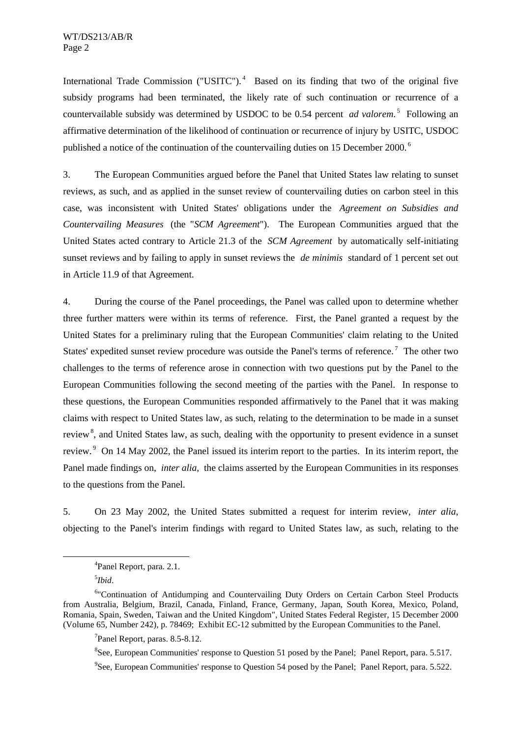International Trade Commission ("USITC").[4] Based on its finding that two of the original five subsidy programs had been terminated, the likely rate of such continuation or recurrence of a countervailable subsidy was determined by USDOC to be 0.54 percent *ad valorem*.[5] Following an affirmative determination of the likelihood of continuation or recurrence of injury by USITC, USDOC published a notice of the continuation of the countervailing duties on 15 December 2000.[6]

3. The European Communities argued before the Panel that United States law relating to sunset reviews, as such, and as applied in the sunset review of countervailing duties on carbon steel in this case, was inconsistent with United States' obligations under the *Agreement on Subsidies and Countervailing Measures* (the "*SCM Agreement*"). The European Communities argued that the United States acted contrary to Article 21.3 of the *SCM Agreement* by automatically self-initiating sunset reviews and by failing to apply in sunset reviews the *de minimis* standard of 1 percent set out in Article 11.9 of that Agreement.

4. During the course of the Panel proceedings, the Panel was called upon to determine whether three further matters were within its terms of reference. First, the Panel granted a request by the United States for a preliminary ruling that the European Communities' claim relating to the United States' expedited sunset review procedure was outside the Panel's terms of reference.[7] The other two challenges to the terms of reference arose in connection with two questions put by the Panel to the European Communities following the second meeting of the parties with the Panel. In response to these questions, the European Communities responded affirmatively to the Panel that it was making claims with respect to United States law, as such, relating to the determination to be made in a sunset review[8], and United States law, as such, dealing with the opportunity to present evidence in a sunset review.[9] On 14 May 2002, the Panel issued its interim report to the parties. In its interim report, the Panel made findings on, *inter alia*, the claims asserted by the European Communities in its responses to the questions from the Panel.

5. On 23 May 2002, the United States submitted a request for interim review, *inter alia*, objecting to the Panel's interim findings with regard to United States law, as such, relating to the

---

[4] Panel Report, para. 2.1.

[5] *Ibid*.

[6] "Continuation of Antidumping and Countervailing Duty Orders on Certain Carbon Steel Products from Australia, Belgium, Brazil, Canada, Finland, France, Germany, Japan, South Korea, Mexico, Poland, Romania, Spain, Sweden, Taiwan and the United Kingdom", United States Federal Register, 15 December 2000 (Volume 65, Number 242), p. 78469; Exhibit EC-12 submitted by the European Communities to the Panel.

[7] Panel Report, paras. 8.5-8.12.

[8] See, European Communities' response to Question 51 posed by the Panel; Panel Report, para. 5.517.

[9] See, European Communities' response to Question 54 posed by the Panel; Panel Report, para. 5.522.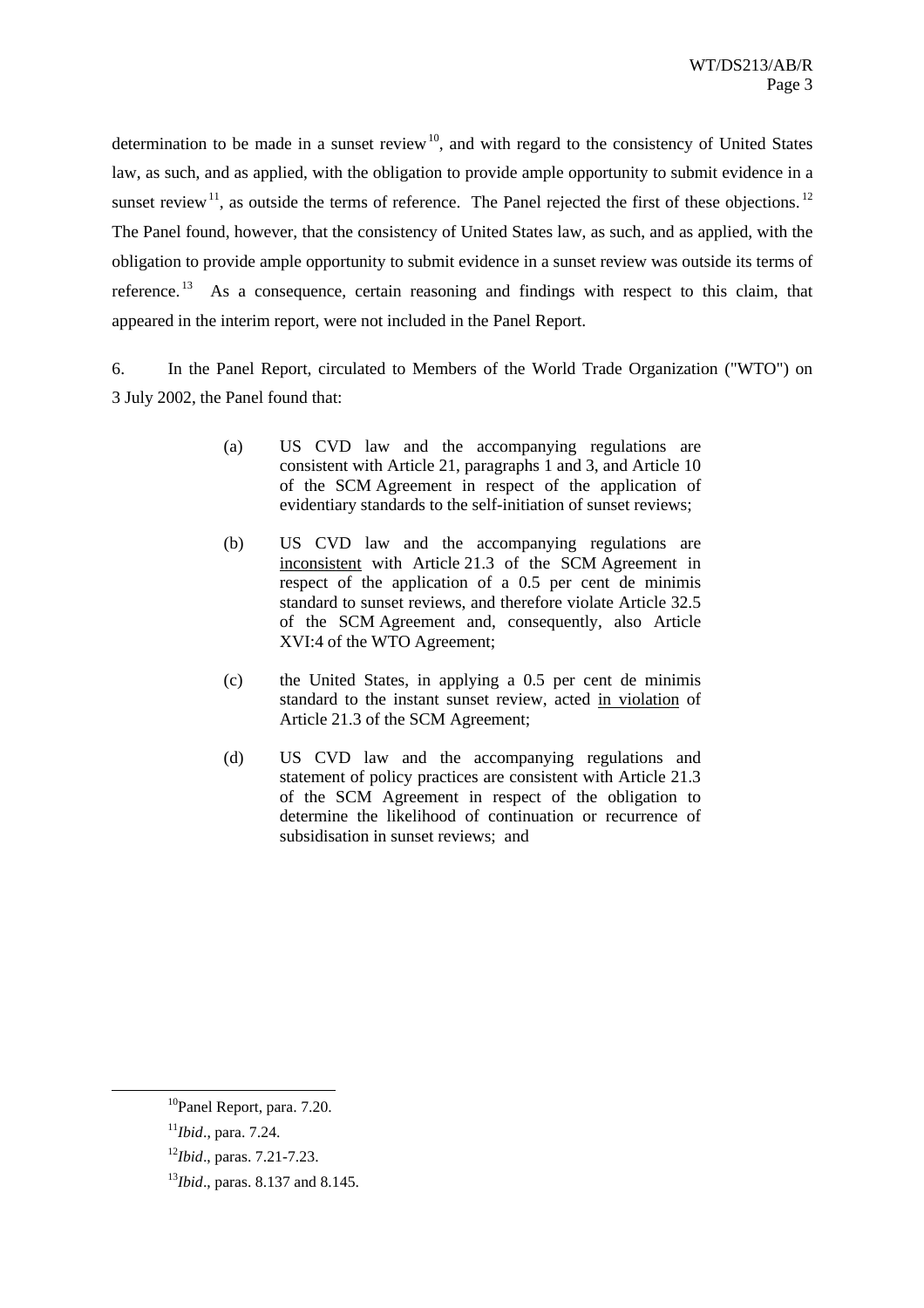determination to be made in a sunset review[10], and with regard to the consistency of United States law, as such, and as applied, with the obligation to provide ample opportunity to submit evidence in a sunset review[11], as outside the terms of reference. The Panel rejected the first of these objections.[12] The Panel found, however, that the consistency of United States law, as such, and as applied, with the obligation to provide ample opportunity to submit evidence in a sunset review was outside its terms of reference.[13] As a consequence, certain reasoning and findings with respect to this claim, that appeared in the interim report, were not included in the Panel Report.

6. In the Panel Report, circulated to Members of the World Trade Organization ("WTO") on 3 July 2002, the Panel found that:

> (a) US CVD law and the accompanying regulations are consistent with Article 21, paragraphs 1 and 3, and Article 10 of the SCM Agreement in respect of the application of evidentiary standards to the self-initiation of sunset reviews;
>
> (b) US CVD law and the accompanying regulations are inconsistent with Article 21.3 of the SCM Agreement in respect of the application of a 0.5 per cent de minimis standard to sunset reviews, and therefore violate Article 32.5 of the SCM Agreement and, consequently, also Article XVI:4 of the WTO Agreement;
>
> (c) the United States, in applying a 0.5 per cent de minimis standard to the instant sunset review, acted in violation of Article 21.3 of the SCM Agreement;
>
> (d) US CVD law and the accompanying regulations and statement of policy practices are consistent with Article 21.3 of the SCM Agreement in respect of the obligation to determine the likelihood of continuation or recurrence of subsidisation in sunset reviews; and

---

[10] Panel Report, para. 7.20.

[11] *Ibid*., para. 7.24.

[12] *Ibid*., paras. 7.21-7.23.

[13] *Ibid*., paras. 8.137 and 8.145.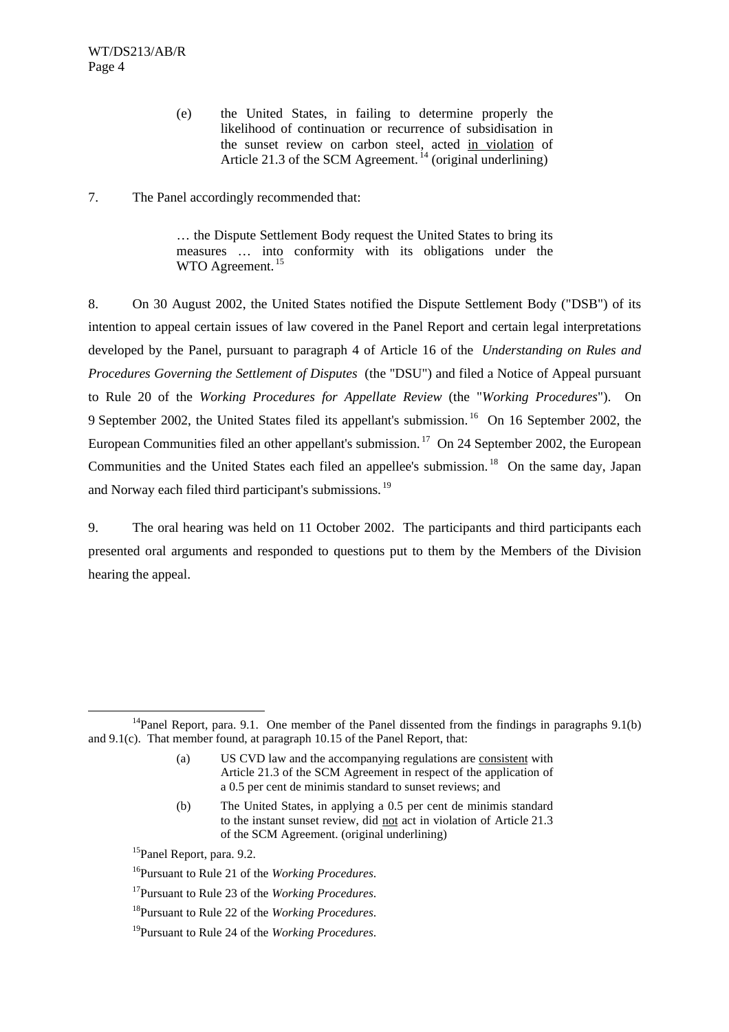> (e) the United States, in failing to determine properly the likelihood of continuation or recurrence of subsidisation in the sunset review on carbon steel, acted <u>in violation</u> of Article 21.3 of the SCM Agreement.[14] (original underlining)

7. The Panel accordingly recommended that:

> … the Dispute Settlement Body request the United States to bring its measures … into conformity with its obligations under the WTO Agreement.[15]

8. On 30 August 2002, the United States notified the Dispute Settlement Body ("DSB") of its intention to appeal certain issues of law covered in the Panel Report and certain legal interpretations developed by the Panel, pursuant to paragraph 4 of Article 16 of the *Understanding on Rules and Procedures Governing the Settlement of Disputes* (the "DSU") and filed a Notice of Appeal pursuant to Rule 20 of the *Working Procedures for Appellate Review* (the "*Working Procedures*"). On 9 September 2002, the United States filed its appellant's submission.[16] On 16 September 2002, the European Communities filed an other appellant's submission.[17] On 24 September 2002, the European Communities and the United States each filed an appellee's submission.[18] On the same day, Japan and Norway each filed third participant's submissions.[19]

9. The oral hearing was held on 11 October 2002. The participants and third participants each presented oral arguments and responded to questions put to them by the Members of the Division hearing the appeal.

---

[14] Panel Report, para. 9.1. One member of the Panel dissented from the findings in paragraphs 9.1(b) and 9.1(c). That member found, at paragraph 10.15 of the Panel Report, that:

> (a) US CVD law and the accompanying regulations are <u>consistent</u> with Article 21.3 of the SCM Agreement in respect of the application of a 0.5 per cent de minimis standard to sunset reviews; and
>
> (b) The United States, in applying a 0.5 per cent de minimis standard to the instant sunset review, did <u>not</u> act in violation of Article 21.3 of the SCM Agreement. (original underlining)

[15] Panel Report, para. 9.2.

[16] Pursuant to Rule 21 of the *Working Procedures*.

[17] Pursuant to Rule 23 of the *Working Procedures*.

[18] Pursuant to Rule 22 of the *Working Procedures*.

[19] Pursuant to Rule 24 of the *Working Procedures*.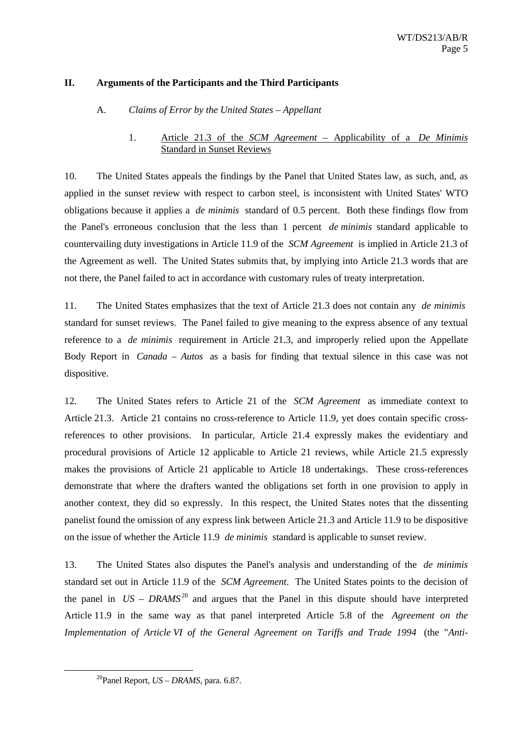## II. Arguments of the Participants and the Third Participants

### A. *Claims of Error by the United States – Appellant*

#### 1. Article 21.3 of the *SCM Agreement* – Applicability of a *De Minimis* Standard in Sunset Reviews

10. The United States appeals the findings by the Panel that United States law, as such, and, as applied in the sunset review with respect to carbon steel, is inconsistent with United States' WTO obligations because it applies a *de minimis* standard of 0.5 percent. Both these findings flow from the Panel's erroneous conclusion that the less than 1 percent *de minimis* standard applicable to countervailing duty investigations in Article 11.9 of the *SCM Agreement* is implied in Article 21.3 of the Agreement as well. The United States submits that, by implying into Article 21.3 words that are not there, the Panel failed to act in accordance with customary rules of treaty interpretation.

11. The United States emphasizes that the text of Article 21.3 does not contain any *de minimis* standard for sunset reviews. The Panel failed to give meaning to the express absence of any textual reference to a *de minimis* requirement in Article 21.3, and improperly relied upon the Appellate Body Report in *Canada – Autos* as a basis for finding that textual silence in this case was not dispositive.

12. The United States refers to Article 21 of the *SCM Agreement* as immediate context to Article 21.3. Article 21 contains no cross-reference to Article 11.9, yet does contain specific cross-references to other provisions. In particular, Article 21.4 expressly makes the evidentiary and procedural provisions of Article 12 applicable to Article 21 reviews, while Article 21.5 expressly makes the provisions of Article 21 applicable to Article 18 undertakings. These cross-references demonstrate that where the drafters wanted the obligations set forth in one provision to apply in another context, they did so expressly. In this respect, the United States notes that the dissenting panelist found the omission of any express link between Article 21.3 and Article 11.9 to be dispositive on the issue of whether the Article 11.9 *de minimis* standard is applicable to sunset review.

13. The United States also disputes the Panel's analysis and understanding of the *de minimis* standard set out in Article 11.9 of the *SCM Agreement*. The United States points to the decision of the panel in *US – DRAMS*[20] and argues that the Panel in this dispute should have interpreted Article 11.9 in the same way as that panel interpreted Article 5.8 of the *Agreement on the Implementation of Article VI of the General Agreement on Tariffs and Trade 1994* (the "*Anti-*

---

[20] Panel Report, *US – DRAMS*, para. 6.87.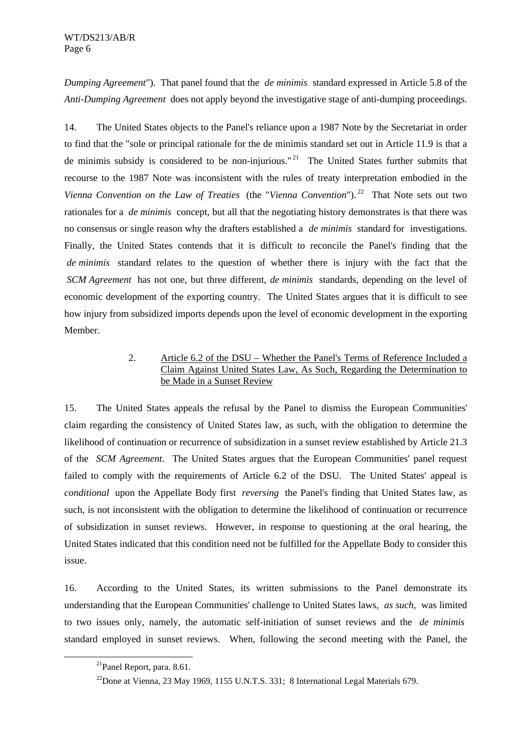*Dumping Agreement*"). That panel found that the *de minimis* standard expressed in Article 5.8 of the *Anti-Dumping Agreement* does not apply beyond the investigative stage of anti-dumping proceedings.

14. The United States objects to the Panel's reliance upon a 1987 Note by the Secretariat in order to find that the "sole or principal rationale for the de minimis standard set out in Article 11.9 is that a de minimis subsidy is considered to be non-injurious."[21] The United States further submits that recourse to the 1987 Note was inconsistent with the rules of treaty interpretation embodied in the *Vienna Convention on the Law of Treaties* (the "*Vienna Convention*").[22] That Note sets out two rationales for a *de minimis* concept, but all that the negotiating history demonstrates is that there was no consensus or single reason why the drafters established a *de minimis* standard for investigations. Finally, the United States contends that it is difficult to reconcile the Panel's finding that the *de minimis* standard relates to the question of whether there is injury with the fact that the *SCM Agreement* has not one, but three different, *de minimis* standards, depending on the level of economic development of the exporting country. The United States argues that it is difficult to see how injury from subsidized imports depends upon the level of economic development in the exporting Member.

### 2. Article 6.2 of the DSU – Whether the Panel's Terms of Reference Included a Claim Against United States Law, As Such, Regarding the Determination to be Made in a Sunset Review

15. The United States appeals the refusal by the Panel to dismiss the European Communities' claim regarding the consistency of United States law, as such, with the obligation to determine the likelihood of continuation or recurrence of subsidization in a sunset review established by Article 21.3 of the *SCM Agreement*. The United States argues that the European Communities' panel request failed to comply with the requirements of Article 6.2 of the DSU. The United States' appeal is *conditional* upon the Appellate Body first *reversing* the Panel's finding that United States law, as such, is not inconsistent with the obligation to determine the likelihood of continuation or recurrence of subsidization in sunset reviews. However, in response to questioning at the oral hearing, the United States indicated that this condition need not be fulfilled for the Appellate Body to consider this issue.

16. According to the United States, its written submissions to the Panel demonstrate its understanding that the European Communities' challenge to United States laws, *as such*, was limited to two issues only, namely, the automatic self-initiation of sunset reviews and the *de minimis* standard employed in sunset reviews. When, following the second meeting with the Panel, the

---

[21] Panel Report, para. 8.61.

[22] Done at Vienna, 23 May 1969, 1155 U.N.T.S. 331; 8 International Legal Materials 679.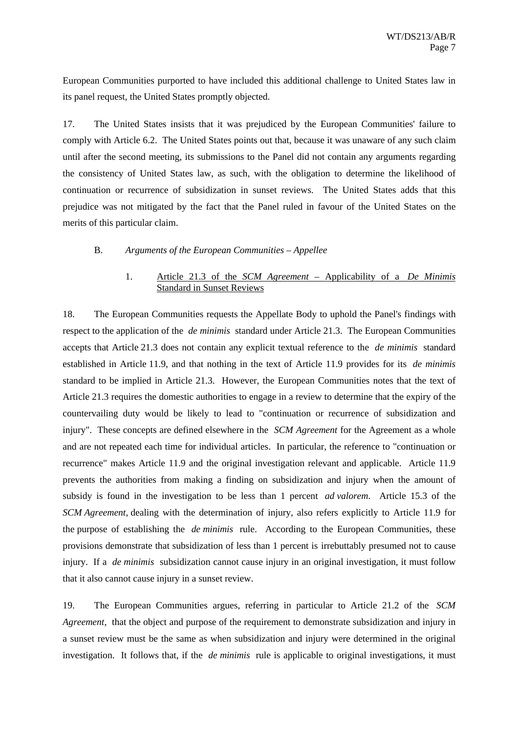European Communities purported to have included this additional challenge to United States law in its panel request, the United States promptly objected.

17. The United States insists that it was prejudiced by the European Communities' failure to comply with Article 6.2. The United States points out that, because it was unaware of any such claim until after the second meeting, its submissions to the Panel did not contain any arguments regarding the consistency of United States law, as such, with the obligation to determine the likelihood of continuation or recurrence of subsidization in sunset reviews. The United States adds that this prejudice was not mitigated by the fact that the Panel ruled in favour of the United States on the merits of this particular claim.

### B. *Arguments of the European Communities – Appellee*

#### 1. Article 21.3 of the *SCM Agreement* – Applicability of a *De Minimis* Standard in Sunset Reviews

18. The European Communities requests the Appellate Body to uphold the Panel's findings with respect to the application of the *de minimis* standard under Article 21.3. The European Communities accepts that Article 21.3 does not contain any explicit textual reference to the *de minimis* standard established in Article 11.9, and that nothing in the text of Article 11.9 provides for its *de minimis* standard to be implied in Article 21.3. However, the European Communities notes that the text of Article 21.3 requires the domestic authorities to engage in a review to determine that the expiry of the countervailing duty would be likely to lead to "continuation or recurrence of subsidization and injury". These concepts are defined elsewhere in the *SCM Agreement* for the Agreement as a whole and are not repeated each time for individual articles. In particular, the reference to "continuation or recurrence" makes Article 11.9 and the original investigation relevant and applicable. Article 11.9 prevents the authorities from making a finding on subsidization and injury when the amount of subsidy is found in the investigation to be less than 1 percent *ad valorem*. Article 15.3 of the *SCM Agreement*, dealing with the determination of injury, also refers explicitly to Article 11.9 for the purpose of establishing the *de minimis* rule. According to the European Communities, these provisions demonstrate that subsidization of less than 1 percent is irrebuttably presumed not to cause injury. If a *de minimis* subsidization cannot cause injury in an original investigation, it must follow that it also cannot cause injury in a sunset review.

19. The European Communities argues, referring in particular to Article 21.2 of the *SCM Agreement*, that the object and purpose of the requirement to demonstrate subsidization and injury in a sunset review must be the same as when subsidization and injury were determined in the original investigation. It follows that, if the *de minimis* rule is applicable to original investigations, it must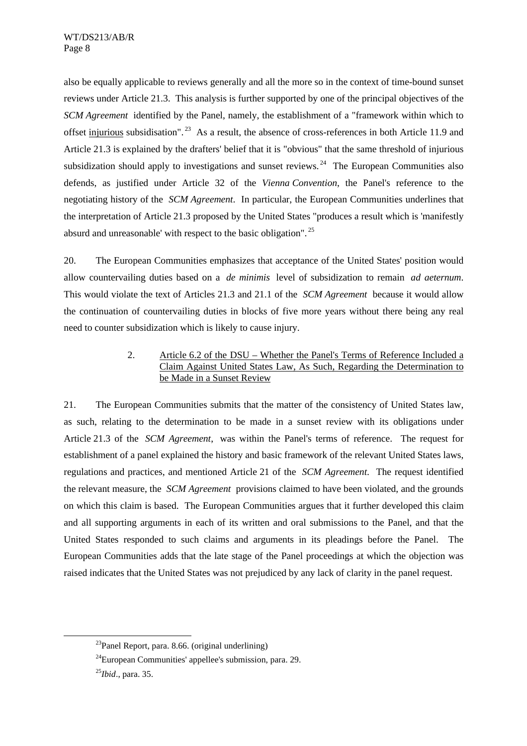also be equally applicable to reviews generally and all the more so in the context of time-bound sunset reviews under Article 21.3. This analysis is further supported by one of the principal objectives of the *SCM Agreement* identified by the Panel, namely, the establishment of a "framework within which to offset <u>injurious</u> subsidisation".[23] As a result, the absence of cross-references in both Article 11.9 and Article 21.3 is explained by the drafters' belief that it is "obvious" that the same threshold of injurious subsidization should apply to investigations and sunset reviews.[24] The European Communities also defends, as justified under Article 32 of the *Vienna Convention*, the Panel's reference to the negotiating history of the *SCM Agreement*. In particular, the European Communities underlines that the interpretation of Article 21.3 proposed by the United States "produces a result which is 'manifestly absurd and unreasonable' with respect to the basic obligation".[25]

20. The European Communities emphasizes that acceptance of the United States' position would allow countervailing duties based on a *de minimis* level of subsidization to remain *ad aeternum*. This would violate the text of Articles 21.3 and 21.1 of the *SCM Agreement* because it would allow the continuation of countervailing duties in blocks of five more years without there being any real need to counter subsidization which is likely to cause injury.

### 2. <u>Article 6.2 of the DSU – Whether the Panel's Terms of Reference Included a Claim Against United States Law, As Such, Regarding the Determination to be Made in a Sunset Review</u>

21. The European Communities submits that the matter of the consistency of United States law, as such, relating to the determination to be made in a sunset review with its obligations under Article 21.3 of the *SCM Agreement*, was within the Panel's terms of reference. The request for establishment of a panel explained the history and basic framework of the relevant United States laws, regulations and practices, and mentioned Article 21 of the *SCM Agreement*. The request identified the relevant measure, the *SCM Agreement* provisions claimed to have been violated, and the grounds on which this claim is based. The European Communities argues that it further developed this claim and all supporting arguments in each of its written and oral submissions to the Panel, and that the United States responded to such claims and arguments in its pleadings before the Panel. The European Communities adds that the late stage of the Panel proceedings at which the objection was raised indicates that the United States was not prejudiced by any lack of clarity in the panel request.

---

[23] Panel Report, para. 8.66. (original underlining)

[24] European Communities' appellee's submission, para. 29.

[25] *Ibid*., para. 35.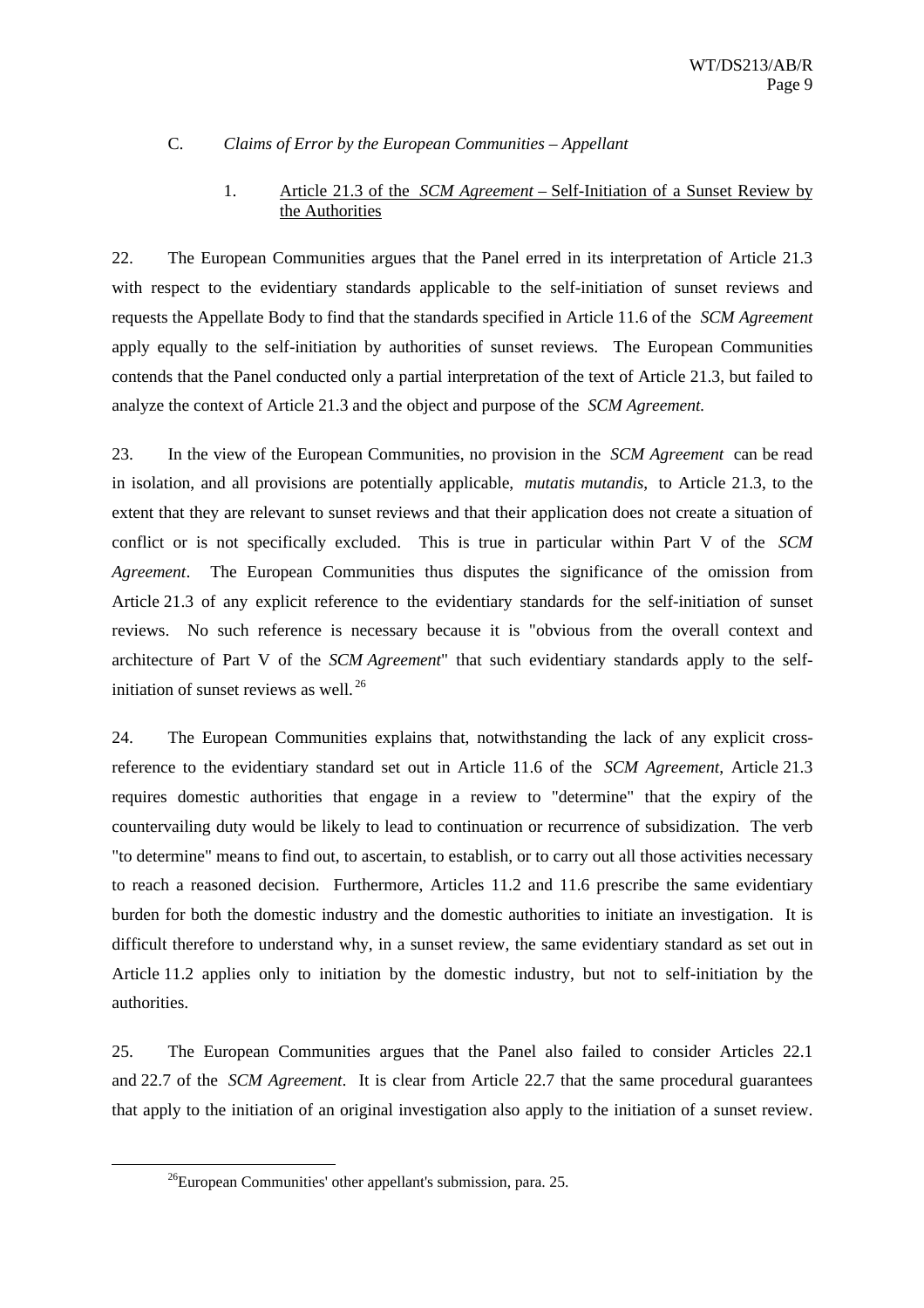### C. *Claims of Error by the European Communities – Appellant*

#### 1. Article 21.3 of the *SCM Agreement* – Self-Initiation of a Sunset Review by the Authorities

22. The European Communities argues that the Panel erred in its interpretation of Article 21.3 with respect to the evidentiary standards applicable to the self-initiation of sunset reviews and requests the Appellate Body to find that the standards specified in Article 11.6 of the *SCM Agreement* apply equally to the self-initiation by authorities of sunset reviews. The European Communities contends that the Panel conducted only a partial interpretation of the text of Article 21.3, but failed to analyze the context of Article 21.3 and the object and purpose of the *SCM Agreement.*

23. In the view of the European Communities, no provision in the *SCM Agreement* can be read in isolation, and all provisions are potentially applicable, *mutatis mutandis*, to Article 21.3, to the extent that they are relevant to sunset reviews and that their application does not create a situation of conflict or is not specifically excluded. This is true in particular within Part V of the *SCM Agreement*. The European Communities thus disputes the significance of the omission from Article 21.3 of any explicit reference to the evidentiary standards for the self-initiation of sunset reviews. No such reference is necessary because it is "obvious from the overall context and architecture of Part V of the *SCM Agreement*" that such evidentiary standards apply to the self-initiation of sunset reviews as well.[26]

24. The European Communities explains that, notwithstanding the lack of any explicit cross-reference to the evidentiary standard set out in Article 11.6 of the *SCM Agreement*, Article 21.3 requires domestic authorities that engage in a review to "determine" that the expiry of the countervailing duty would be likely to lead to continuation or recurrence of subsidization. The verb "to determine" means to find out, to ascertain, to establish, or to carry out all those activities necessary to reach a reasoned decision. Furthermore, Articles 11.2 and 11.6 prescribe the same evidentiary burden for both the domestic industry and the domestic authorities to initiate an investigation. It is difficult therefore to understand why, in a sunset review, the same evidentiary standard as set out in Article 11.2 applies only to initiation by the domestic industry, but not to self-initiation by the authorities.

25. The European Communities argues that the Panel also failed to consider Articles 22.1 and 22.7 of the *SCM Agreement*. It is clear from Article 22.7 that the same procedural guarantees that apply to the initiation of an original investigation also apply to the initiation of a sunset review.

---

[26] European Communities' other appellant's submission, para. 25.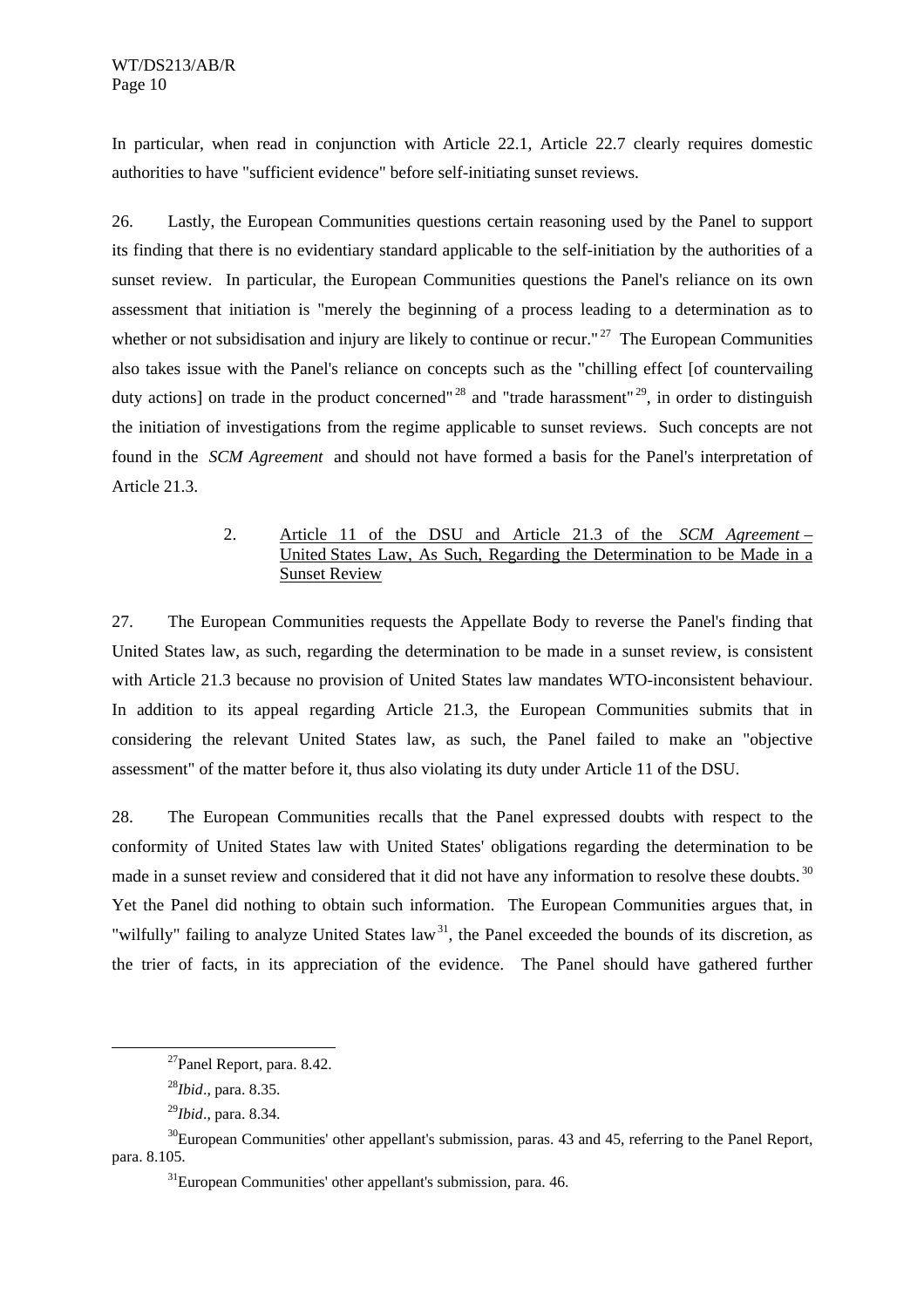In particular, when read in conjunction with Article 22.1, Article 22.7 clearly requires domestic authorities to have "sufficient evidence" before self-initiating sunset reviews.

26. Lastly, the European Communities questions certain reasoning used by the Panel to support its finding that there is no evidentiary standard applicable to the self-initiation by the authorities of a sunset review. In particular, the European Communities questions the Panel's reliance on its own assessment that initiation is "merely the beginning of a process leading to a determination as to whether or not subsidisation and injury are likely to continue or recur."[27] The European Communities also takes issue with the Panel's reliance on concepts such as the "chilling effect [of countervailing duty actions] on trade in the product concerned"[28] and "trade harassment"[29], in order to distinguish the initiation of investigations from the regime applicable to sunset reviews. Such concepts are not found in the *SCM Agreement* and should not have formed a basis for the Panel's interpretation of Article 21.3.

2. Article 11 of the DSU and Article 21.3 of the *SCM Agreement* – United States Law, As Such, Regarding the Determination to be Made in a Sunset Review

27. The European Communities requests the Appellate Body to reverse the Panel's finding that United States law, as such, regarding the determination to be made in a sunset review, is consistent with Article 21.3 because no provision of United States law mandates WTO-inconsistent behaviour. In addition to its appeal regarding Article 21.3, the European Communities submits that in considering the relevant United States law, as such, the Panel failed to make an "objective assessment" of the matter before it, thus also violating its duty under Article 11 of the DSU.

28. The European Communities recalls that the Panel expressed doubts with respect to the conformity of United States law with United States' obligations regarding the determination to be made in a sunset review and considered that it did not have any information to resolve these doubts.[30] Yet the Panel did nothing to obtain such information. The European Communities argues that, in "wilfully" failing to analyze United States law[31], the Panel exceeded the bounds of its discretion, as the trier of facts, in its appreciation of the evidence. The Panel should have gathered further

---

[27] Panel Report, para. 8.42.

[28] *Ibid*., para. 8.35.

[29] *Ibid*., para. 8.34.

[30] European Communities' other appellant's submission, paras. 43 and 45, referring to the Panel Report, para. 8.105.

[31] European Communities' other appellant's submission, para. 46.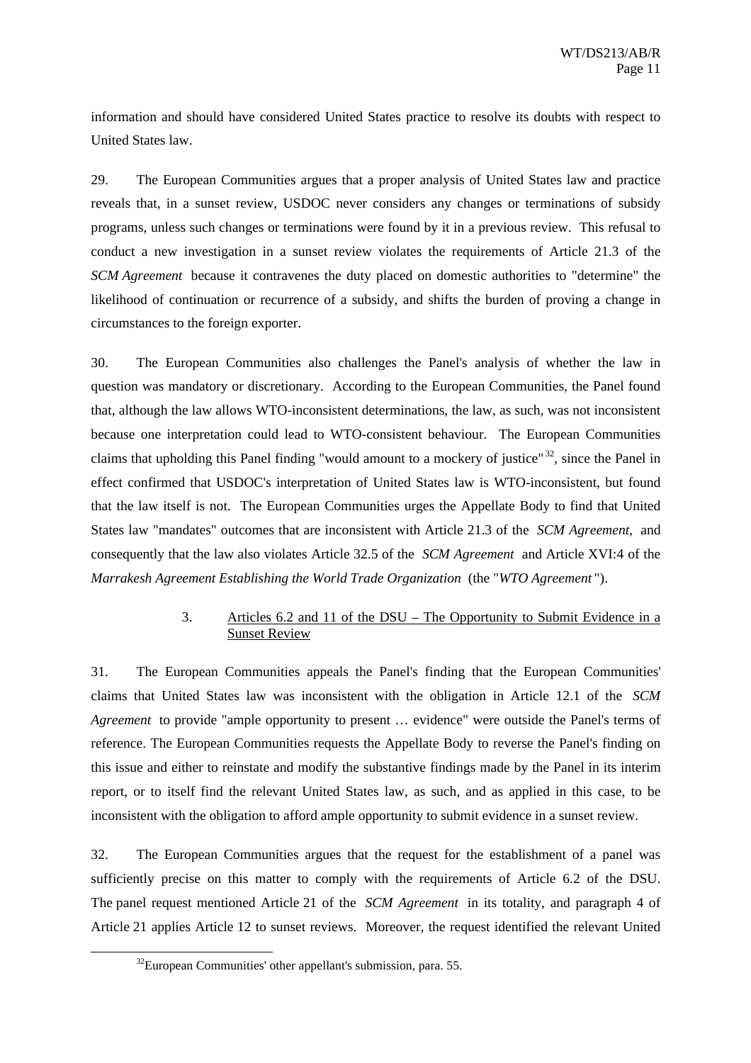information and should have considered United States practice to resolve its doubts with respect to United States law.

29. The European Communities argues that a proper analysis of United States law and practice reveals that, in a sunset review, USDOC never considers any changes or terminations of subsidy programs, unless such changes or terminations were found by it in a previous review. This refusal to conduct a new investigation in a sunset review violates the requirements of Article 21.3 of the *SCM Agreement* because it contravenes the duty placed on domestic authorities to "determine" the likelihood of continuation or recurrence of a subsidy, and shifts the burden of proving a change in circumstances to the foreign exporter.

30. The European Communities also challenges the Panel's analysis of whether the law in question was mandatory or discretionary. According to the European Communities, the Panel found that, although the law allows WTO-inconsistent determinations, the law, as such, was not inconsistent because one interpretation could lead to WTO-consistent behaviour. The European Communities claims that upholding this Panel finding "would amount to a mockery of justice"[32], since the Panel in effect confirmed that USDOC's interpretation of United States law is WTO-inconsistent, but found that the law itself is not. The European Communities urges the Appellate Body to find that United States law "mandates" outcomes that are inconsistent with Article 21.3 of the *SCM Agreement*, and consequently that the law also violates Article 32.5 of the *SCM Agreement* and Article XVI:4 of the *Marrakesh Agreement Establishing the World Trade Organization* (the "*WTO Agreement*").

### 3. Articles 6.2 and 11 of the DSU – The Opportunity to Submit Evidence in a Sunset Review

31. The European Communities appeals the Panel's finding that the European Communities' claims that United States law was inconsistent with the obligation in Article 12.1 of the *SCM Agreement* to provide "ample opportunity to present … evidence" were outside the Panel's terms of reference. The European Communities requests the Appellate Body to reverse the Panel's finding on this issue and either to reinstate and modify the substantive findings made by the Panel in its interim report, or to itself find the relevant United States law, as such, and as applied in this case, to be inconsistent with the obligation to afford ample opportunity to submit evidence in a sunset review.

32. The European Communities argues that the request for the establishment of a panel was sufficiently precise on this matter to comply with the requirements of Article 6.2 of the DSU. The panel request mentioned Article 21 of the *SCM Agreement* in its totality, and paragraph 4 of Article 21 applies Article 12 to sunset reviews. Moreover, the request identified the relevant United

[32] European Communities' other appellant's submission, para. 55.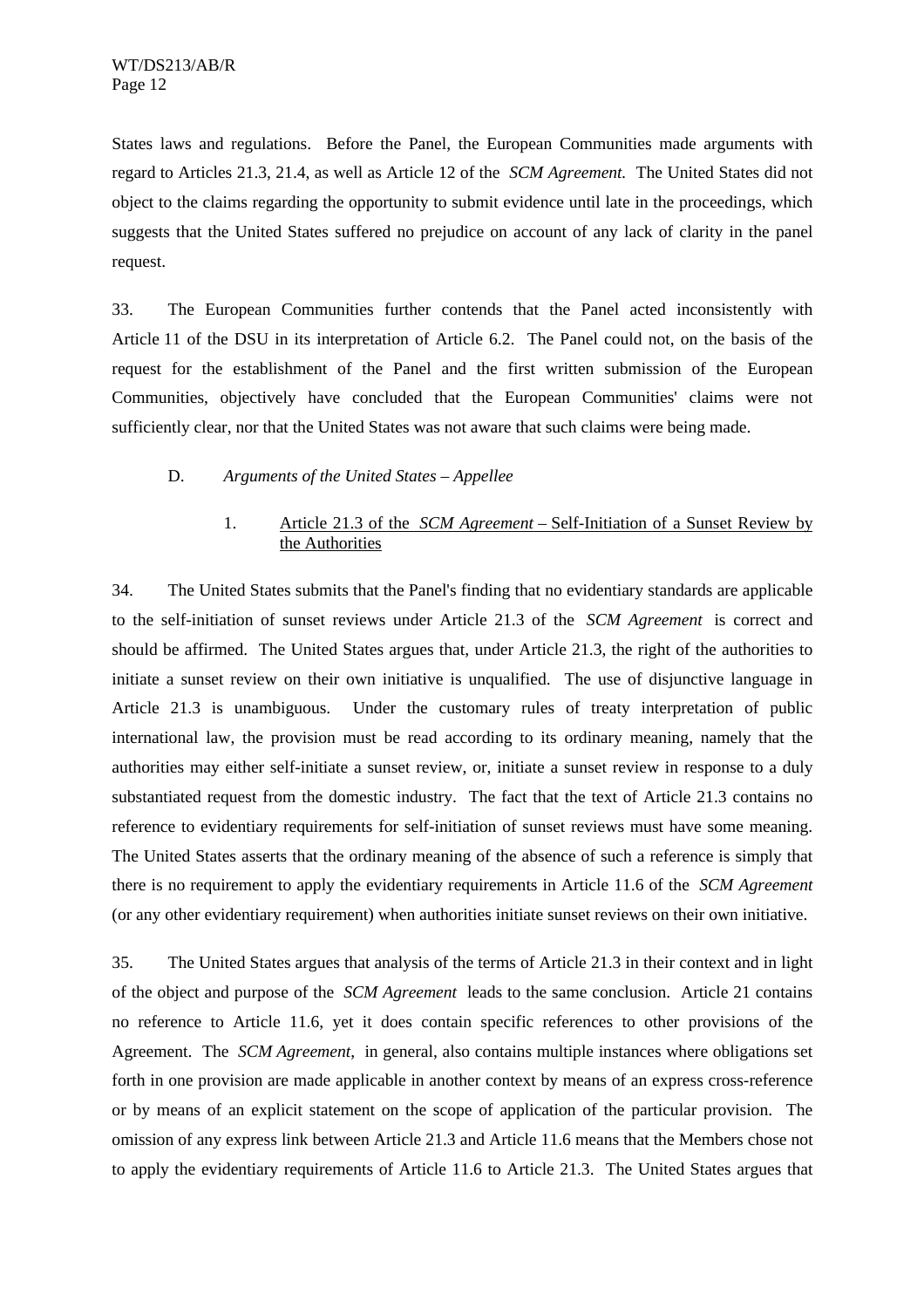States laws and regulations. Before the Panel, the European Communities made arguments with regard to Articles 21.3, 21.4, as well as Article 12 of the *SCM Agreement.* The United States did not object to the claims regarding the opportunity to submit evidence until late in the proceedings, which suggests that the United States suffered no prejudice on account of any lack of clarity in the panel request.

33. The European Communities further contends that the Panel acted inconsistently with Article 11 of the DSU in its interpretation of Article 6.2. The Panel could not, on the basis of the request for the establishment of the Panel and the first written submission of the European Communities, objectively have concluded that the European Communities' claims were not sufficiently clear, nor that the United States was not aware that such claims were being made.

### D. *Arguments of the United States – Appellee*

#### 1. Article 21.3 of the *SCM Agreement* – Self-Initiation of a Sunset Review by the Authorities

34. The United States submits that the Panel's finding that no evidentiary standards are applicable to the self-initiation of sunset reviews under Article 21.3 of the *SCM Agreement* is correct and should be affirmed. The United States argues that, under Article 21.3, the right of the authorities to initiate a sunset review on their own initiative is unqualified. The use of disjunctive language in Article 21.3 is unambiguous. Under the customary rules of treaty interpretation of public international law, the provision must be read according to its ordinary meaning, namely that the authorities may either self-initiate a sunset review, or, initiate a sunset review in response to a duly substantiated request from the domestic industry. The fact that the text of Article 21.3 contains no reference to evidentiary requirements for self-initiation of sunset reviews must have some meaning. The United States asserts that the ordinary meaning of the absence of such a reference is simply that there is no requirement to apply the evidentiary requirements in Article 11.6 of the *SCM Agreement* (or any other evidentiary requirement) when authorities initiate sunset reviews on their own initiative.

35. The United States argues that analysis of the terms of Article 21.3 in their context and in light of the object and purpose of the *SCM Agreement* leads to the same conclusion. Article 21 contains no reference to Article 11.6, yet it does contain specific references to other provisions of the Agreement. The *SCM Agreement*, in general, also contains multiple instances where obligations set forth in one provision are made applicable in another context by means of an express cross-reference or by means of an explicit statement on the scope of application of the particular provision. The omission of any express link between Article 21.3 and Article 11.6 means that the Members chose not to apply the evidentiary requirements of Article 11.6 to Article 21.3. The United States argues that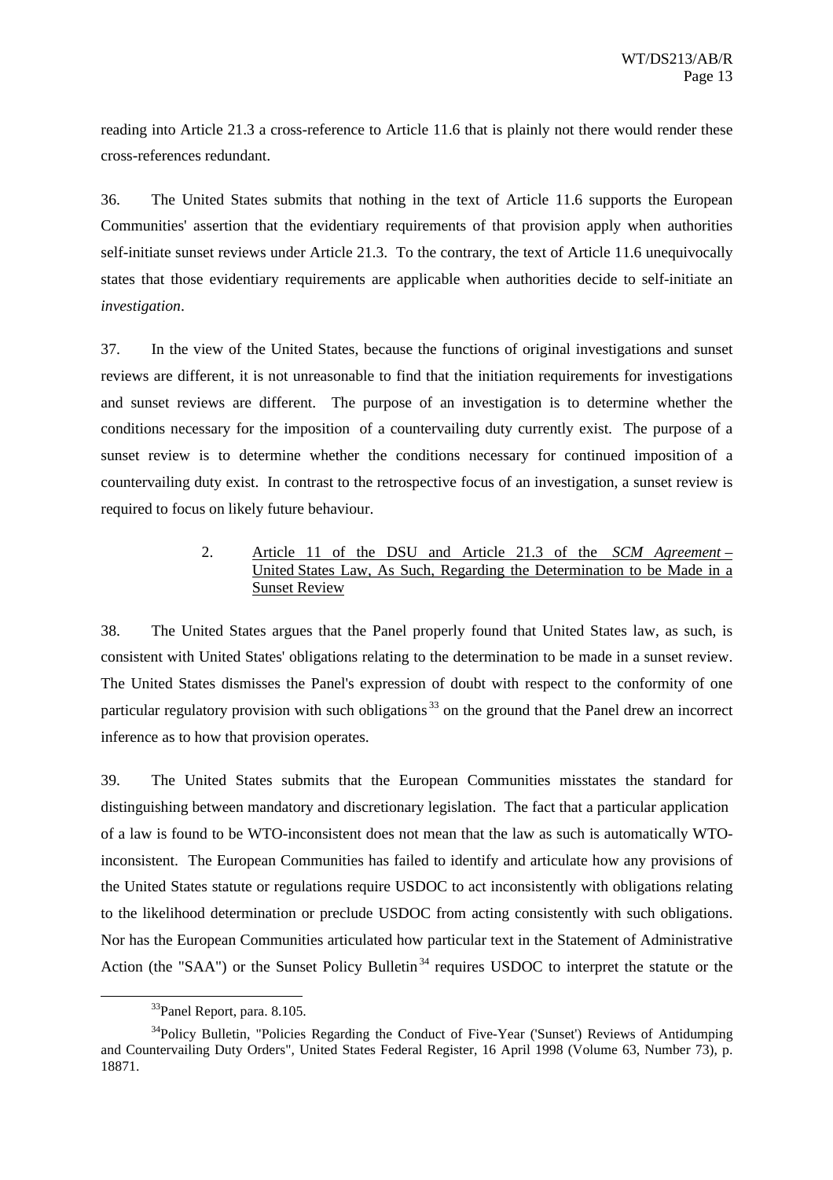reading into Article 21.3 a cross-reference to Article 11.6 that is plainly not there would render these cross-references redundant.

36. The United States submits that nothing in the text of Article 11.6 supports the European Communities' assertion that the evidentiary requirements of that provision apply when authorities self-initiate sunset reviews under Article 21.3. To the contrary, the text of Article 11.6 unequivocally states that those evidentiary requirements are applicable when authorities decide to self-initiate an *investigation*.

37. In the view of the United States, because the functions of original investigations and sunset reviews are different, it is not unreasonable to find that the initiation requirements for investigations and sunset reviews are different. The purpose of an investigation is to determine whether the conditions necessary for the imposition of a countervailing duty currently exist. The purpose of a sunset review is to determine whether the conditions necessary for continued imposition of a countervailing duty exist. In contrast to the retrospective focus of an investigation, a sunset review is required to focus on likely future behaviour.

### 2. Article 11 of the DSU and Article 21.3 of the *SCM Agreement* – United States Law, As Such, Regarding the Determination to be Made in a Sunset Review

38. The United States argues that the Panel properly found that United States law, as such, is consistent with United States' obligations relating to the determination to be made in a sunset review. The United States dismisses the Panel's expression of doubt with respect to the conformity of one particular regulatory provision with such obligations[33] on the ground that the Panel drew an incorrect inference as to how that provision operates.

39. The United States submits that the European Communities misstates the standard for distinguishing between mandatory and discretionary legislation. The fact that a particular application of a law is found to be WTO-inconsistent does not mean that the law as such is automatically WTO-inconsistent. The European Communities has failed to identify and articulate how any provisions of the United States statute or regulations require USDOC to act inconsistently with obligations relating to the likelihood determination or preclude USDOC from acting consistently with such obligations. Nor has the European Communities articulated how particular text in the Statement of Administrative Action (the "SAA") or the Sunset Policy Bulletin[34] requires USDOC to interpret the statute or the

---

[33]Panel Report, para. 8.105.

[34]Policy Bulletin, "Policies Regarding the Conduct of Five-Year ('Sunset') Reviews of Antidumping and Countervailing Duty Orders", United States Federal Register, 16 April 1998 (Volume 63, Number 73), p. 18871.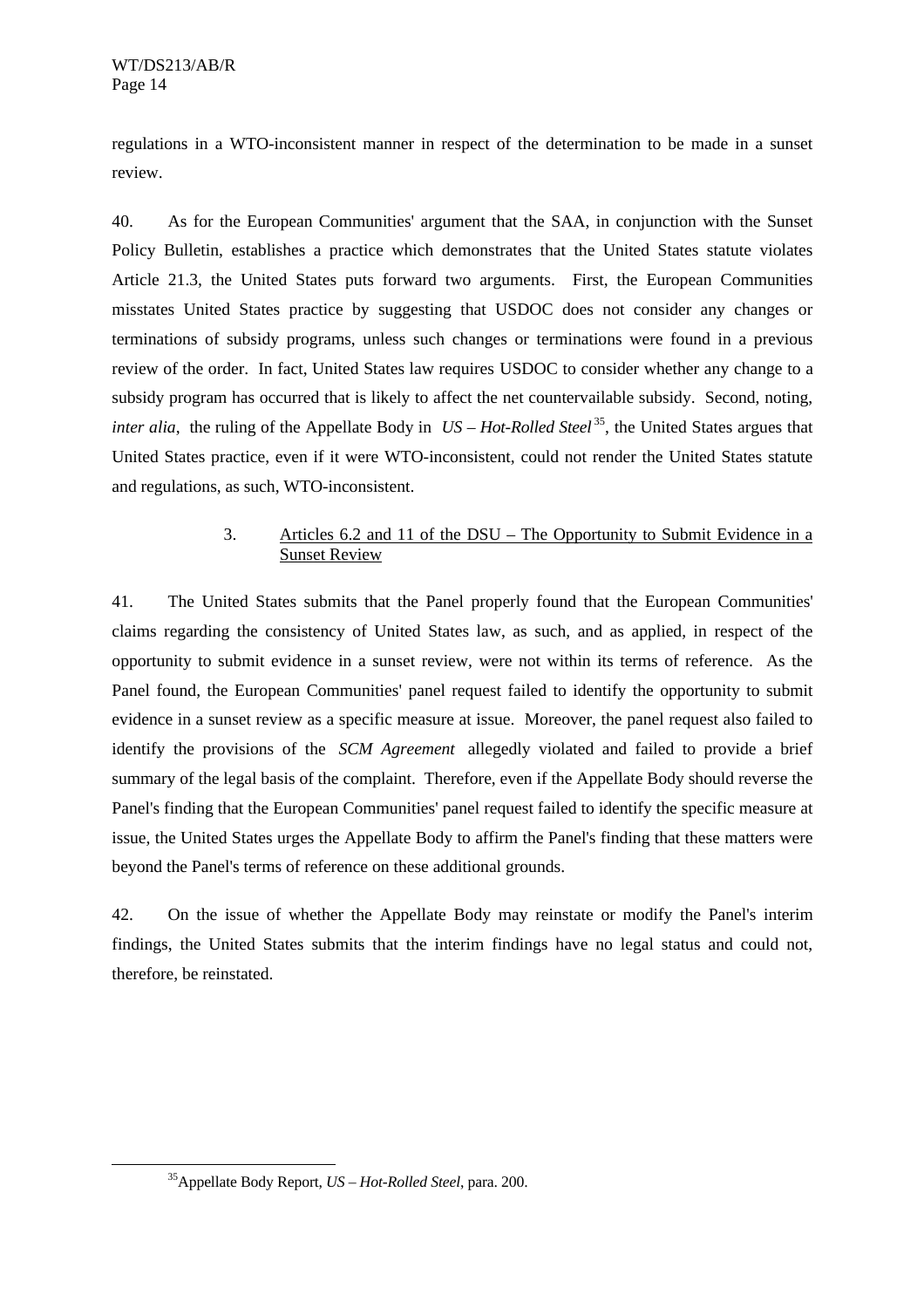regulations in a WTO-inconsistent manner in respect of the determination to be made in a sunset review.

40. As for the European Communities' argument that the SAA, in conjunction with the Sunset Policy Bulletin, establishes a practice which demonstrates that the United States statute violates Article 21.3, the United States puts forward two arguments. First, the European Communities misstates United States practice by suggesting that USDOC does not consider any changes or terminations of subsidy programs, unless such changes or terminations were found in a previous review of the order. In fact, United States law requires USDOC to consider whether any change to a subsidy program has occurred that is likely to affect the net countervailable subsidy. Second, noting, *inter alia*, the ruling of the Appellate Body in *US – Hot-Rolled Steel* [35], the United States argues that United States practice, even if it were WTO-inconsistent, could not render the United States statute and regulations, as such, WTO-inconsistent.

### 3. Articles 6.2 and 11 of the DSU – The Opportunity to Submit Evidence in a Sunset Review

41. The United States submits that the Panel properly found that the European Communities' claims regarding the consistency of United States law, as such, and as applied, in respect of the opportunity to submit evidence in a sunset review, were not within its terms of reference. As the Panel found, the European Communities' panel request failed to identify the opportunity to submit evidence in a sunset review as a specific measure at issue. Moreover, the panel request also failed to identify the provisions of the *SCM Agreement* allegedly violated and failed to provide a brief summary of the legal basis of the complaint. Therefore, even if the Appellate Body should reverse the Panel's finding that the European Communities' panel request failed to identify the specific measure at issue, the United States urges the Appellate Body to affirm the Panel's finding that these matters were beyond the Panel's terms of reference on these additional grounds.

42. On the issue of whether the Appellate Body may reinstate or modify the Panel's interim findings, the United States submits that the interim findings have no legal status and could not, therefore, be reinstated.

---

[35] Appellate Body Report, *US – Hot-Rolled Steel*, para. 200.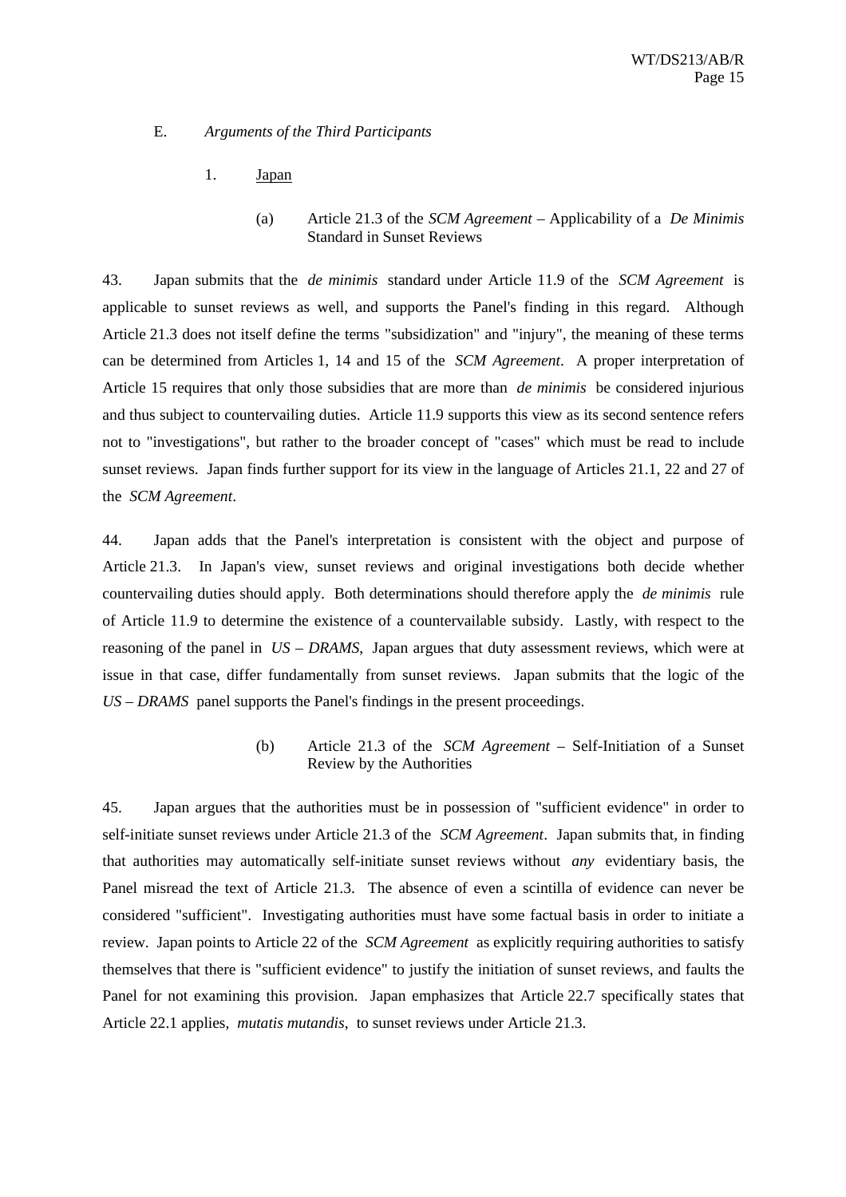## E. *Arguments of the Third Participants*

### 1. Japan

#### (a) Article 21.3 of the *SCM Agreement* – Applicability of a *De Minimis* Standard in Sunset Reviews

43. Japan submits that the *de minimis* standard under Article 11.9 of the *SCM Agreement* is applicable to sunset reviews as well, and supports the Panel's finding in this regard. Although Article 21.3 does not itself define the terms "subsidization" and "injury", the meaning of these terms can be determined from Articles 1, 14 and 15 of the *SCM Agreement*. A proper interpretation of Article 15 requires that only those subsidies that are more than *de minimis* be considered injurious and thus subject to countervailing duties. Article 11.9 supports this view as its second sentence refers not to "investigations", but rather to the broader concept of "cases" which must be read to include sunset reviews. Japan finds further support for its view in the language of Articles 21.1, 22 and 27 of the *SCM Agreement*.

44. Japan adds that the Panel's interpretation is consistent with the object and purpose of Article 21.3. In Japan's view, sunset reviews and original investigations both decide whether countervailing duties should apply. Both determinations should therefore apply the *de minimis* rule of Article 11.9 to determine the existence of a countervailable subsidy. Lastly, with respect to the reasoning of the panel in *US – DRAMS*, Japan argues that duty assessment reviews, which were at issue in that case, differ fundamentally from sunset reviews. Japan submits that the logic of the *US – DRAMS* panel supports the Panel's findings in the present proceedings.

#### (b) Article 21.3 of the *SCM Agreement* – Self-Initiation of a Sunset Review by the Authorities

45. Japan argues that the authorities must be in possession of "sufficient evidence" in order to self-initiate sunset reviews under Article 21.3 of the *SCM Agreement*. Japan submits that, in finding that authorities may automatically self-initiate sunset reviews without *any* evidentiary basis, the Panel misread the text of Article 21.3. The absence of even a scintilla of evidence can never be considered "sufficient". Investigating authorities must have some factual basis in order to initiate a review. Japan points to Article 22 of the *SCM Agreement* as explicitly requiring authorities to satisfy themselves that there is "sufficient evidence" to justify the initiation of sunset reviews, and faults the Panel for not examining this provision. Japan emphasizes that Article 22.7 specifically states that Article 22.1 applies, *mutatis mutandis*, to sunset reviews under Article 21.3.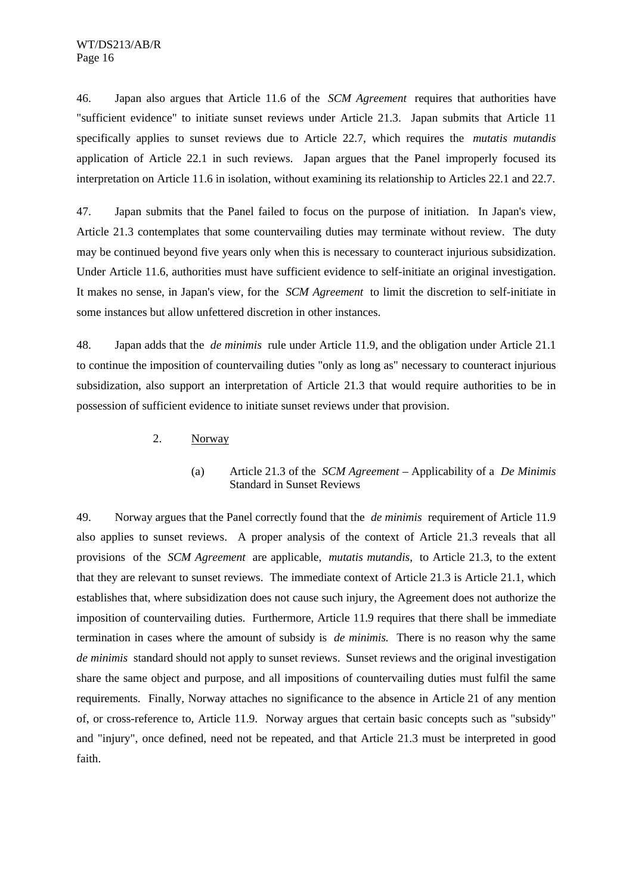46. Japan also argues that Article 11.6 of the *SCM Agreement* requires that authorities have "sufficient evidence" to initiate sunset reviews under Article 21.3. Japan submits that Article 11 specifically applies to sunset reviews due to Article 22.7, which requires the *mutatis mutandis* application of Article 22.1 in such reviews. Japan argues that the Panel improperly focused its interpretation on Article 11.6 in isolation, without examining its relationship to Articles 22.1 and 22.7.

47. Japan submits that the Panel failed to focus on the purpose of initiation. In Japan's view, Article 21.3 contemplates that some countervailing duties may terminate without review. The duty may be continued beyond five years only when this is necessary to counteract injurious subsidization. Under Article 11.6, authorities must have sufficient evidence to self-initiate an original investigation. It makes no sense, in Japan's view, for the *SCM Agreement* to limit the discretion to self-initiate in some instances but allow unfettered discretion in other instances.

48. Japan adds that the *de minimis* rule under Article 11.9, and the obligation under Article 21.1 to continue the imposition of countervailing duties "only as long as" necessary to counteract injurious subsidization, also support an interpretation of Article 21.3 that would require authorities to be in possession of sufficient evidence to initiate sunset reviews under that provision.

### 2. Norway

#### (a) Article 21.3 of the *SCM Agreement* – Applicability of a *De Minimis* Standard in Sunset Reviews

49. Norway argues that the Panel correctly found that the *de minimis* requirement of Article 11.9 also applies to sunset reviews. A proper analysis of the context of Article 21.3 reveals that all provisions of the *SCM Agreement* are applicable, *mutatis mutandis*, to Article 21.3, to the extent that they are relevant to sunset reviews. The immediate context of Article 21.3 is Article 21.1, which establishes that, where subsidization does not cause such injury, the Agreement does not authorize the imposition of countervailing duties. Furthermore, Article 11.9 requires that there shall be immediate termination in cases where the amount of subsidy is *de minimis.* There is no reason why the same *de minimis* standard should not apply to sunset reviews. Sunset reviews and the original investigation share the same object and purpose, and all impositions of countervailing duties must fulfil the same requirements. Finally, Norway attaches no significance to the absence in Article 21 of any mention of, or cross-reference to, Article 11.9. Norway argues that certain basic concepts such as "subsidy" and "injury", once defined, need not be repeated, and that Article 21.3 must be interpreted in good faith.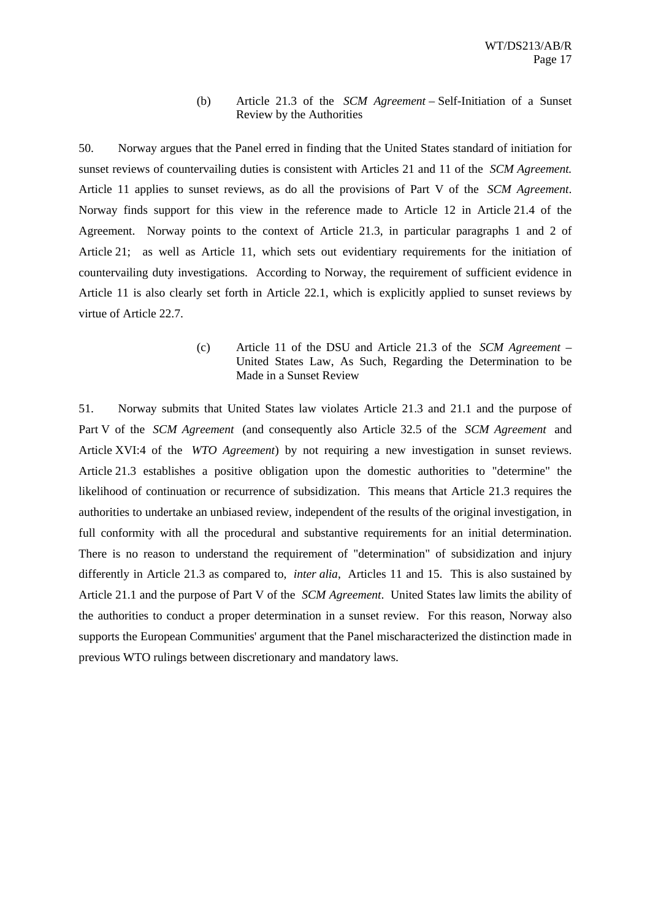(b) Article 21.3 of the *SCM Agreement* – Self-Initiation of a Sunset Review by the Authorities

50. Norway argues that the Panel erred in finding that the United States standard of initiation for sunset reviews of countervailing duties is consistent with Articles 21 and 11 of the *SCM Agreement.* Article 11 applies to sunset reviews, as do all the provisions of Part V of the *SCM Agreement*. Norway finds support for this view in the reference made to Article 12 in Article 21.4 of the Agreement. Norway points to the context of Article 21.3, in particular paragraphs 1 and 2 of Article 21; as well as Article 11, which sets out evidentiary requirements for the initiation of countervailing duty investigations. According to Norway, the requirement of sufficient evidence in Article 11 is also clearly set forth in Article 22.1, which is explicitly applied to sunset reviews by virtue of Article 22.7.

(c) Article 11 of the DSU and Article 21.3 of the *SCM Agreement* – United States Law, As Such, Regarding the Determination to be Made in a Sunset Review

51. Norway submits that United States law violates Article 21.3 and 21.1 and the purpose of Part V of the *SCM Agreement* (and consequently also Article 32.5 of the *SCM Agreement* and Article XVI:4 of the *WTO Agreement*) by not requiring a new investigation in sunset reviews. Article 21.3 establishes a positive obligation upon the domestic authorities to "determine" the likelihood of continuation or recurrence of subsidization. This means that Article 21.3 requires the authorities to undertake an unbiased review, independent of the results of the original investigation, in full conformity with all the procedural and substantive requirements for an initial determination. There is no reason to understand the requirement of "determination" of subsidization and injury differently in Article 21.3 as compared to, *inter alia*, Articles 11 and 15. This is also sustained by Article 21.1 and the purpose of Part V of the *SCM Agreement*. United States law limits the ability of the authorities to conduct a proper determination in a sunset review. For this reason, Norway also supports the European Communities' argument that the Panel mischaracterized the distinction made in previous WTO rulings between discretionary and mandatory laws.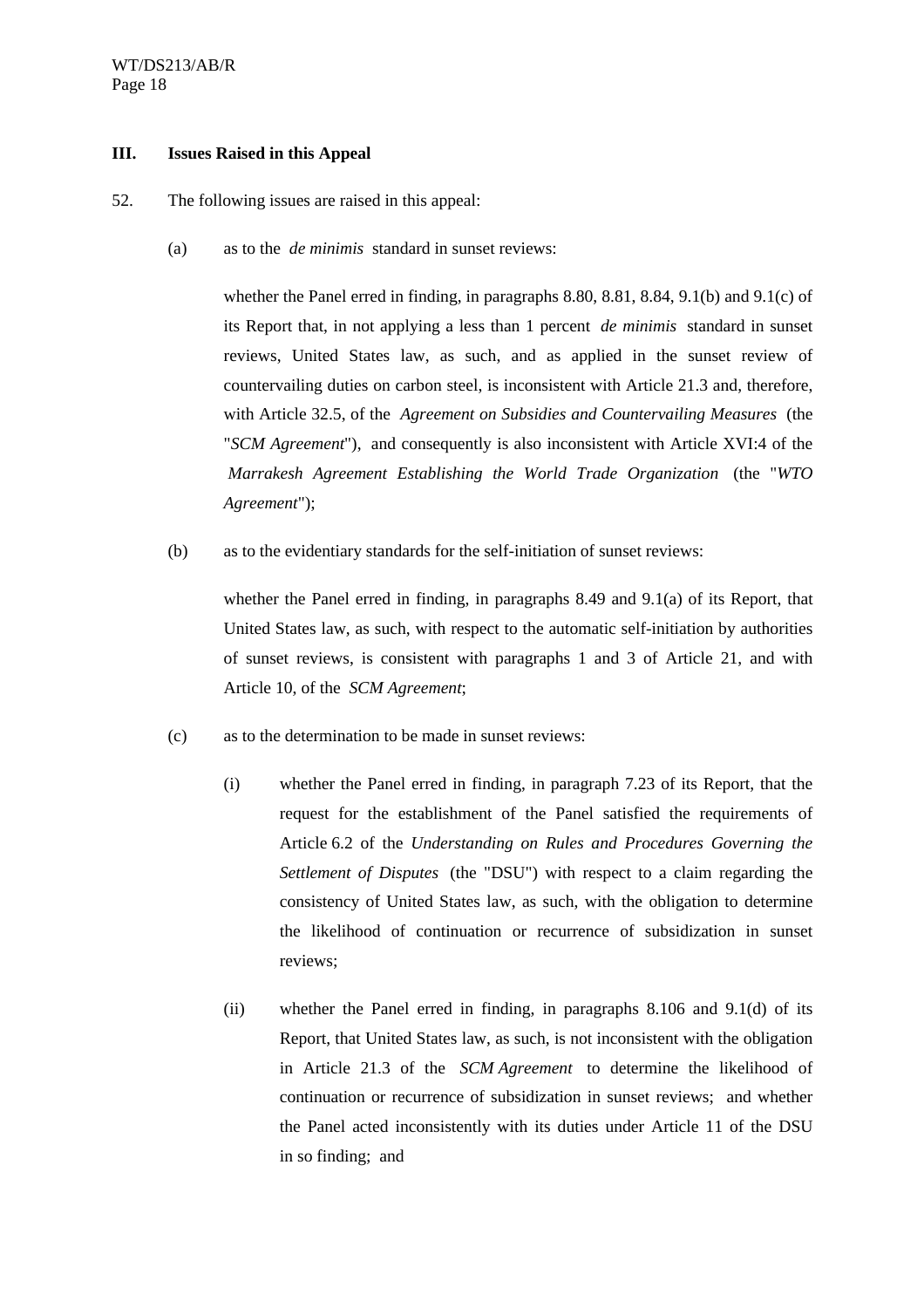## III. Issues Raised in this Appeal

52. The following issues are raised in this appeal:

(a) as to the *de minimis* standard in sunset reviews:

whether the Panel erred in finding, in paragraphs 8.80, 8.81, 8.84, 9.1(b) and 9.1(c) of its Report that, in not applying a less than 1 percent *de minimis* standard in sunset reviews, United States law, as such, and as applied in the sunset review of countervailing duties on carbon steel, is inconsistent with Article 21.3 and, therefore, with Article 32.5, of the *Agreement on Subsidies and Countervailing Measures* (the "*SCM Agreement*"), and consequently is also inconsistent with Article XVI:4 of the *Marrakesh Agreement Establishing the World Trade Organization* (the "*WTO Agreement*");

(b) as to the evidentiary standards for the self-initiation of sunset reviews:

whether the Panel erred in finding, in paragraphs 8.49 and 9.1(a) of its Report, that United States law, as such, with respect to the automatic self-initiation by authorities of sunset reviews, is consistent with paragraphs 1 and 3 of Article 21, and with Article 10, of the *SCM Agreement*;

(c) as to the determination to be made in sunset reviews:

(i) whether the Panel erred in finding, in paragraph 7.23 of its Report, that the request for the establishment of the Panel satisfied the requirements of Article 6.2 of the *Understanding on Rules and Procedures Governing the Settlement of Disputes* (the "DSU") with respect to a claim regarding the consistency of United States law, as such, with the obligation to determine the likelihood of continuation or recurrence of subsidization in sunset reviews;

(ii) whether the Panel erred in finding, in paragraphs 8.106 and 9.1(d) of its Report, that United States law, as such, is not inconsistent with the obligation in Article 21.3 of the *SCM Agreement* to determine the likelihood of continuation or recurrence of subsidization in sunset reviews; and whether the Panel acted inconsistently with its duties under Article 11 of the DSU in so finding; and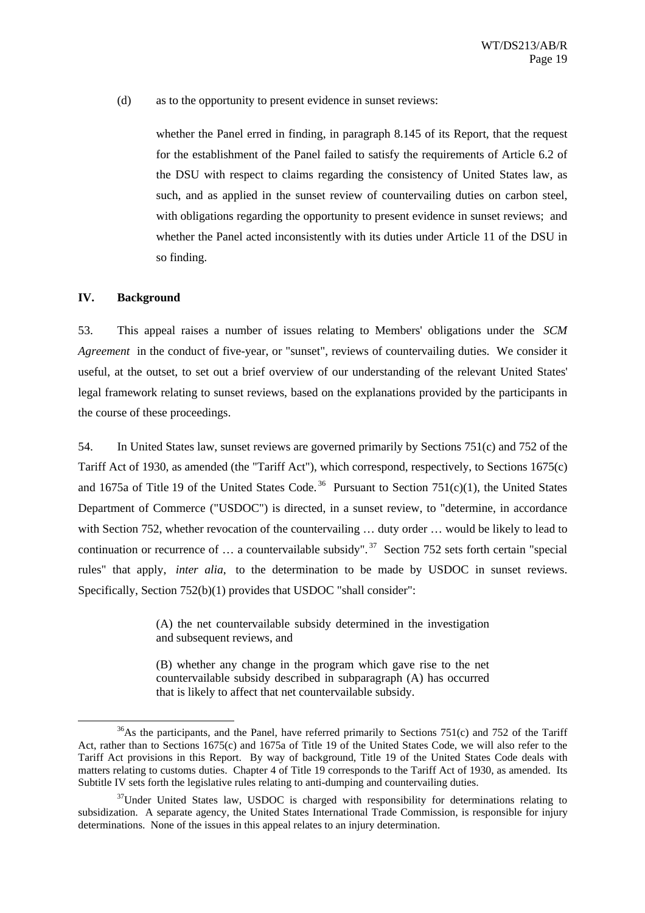(d) as to the opportunity to present evidence in sunset reviews:

> whether the Panel erred in finding, in paragraph 8.145 of its Report, that the request for the establishment of the Panel failed to satisfy the requirements of Article 6.2 of the DSU with respect to claims regarding the consistency of United States law, as such, and as applied in the sunset review of countervailing duties on carbon steel, with obligations regarding the opportunity to present evidence in sunset reviews; and whether the Panel acted inconsistently with its duties under Article 11 of the DSU in so finding.

## IV. Background

53. This appeal raises a number of issues relating to Members' obligations under the *SCM Agreement* in the conduct of five-year, or "sunset", reviews of countervailing duties. We consider it useful, at the outset, to set out a brief overview of our understanding of the relevant United States' legal framework relating to sunset reviews, based on the explanations provided by the participants in the course of these proceedings.

54. In United States law, sunset reviews are governed primarily by Sections 751(c) and 752 of the Tariff Act of 1930, as amended (the "Tariff Act"), which correspond, respectively, to Sections 1675(c) and 1675a of Title 19 of the United States Code.[36] Pursuant to Section 751(c)(1), the United States Department of Commerce ("USDOC") is directed, in a sunset review, to "determine, in accordance with Section 752, whether revocation of the countervailing … duty order … would be likely to lead to continuation or recurrence of … a countervailable subsidy".[37] Section 752 sets forth certain "special rules" that apply, *inter alia*, to the determination to be made by USDOC in sunset reviews. Specifically, Section 752(b)(1) provides that USDOC "shall consider":

> (A) the net countervailable subsidy determined in the investigation and subsequent reviews, and
>
> (B) whether any change in the program which gave rise to the net countervailable subsidy described in subparagraph (A) has occurred that is likely to affect that net countervailable subsidy.

---

[36] As the participants, and the Panel, have referred primarily to Sections 751(c) and 752 of the Tariff Act, rather than to Sections 1675(c) and 1675a of Title 19 of the United States Code, we will also refer to the Tariff Act provisions in this Report. By way of background, Title 19 of the United States Code deals with matters relating to customs duties. Chapter 4 of Title 19 corresponds to the Tariff Act of 1930, as amended. Its Subtitle IV sets forth the legislative rules relating to anti-dumping and countervailing duties.

[37] Under United States law, USDOC is charged with responsibility for determinations relating to subsidization. A separate agency, the United States International Trade Commission, is responsible for injury determinations. None of the issues in this appeal relates to an injury determination.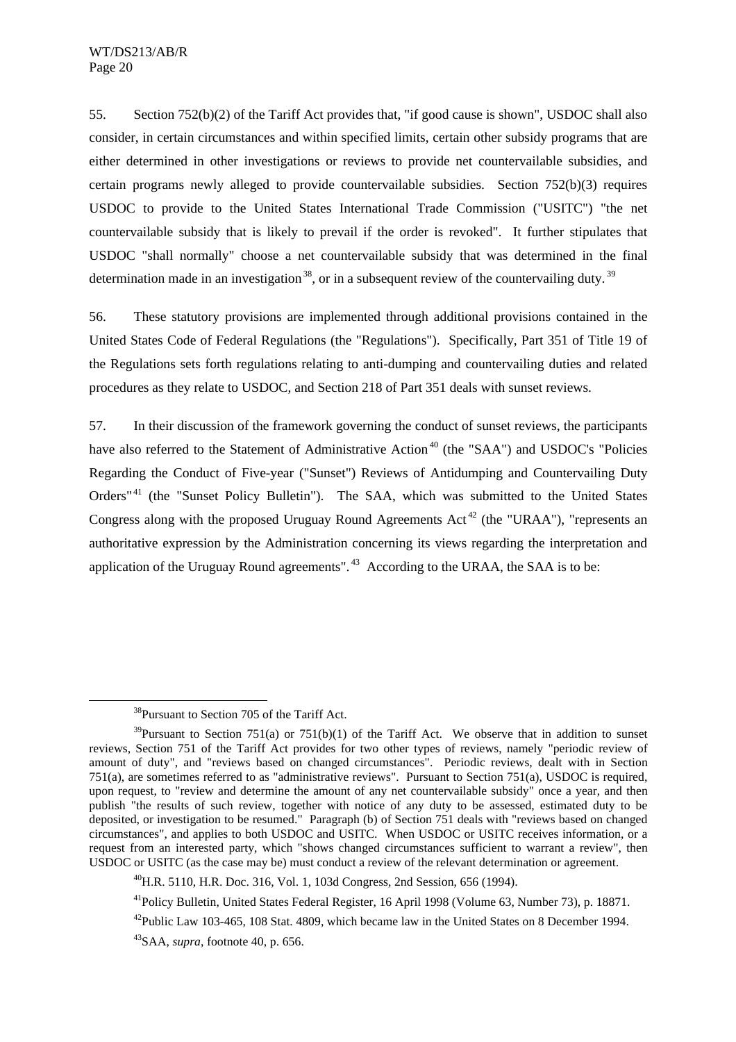55. Section 752(b)(2) of the Tariff Act provides that, "if good cause is shown", USDOC shall also consider, in certain circumstances and within specified limits, certain other subsidy programs that are either determined in other investigations or reviews to provide net countervailable subsidies, and certain programs newly alleged to provide countervailable subsidies. Section 752(b)(3) requires USDOC to provide to the United States International Trade Commission ("USITC") "the net countervailable subsidy that is likely to prevail if the order is revoked". It further stipulates that USDOC "shall normally" choose a net countervailable subsidy that was determined in the final determination made in an investigation[38], or in a subsequent review of the countervailing duty.[39]

56. These statutory provisions are implemented through additional provisions contained in the United States Code of Federal Regulations (the "Regulations"). Specifically, Part 351 of Title 19 of the Regulations sets forth regulations relating to anti-dumping and countervailing duties and related procedures as they relate to USDOC, and Section 218 of Part 351 deals with sunset reviews.

57. In their discussion of the framework governing the conduct of sunset reviews, the participants have also referred to the Statement of Administrative Action[40] (the "SAA") and USDOC's "Policies Regarding the Conduct of Five-year ("Sunset") Reviews of Antidumping and Countervailing Duty Orders"[41] (the "Sunset Policy Bulletin"). The SAA, which was submitted to the United States Congress along with the proposed Uruguay Round Agreements Act[42] (the "URAA"), "represents an authoritative expression by the Administration concerning its views regarding the interpretation and application of the Uruguay Round agreements".[43] According to the URAA, the SAA is to be:

---

[38] Pursuant to Section 705 of the Tariff Act.

[39] Pursuant to Section 751(a) or 751(b)(1) of the Tariff Act. We observe that in addition to sunset reviews, Section 751 of the Tariff Act provides for two other types of reviews, namely "periodic review of amount of duty", and "reviews based on changed circumstances". Periodic reviews, dealt with in Section 751(a), are sometimes referred to as "administrative reviews". Pursuant to Section 751(a), USDOC is required, upon request, to "review and determine the amount of any net countervailable subsidy" once a year, and then publish "the results of such review, together with notice of any duty to be assessed, estimated duty to be deposited, or investigation to be resumed." Paragraph (b) of Section 751 deals with "reviews based on changed circumstances", and applies to both USDOC and USITC. When USDOC or USITC receives information, or a request from an interested party, which "shows changed circumstances sufficient to warrant a review", then USDOC or USITC (as the case may be) must conduct a review of the relevant determination or agreement.

[40] H.R. 5110, H.R. Doc. 316, Vol. 1, 103d Congress, 2nd Session, 656 (1994).

[41] Policy Bulletin, United States Federal Register, 16 April 1998 (Volume 63, Number 73), p. 18871.

[42] Public Law 103-465, 108 Stat. 4809, which became law in the United States on 8 December 1994.

[43] SAA, *supra*, footnote 40, p. 656.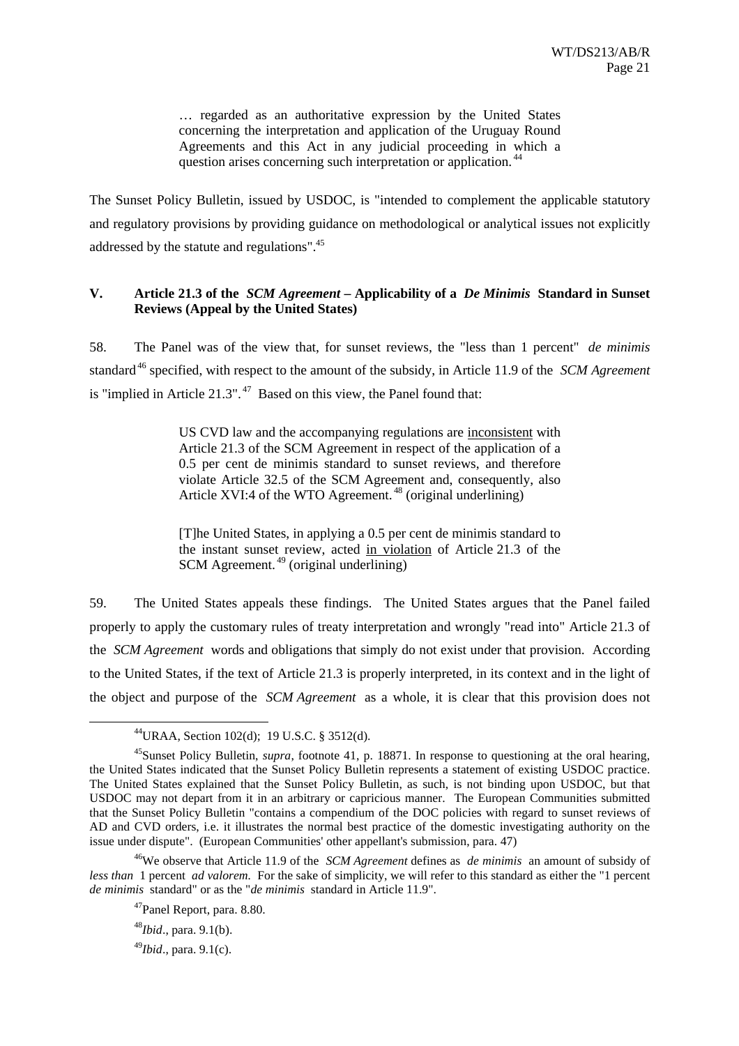> … regarded as an authoritative expression by the United States concerning the interpretation and application of the Uruguay Round Agreements and this Act in any judicial proceeding in which a question arises concerning such interpretation or application.[44]

The Sunset Policy Bulletin, issued by USDOC, is "intended to complement the applicable statutory and regulatory provisions by providing guidance on methodological or analytical issues not explicitly addressed by the statute and regulations".[45]

## V. Article 21.3 of the *SCM Agreement* – Applicability of a *De Minimis* Standard in Sunset Reviews (Appeal by the United States)

58. The Panel was of the view that, for sunset reviews, the "less than 1 percent" *de minimis* standard[46] specified, with respect to the amount of the subsidy, in Article 11.9 of the *SCM Agreement* is "implied in Article 21.3".[47] Based on this view, the Panel found that:

> US CVD law and the accompanying regulations are inconsistent with Article 21.3 of the SCM Agreement in respect of the application of a 0.5 per cent de minimis standard to sunset reviews, and therefore violate Article 32.5 of the SCM Agreement and, consequently, also Article XVI:4 of the WTO Agreement.[48] (original underlining)

> [T]he United States, in applying a 0.5 per cent de minimis standard to the instant sunset review, acted in violation of Article 21.3 of the SCM Agreement.[49] (original underlining)

59. The United States appeals these findings. The United States argues that the Panel failed properly to apply the customary rules of treaty interpretation and wrongly "read into" Article 21.3 of the *SCM Agreement* words and obligations that simply do not exist under that provision. According to the United States, if the text of Article 21.3 is properly interpreted, in its context and in the light of the object and purpose of the *SCM Agreement* as a whole, it is clear that this provision does not

---

[44] URAA, Section 102(d); 19 U.S.C. § 3512(d).

[45] Sunset Policy Bulletin, *supra*, footnote 41, p. 18871. In response to questioning at the oral hearing, the United States indicated that the Sunset Policy Bulletin represents a statement of existing USDOC practice. The United States explained that the Sunset Policy Bulletin, as such, is not binding upon USDOC, but that USDOC may not depart from it in an arbitrary or capricious manner. The European Communities submitted that the Sunset Policy Bulletin "contains a compendium of the DOC policies with regard to sunset reviews of AD and CVD orders, i.e. it illustrates the normal best practice of the domestic investigating authority on the issue under dispute". (European Communities' other appellant's submission, para. 47)

[46] We observe that Article 11.9 of the *SCM Agreement* defines as *de minimis* an amount of subsidy of *less than* 1 percent *ad valorem*. For the sake of simplicity, we will refer to this standard as either the "1 percent *de minimis* standard" or as the "*de minimis* standard in Article 11.9".

[47] Panel Report, para. 8.80.

[48] *Ibid*., para. 9.1(b).

[49] *Ibid*., para. 9.1(c).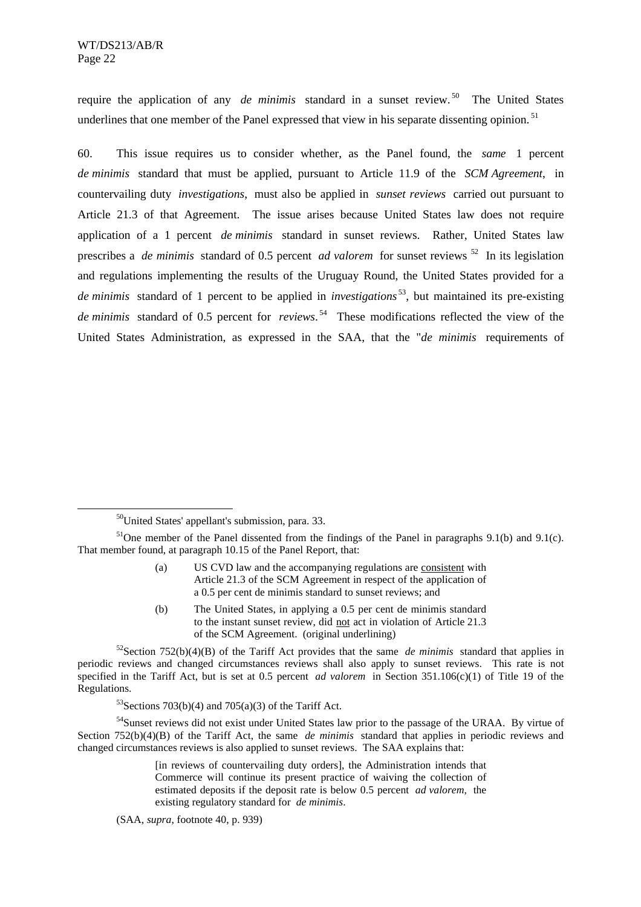require the application of any *de minimis* standard in a sunset review.[50] The United States underlines that one member of the Panel expressed that view in his separate dissenting opinion.[51]

60. This issue requires us to consider whether, as the Panel found, the *same* 1 percent *de minimis* standard that must be applied, pursuant to Article 11.9 of the *SCM Agreement*, in countervailing duty *investigations*, must also be applied in *sunset reviews* carried out pursuant to Article 21.3 of that Agreement. The issue arises because United States law does not require application of a 1 percent *de minimis* standard in sunset reviews. Rather, United States law prescribes a *de minimis* standard of 0.5 percent *ad valorem* for sunset reviews[52] In its legislation and regulations implementing the results of the Uruguay Round, the United States provided for a *de minimis* standard of 1 percent to be applied in *investigations*[53], but maintained its pre-existing *de minimis* standard of 0.5 percent for *reviews*.[54] These modifications reflected the view of the United States Administration, as expressed in the SAA, that the "*de minimis* requirements of

---

[50]United States' appellant's submission, para. 33.

[51]One member of the Panel dissented from the findings of the Panel in paragraphs 9.1(b) and 9.1(c). That member found, at paragraph 10.15 of the Panel Report, that:

> (a) US CVD law and the accompanying regulations are consistent with Article 21.3 of the SCM Agreement in respect of the application of a 0.5 per cent de minimis standard to sunset reviews; and
>
> (b) The United States, in applying a 0.5 per cent de minimis standard to the instant sunset review, did not act in violation of Article 21.3 of the SCM Agreement. (original underlining)

[52]Section 752(b)(4)(B) of the Tariff Act provides that the same *de minimis* standard that applies in periodic reviews and changed circumstances reviews shall also apply to sunset reviews. This rate is not specified in the Tariff Act, but is set at 0.5 percent *ad valorem* in Section 351.106(c)(1) of Title 19 of the Regulations.

[53]Sections 703(b)(4) and 705(a)(3) of the Tariff Act.

[54]Sunset reviews did not exist under United States law prior to the passage of the URAA. By virtue of Section 752(b)(4)(B) of the Tariff Act, the same *de minimis* standard that applies in periodic reviews and changed circumstances reviews is also applied to sunset reviews. The SAA explains that:

> [in reviews of countervailing duty orders], the Administration intends that Commerce will continue its present practice of waiving the collection of estimated deposits if the deposit rate is below 0.5 percent *ad valorem*, the existing regulatory standard for *de minimis*.

(SAA, *supra*, footnote 40, p. 939)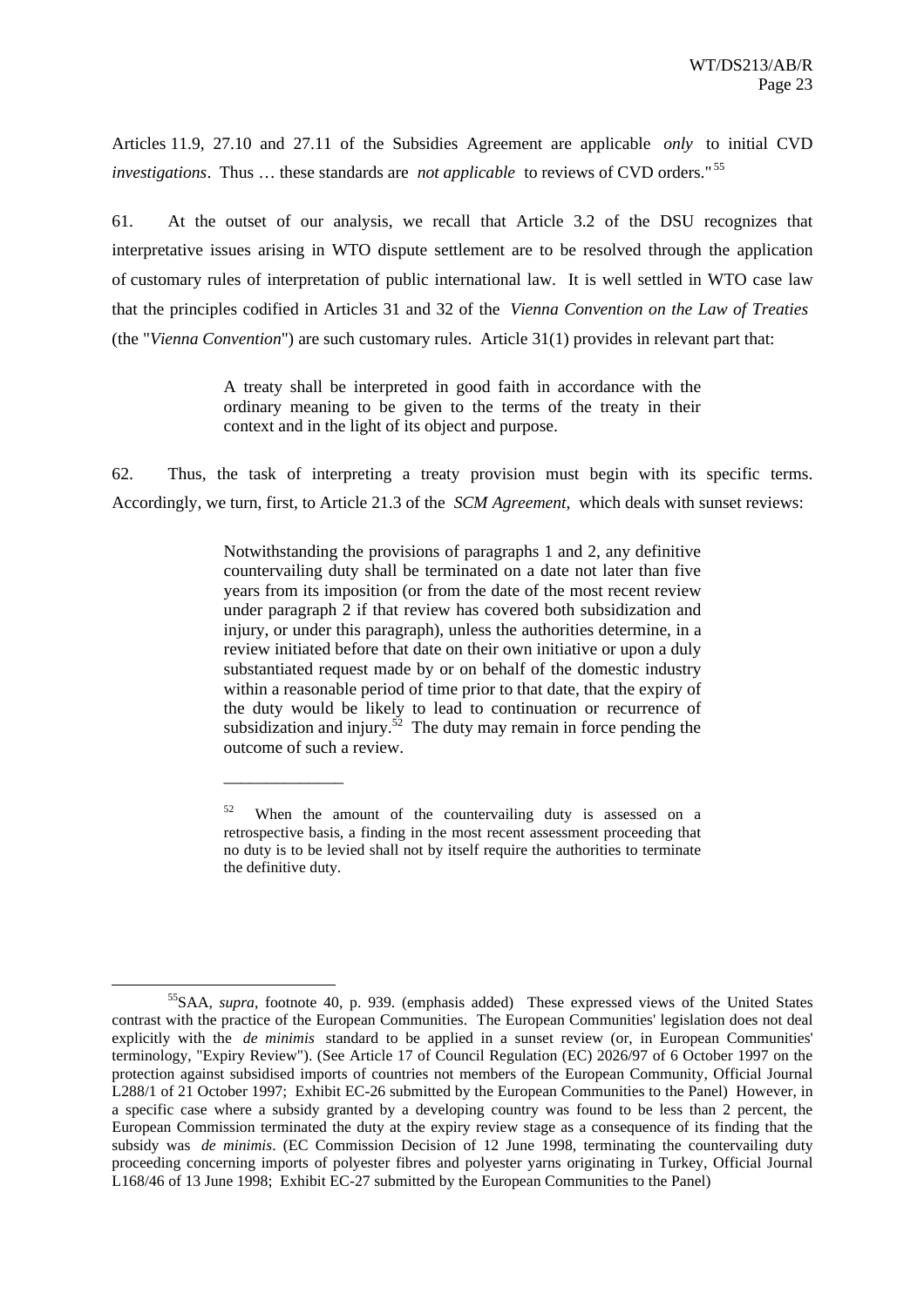Articles 11.9, 27.10 and 27.11 of the Subsidies Agreement are applicable *only* to initial CVD *investigations*. Thus … these standards are *not applicable* to reviews of CVD orders."[55]

61. At the outset of our analysis, we recall that Article 3.2 of the DSU recognizes that interpretative issues arising in WTO dispute settlement are to be resolved through the application of customary rules of interpretation of public international law. It is well settled in WTO case law that the principles codified in Articles 31 and 32 of the *Vienna Convention on the Law of Treaties* (the "*Vienna Convention*") are such customary rules. Article 31(1) provides in relevant part that:

> A treaty shall be interpreted in good faith in accordance with the ordinary meaning to be given to the terms of the treaty in their context and in the light of its object and purpose.

62. Thus, the task of interpreting a treaty provision must begin with its specific terms. Accordingly, we turn, first, to Article 21.3 of the *SCM Agreement*, which deals with sunset reviews:

> Notwithstanding the provisions of paragraphs 1 and 2, any definitive countervailing duty shall be terminated on a date not later than five years from its imposition (or from the date of the most recent review under paragraph 2 if that review has covered both subsidization and injury, or under this paragraph), unless the authorities determine, in a review initiated before that date on their own initiative or upon a duly substantiated request made by or on behalf of the domestic industry within a reasonable period of time prior to that date, that the expiry of the duty would be likely to lead to continuation or recurrence of subsidization and injury.[52] The duty may remain in force pending the outcome of such a review.
>
> ______________
>
> [52] When the amount of the countervailing duty is assessed on a retrospective basis, a finding in the most recent assessment proceeding that no duty is to be levied shall not by itself require the authorities to terminate the definitive duty.

[55]SAA, *supra*, footnote 40, p. 939. (emphasis added) These expressed views of the United States contrast with the practice of the European Communities. The European Communities' legislation does not deal explicitly with the *de minimis* standard to be applied in a sunset review (or, in European Communities' terminology, "Expiry Review"). (See Article 17 of Council Regulation (EC) 2026/97 of 6 October 1997 on the protection against subsidised imports of countries not members of the European Community, Official Journal L288/1 of 21 October 1997; Exhibit EC-26 submitted by the European Communities to the Panel) However, in a specific case where a subsidy granted by a developing country was found to be less than 2 percent, the European Commission terminated the duty at the expiry review stage as a consequence of its finding that the subsidy was *de minimis*. (EC Commission Decision of 12 June 1998, terminating the countervailing duty proceeding concerning imports of polyester fibres and polyester yarns originating in Turkey, Official Journal L168/46 of 13 June 1998; Exhibit EC-27 submitted by the European Communities to the Panel)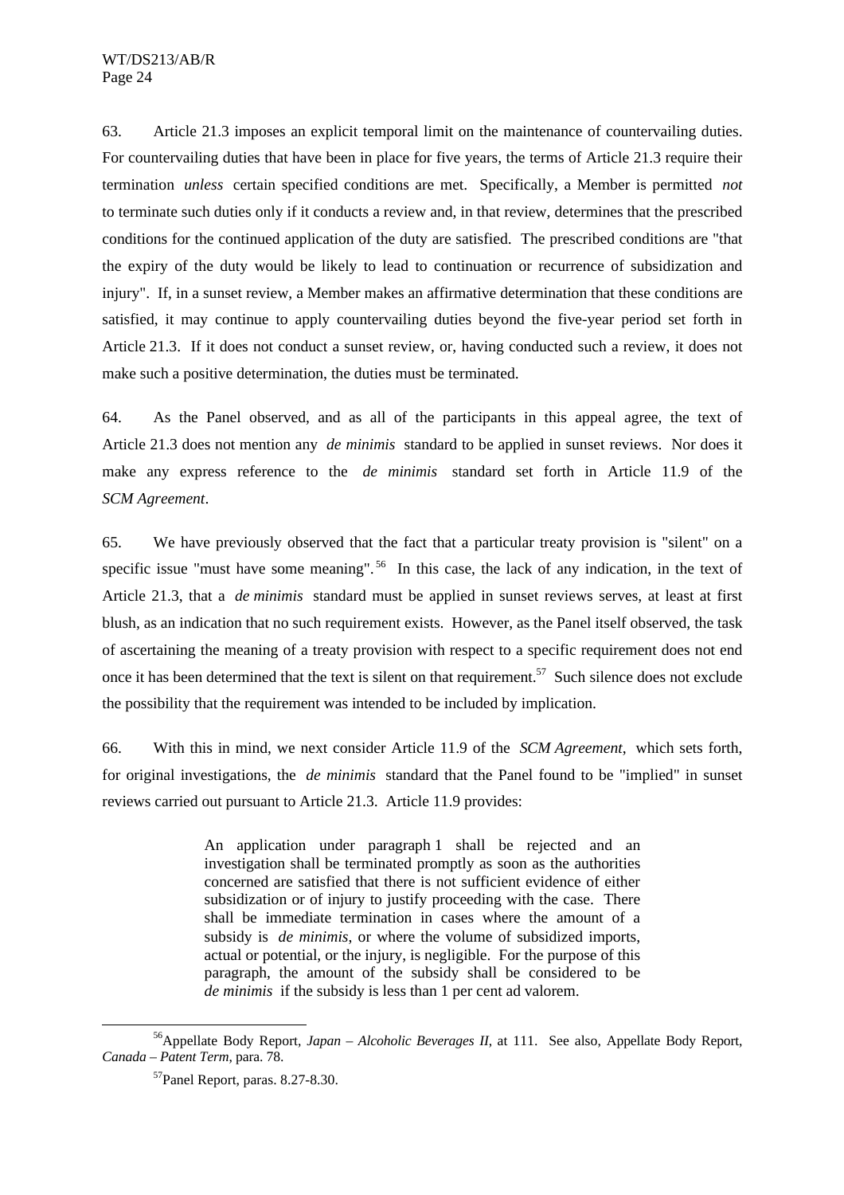63. Article 21.3 imposes an explicit temporal limit on the maintenance of countervailing duties. For countervailing duties that have been in place for five years, the terms of Article 21.3 require their termination *unless* certain specified conditions are met. Specifically, a Member is permitted *not* to terminate such duties only if it conducts a review and, in that review, determines that the prescribed conditions for the continued application of the duty are satisfied. The prescribed conditions are "that the expiry of the duty would be likely to lead to continuation or recurrence of subsidization and injury". If, in a sunset review, a Member makes an affirmative determination that these conditions are satisfied, it may continue to apply countervailing duties beyond the five-year period set forth in Article 21.3. If it does not conduct a sunset review, or, having conducted such a review, it does not make such a positive determination, the duties must be terminated.

64. As the Panel observed, and as all of the participants in this appeal agree, the text of Article 21.3 does not mention any *de minimis* standard to be applied in sunset reviews. Nor does it make any express reference to the *de minimis* standard set forth in Article 11.9 of the *SCM Agreement*.

65. We have previously observed that the fact that a particular treaty provision is "silent" on a specific issue "must have some meaning".[56] In this case, the lack of any indication, in the text of Article 21.3, that a *de minimis* standard must be applied in sunset reviews serves, at least at first blush, as an indication that no such requirement exists. However, as the Panel itself observed, the task of ascertaining the meaning of a treaty provision with respect to a specific requirement does not end once it has been determined that the text is silent on that requirement.[57] Such silence does not exclude the possibility that the requirement was intended to be included by implication.

66. With this in mind, we next consider Article 11.9 of the *SCM Agreement*, which sets forth, for original investigations, the *de minimis* standard that the Panel found to be "implied" in sunset reviews carried out pursuant to Article 21.3. Article 11.9 provides:

> An application under paragraph 1 shall be rejected and an investigation shall be terminated promptly as soon as the authorities concerned are satisfied that there is not sufficient evidence of either subsidization or of injury to justify proceeding with the case. There shall be immediate termination in cases where the amount of a subsidy is *de minimis*, or where the volume of subsidized imports, actual or potential, or the injury, is negligible. For the purpose of this paragraph, the amount of the subsidy shall be considered to be *de minimis* if the subsidy is less than 1 per cent ad valorem.

---

[56] Appellate Body Report, *Japan – Alcoholic Beverages II*, at 111. See also, Appellate Body Report, *Canada – Patent Term*, para. 78.

[57] Panel Report, paras. 8.27-8.30.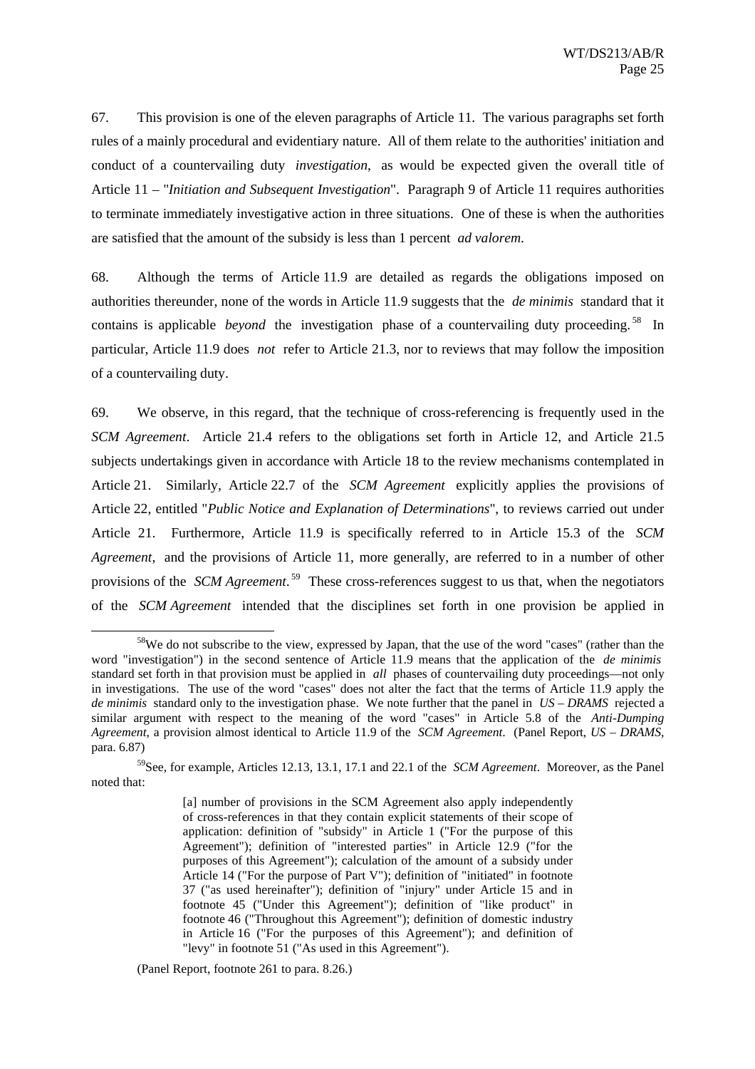67. This provision is one of the eleven paragraphs of Article 11. The various paragraphs set forth rules of a mainly procedural and evidentiary nature. All of them relate to the authorities' initiation and conduct of a countervailing duty *investigation*, as would be expected given the overall title of Article 11 – "*Initiation and Subsequent Investigation*". Paragraph 9 of Article 11 requires authorities to terminate immediately investigative action in three situations. One of these is when the authorities are satisfied that the amount of the subsidy is less than 1 percent *ad valorem*.

68. Although the terms of Article 11.9 are detailed as regards the obligations imposed on authorities thereunder, none of the words in Article 11.9 suggests that the *de minimis* standard that it contains is applicable *beyond* the investigation phase of a countervailing duty proceeding.[58] In particular, Article 11.9 does *not* refer to Article 21.3, nor to reviews that may follow the imposition of a countervailing duty.

69. We observe, in this regard, that the technique of cross-referencing is frequently used in the *SCM Agreement*. Article 21.4 refers to the obligations set forth in Article 12, and Article 21.5 subjects undertakings given in accordance with Article 18 to the review mechanisms contemplated in Article 21. Similarly, Article 22.7 of the *SCM Agreement* explicitly applies the provisions of Article 22, entitled "*Public Notice and Explanation of Determinations*", to reviews carried out under Article 21. Furthermore, Article 11.9 is specifically referred to in Article 15.3 of the *SCM Agreement*, and the provisions of Article 11, more generally, are referred to in a number of other provisions of the *SCM Agreement*.[59] These cross-references suggest to us that, when the negotiators of the *SCM Agreement* intended that the disciplines set forth in one provision be applied in

---

[58] We do not subscribe to the view, expressed by Japan, that the use of the word "cases" (rather than the word "investigation") in the second sentence of Article 11.9 means that the application of the *de minimis* standard set forth in that provision must be applied in *all* phases of countervailing duty proceedings—not only in investigations. The use of the word "cases" does not alter the fact that the terms of Article 11.9 apply the *de minimis* standard only to the investigation phase. We note further that the panel in *US – DRAMS* rejected a similar argument with respect to the meaning of the word "cases" in Article 5.8 of the *Anti-Dumping Agreement*, a provision almost identical to Article 11.9 of the *SCM Agreement*. (Panel Report, *US – DRAMS*, para. 6.87)

[59] See, for example, Articles 12.13, 13.1, 17.1 and 22.1 of the *SCM Agreement*. Moreover, as the Panel noted that:

> [a] number of provisions in the SCM Agreement also apply independently of cross-references in that they contain explicit statements of their scope of application: definition of "subsidy" in Article 1 ("For the purpose of this Agreement"); definition of "interested parties" in Article 12.9 ("for the purposes of this Agreement"); calculation of the amount of a subsidy under Article 14 ("For the purpose of Part V"); definition of "initiated" in footnote 37 ("as used hereinafter"); definition of "injury" under Article 15 and in footnote 45 ("Under this Agreement"); definition of "like product" in footnote 46 ("Throughout this Agreement"); definition of domestic industry in Article 16 ("For the purposes of this Agreement"); and definition of "levy" in footnote 51 ("As used in this Agreement").

(Panel Report, footnote 261 to para. 8.26.)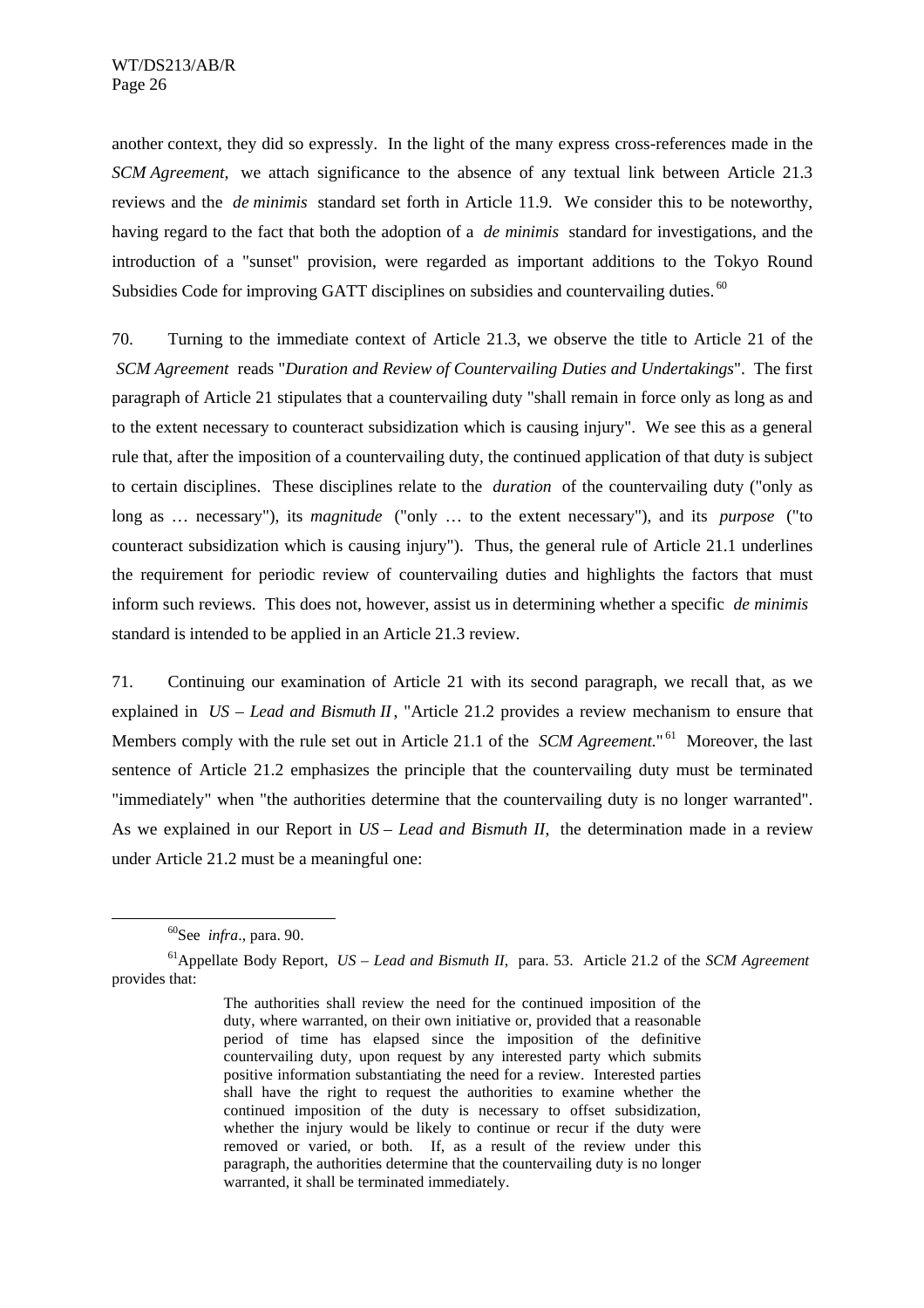another context, they did so expressly. In the light of the many express cross-references made in the *SCM Agreement,* we attach significance to the absence of any textual link between Article 21.3 reviews and the *de minimis* standard set forth in Article 11.9. We consider this to be noteworthy, having regard to the fact that both the adoption of a *de minimis* standard for investigations, and the introduction of a "sunset" provision, were regarded as important additions to the Tokyo Round Subsidies Code for improving GATT disciplines on subsidies and countervailing duties.[60]

70. Turning to the immediate context of Article 21.3, we observe the title to Article 21 of the *SCM Agreement* reads "*Duration and Review of Countervailing Duties and Undertakings*". The first paragraph of Article 21 stipulates that a countervailing duty "shall remain in force only as long as and to the extent necessary to counteract subsidization which is causing injury". We see this as a general rule that, after the imposition of a countervailing duty, the continued application of that duty is subject to certain disciplines. These disciplines relate to the *duration* of the countervailing duty ("only as long as … necessary"), its *magnitude* ("only … to the extent necessary"), and its *purpose* ("to counteract subsidization which is causing injury"). Thus, the general rule of Article 21.1 underlines the requirement for periodic review of countervailing duties and highlights the factors that must inform such reviews. This does not, however, assist us in determining whether a specific *de minimis* standard is intended to be applied in an Article 21.3 review.

71. Continuing our examination of Article 21 with its second paragraph, we recall that, as we explained in *US – Lead and Bismuth II*, "Article 21.2 provides a review mechanism to ensure that Members comply with the rule set out in Article 21.1 of the *SCM Agreement.*"[61] Moreover, the last sentence of Article 21.2 emphasizes the principle that the countervailing duty must be terminated "immediately" when "the authorities determine that the countervailing duty is no longer warranted". As we explained in our Report in *US – Lead and Bismuth II*, the determination made in a review under Article 21.2 must be a meaningful one:

---

[60] See *infra*., para. 90.

[61] Appellate Body Report, *US – Lead and Bismuth II*, para. 53. Article 21.2 of the *SCM Agreement* provides that:

> The authorities shall review the need for the continued imposition of the duty, where warranted, on their own initiative or, provided that a reasonable period of time has elapsed since the imposition of the definitive countervailing duty, upon request by any interested party which submits positive information substantiating the need for a review. Interested parties shall have the right to request the authorities to examine whether the continued imposition of the duty is necessary to offset subsidization, whether the injury would be likely to continue or recur if the duty were removed or varied, or both. If, as a result of the review under this paragraph, the authorities determine that the countervailing duty is no longer warranted, it shall be terminated immediately.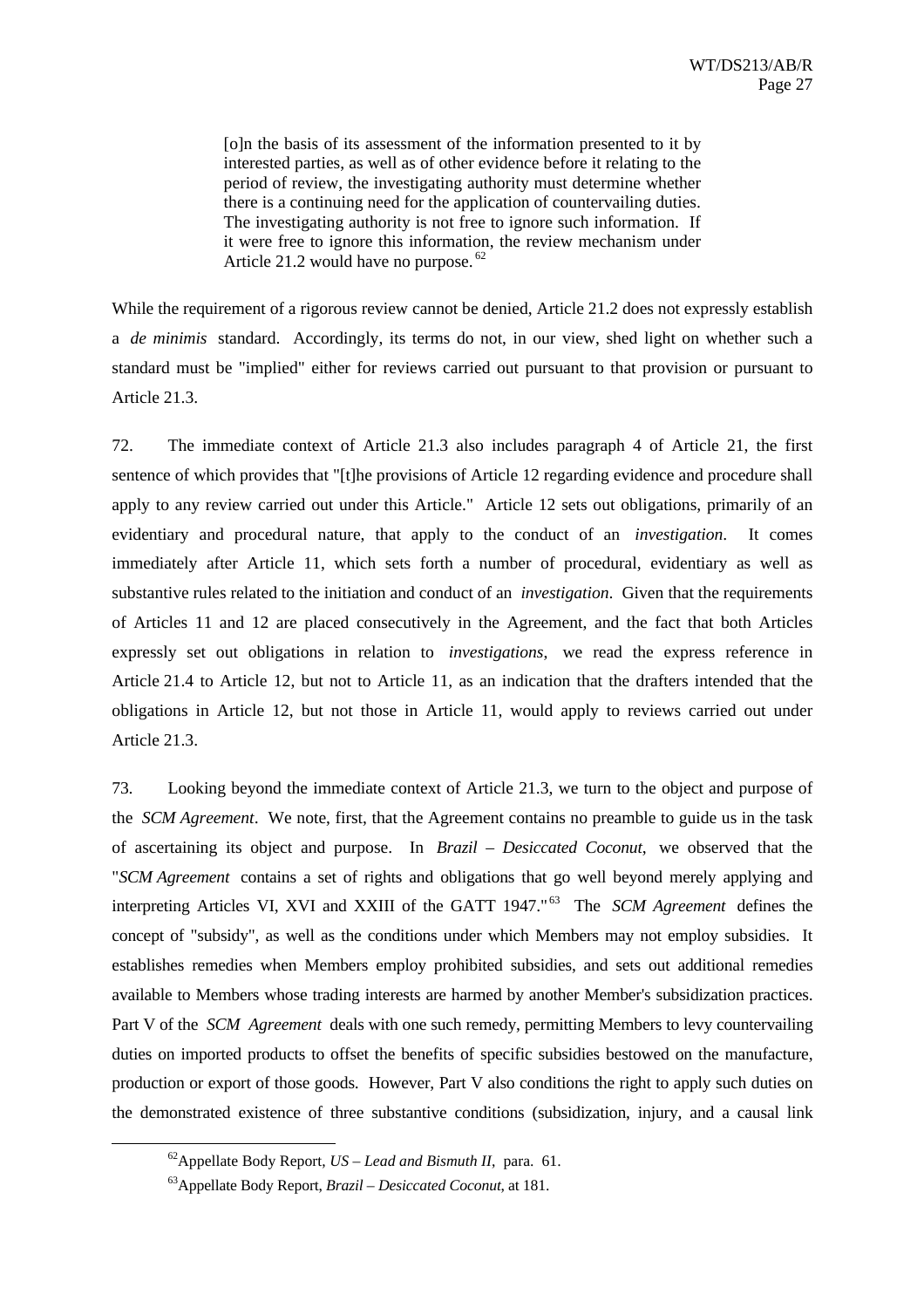> [o]n the basis of its assessment of the information presented to it by interested parties, as well as of other evidence before it relating to the period of review, the investigating authority must determine whether there is a continuing need for the application of countervailing duties. The investigating authority is not free to ignore such information. If it were free to ignore this information, the review mechanism under Article 21.2 would have no purpose.[62]

While the requirement of a rigorous review cannot be denied, Article 21.2 does not expressly establish a *de minimis* standard. Accordingly, its terms do not, in our view, shed light on whether such a standard must be "implied" either for reviews carried out pursuant to that provision or pursuant to Article 21.3.

72. The immediate context of Article 21.3 also includes paragraph 4 of Article 21, the first sentence of which provides that "[t]he provisions of Article 12 regarding evidence and procedure shall apply to any review carried out under this Article." Article 12 sets out obligations, primarily of an evidentiary and procedural nature, that apply to the conduct of an *investigation*. It comes immediately after Article 11, which sets forth a number of procedural, evidentiary as well as substantive rules related to the initiation and conduct of an *investigation*. Given that the requirements of Articles 11 and 12 are placed consecutively in the Agreement, and the fact that both Articles expressly set out obligations in relation to *investigations*, we read the express reference in Article 21.4 to Article 12, but not to Article 11, as an indication that the drafters intended that the obligations in Article 12, but not those in Article 11, would apply to reviews carried out under Article 21.3.

73. Looking beyond the immediate context of Article 21.3, we turn to the object and purpose of the *SCM Agreement*. We note, first, that the Agreement contains no preamble to guide us in the task of ascertaining its object and purpose. In *Brazil – Desiccated Coconut*, we observed that the "*SCM Agreement* contains a set of rights and obligations that go well beyond merely applying and interpreting Articles VI, XVI and XXIII of the GATT 1947."[63] The *SCM Agreement* defines the concept of "subsidy", as well as the conditions under which Members may not employ subsidies. It establishes remedies when Members employ prohibited subsidies, and sets out additional remedies available to Members whose trading interests are harmed by another Member's subsidization practices. Part V of the *SCM Agreement* deals with one such remedy, permitting Members to levy countervailing duties on imported products to offset the benefits of specific subsidies bestowed on the manufacture, production or export of those goods. However, Part V also conditions the right to apply such duties on the demonstrated existence of three substantive conditions (subsidization, injury, and a causal link

---

[62] Appellate Body Report, *US – Lead and Bismuth II*, para. 61.

[63] Appellate Body Report, *Brazil – Desiccated Coconut*, at 181.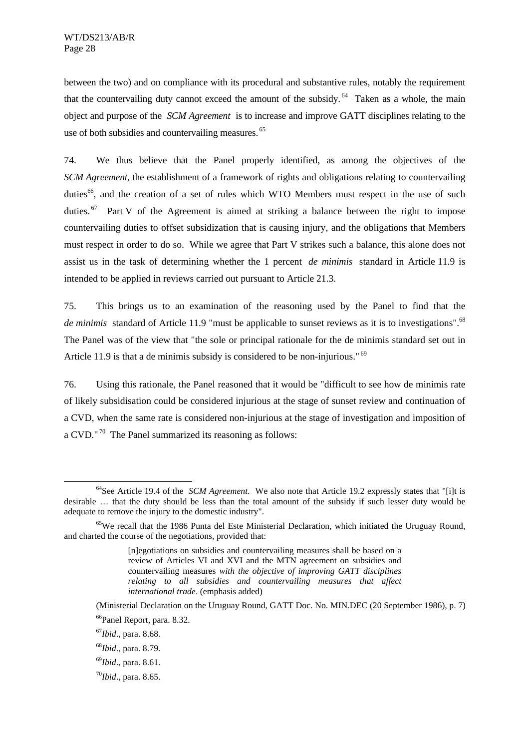between the two) and on compliance with its procedural and substantive rules, notably the requirement that the countervailing duty cannot exceed the amount of the subsidy.[64] Taken as a whole, the main object and purpose of the *SCM Agreement* is to increase and improve GATT disciplines relating to the use of both subsidies and countervailing measures.[65]

74. We thus believe that the Panel properly identified, as among the objectives of the *SCM Agreement*, the establishment of a framework of rights and obligations relating to countervailing duties[66], and the creation of a set of rules which WTO Members must respect in the use of such duties.[67] Part V of the Agreement is aimed at striking a balance between the right to impose countervailing duties to offset subsidization that is causing injury, and the obligations that Members must respect in order to do so. While we agree that Part V strikes such a balance, this alone does not assist us in the task of determining whether the 1 percent *de minimis* standard in Article 11.9 is intended to be applied in reviews carried out pursuant to Article 21.3.

75. This brings us to an examination of the reasoning used by the Panel to find that the *de minimis* standard of Article 11.9 "must be applicable to sunset reviews as it is to investigations".[68] The Panel was of the view that "the sole or principal rationale for the de minimis standard set out in Article 11.9 is that a de minimis subsidy is considered to be non-injurious."[69]

76. Using this rationale, the Panel reasoned that it would be "difficult to see how de minimis rate of likely subsidisation could be considered injurious at the stage of sunset review and continuation of a CVD, when the same rate is considered non-injurious at the stage of investigation and imposition of a CVD."[70] The Panel summarized its reasoning as follows:

---

[64]See Article 19.4 of the *SCM Agreement*. We also note that Article 19.2 expressly states that "[i]t is desirable … that the duty should be less than the total amount of the subsidy if such lesser duty would be adequate to remove the injury to the domestic industry".

[65]We recall that the 1986 Punta del Este Ministerial Declaration, which initiated the Uruguay Round, and charted the course of the negotiations, provided that:

> [n]egotiations on subsidies and countervailing measures shall be based on a review of Articles VI and XVI and the MTN agreement on subsidies and countervailing measures *with the objective of improving GATT disciplines relating to all subsidies and countervailing measures that affect international trade*. (emphasis added)

(Ministerial Declaration on the Uruguay Round, GATT Doc. No. MIN.DEC (20 September 1986), p. 7)

[66]Panel Report, para. 8.32.

[67]*Ibid*., para. 8.68.

[68]*Ibid*., para. 8.79.

[69]*Ibid*., para. 8.61.

[70]*Ibid*., para. 8.65.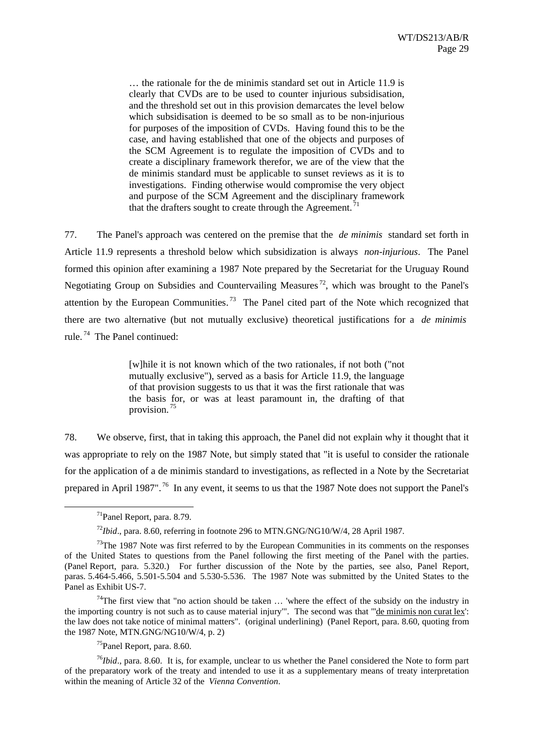> … the rationale for the de minimis standard set out in Article 11.9 is clearly that CVDs are to be used to counter injurious subsidisation, and the threshold set out in this provision demarcates the level below which subsidisation is deemed to be so small as to be non-injurious for purposes of the imposition of CVDs. Having found this to be the case, and having established that one of the objects and purposes of the SCM Agreement is to regulate the imposition of CVDs and to create a disciplinary framework therefor, we are of the view that the de minimis standard must be applicable to sunset reviews as it is to investigations. Finding otherwise would compromise the very object and purpose of the SCM Agreement and the disciplinary framework that the drafters sought to create through the Agreement.[71]

77. The Panel's approach was centered on the premise that the *de minimis* standard set forth in Article 11.9 represents a threshold below which subsidization is always *non-injurious*. The Panel formed this opinion after examining a 1987 Note prepared by the Secretariat for the Uruguay Round Negotiating Group on Subsidies and Countervailing Measures[72], which was brought to the Panel's attention by the European Communities.[73] The Panel cited part of the Note which recognized that there are two alternative (but not mutually exclusive) theoretical justifications for a *de minimis* rule.[74] The Panel continued:

> [w]hile it is not known which of the two rationales, if not both ("not mutually exclusive"), served as a basis for Article 11.9, the language of that provision suggests to us that it was the first rationale that was the basis for, or was at least paramount in, the drafting of that provision.[75]

78. We observe, first, that in taking this approach, the Panel did not explain why it thought that it was appropriate to rely on the 1987 Note, but simply stated that "it is useful to consider the rationale for the application of a de minimis standard to investigations, as reflected in a Note by the Secretariat prepared in April 1987".[76] In any event, it seems to us that the 1987 Note does not support the Panel's

---

[71] Panel Report, para. 8.79.

[72] *Ibid*., para. 8.60, referring in footnote 296 to MTN.GNG/NG10/W/4, 28 April 1987.

[73] The 1987 Note was first referred to by the European Communities in its comments on the responses of the United States to questions from the Panel following the first meeting of the Panel with the parties. (Panel Report, para. 5.320.) For further discussion of the Note by the parties, see also, Panel Report, paras. 5.464-5.466, 5.501-5.504 and 5.530-5.536. The 1987 Note was submitted by the United States to the Panel as Exhibit US-7.

[74] The first view that "no action should be taken … 'where the effect of the subsidy on the industry in the importing country is not such as to cause material injury'". The second was that "'de minimis non curat lex': the law does not take notice of minimal matters". (original underlining) (Panel Report, para. 8.60, quoting from the 1987 Note, MTN.GNG/NG10/W/4, p. 2)

[75] Panel Report, para. 8.60.

[76] *Ibid*., para. 8.60. It is, for example, unclear to us whether the Panel considered the Note to form part of the preparatory work of the treaty and intended to use it as a supplementary means of treaty interpretation within the meaning of Article 32 of the *Vienna Convention*.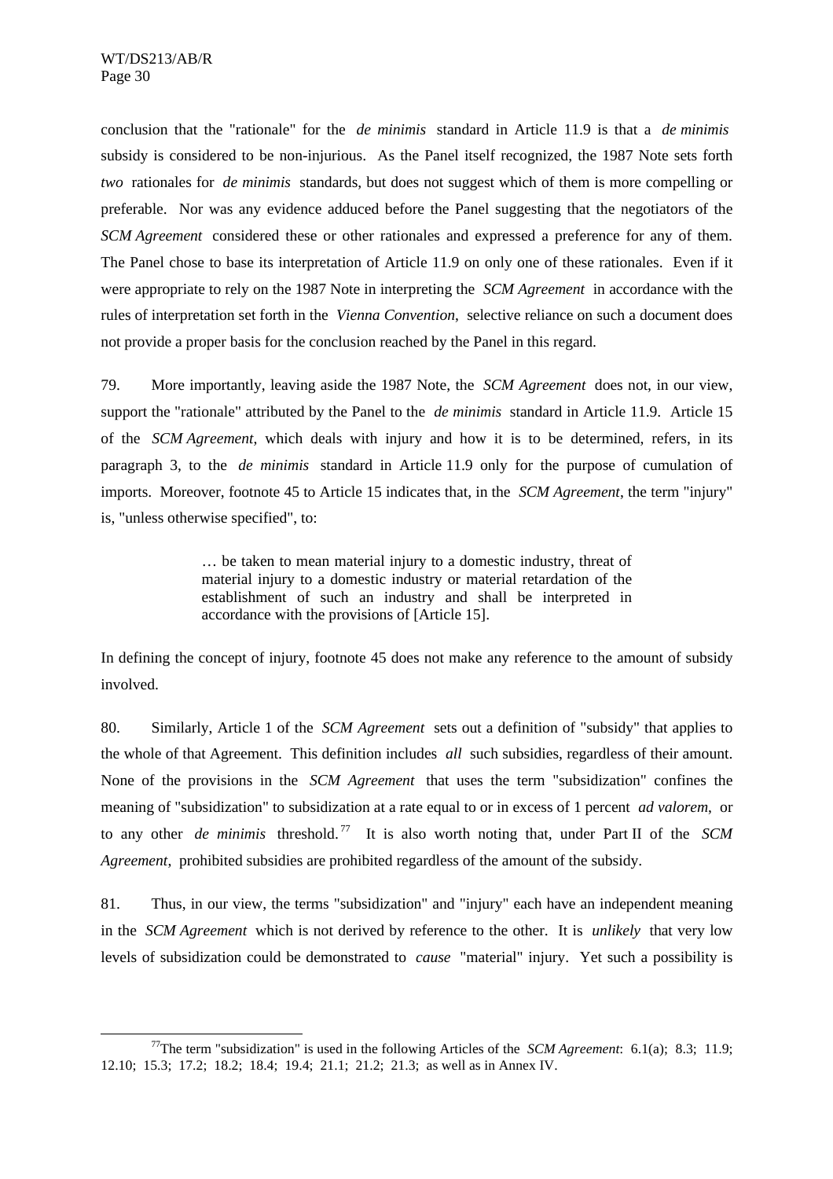conclusion that the "rationale" for the *de minimis* standard in Article 11.9 is that a *de minimis* subsidy is considered to be non-injurious. As the Panel itself recognized, the 1987 Note sets forth *two* rationales for *de minimis* standards, but does not suggest which of them is more compelling or preferable. Nor was any evidence adduced before the Panel suggesting that the negotiators of the *SCM Agreement* considered these or other rationales and expressed a preference for any of them. The Panel chose to base its interpretation of Article 11.9 on only one of these rationales. Even if it were appropriate to rely on the 1987 Note in interpreting the *SCM Agreement* in accordance with the rules of interpretation set forth in the *Vienna Convention*, selective reliance on such a document does not provide a proper basis for the conclusion reached by the Panel in this regard.

79. More importantly, leaving aside the 1987 Note, the *SCM Agreement* does not, in our view, support the "rationale" attributed by the Panel to the *de minimis* standard in Article 11.9. Article 15 of the *SCM Agreement*, which deals with injury and how it is to be determined, refers, in its paragraph 3, to the *de minimis* standard in Article 11.9 only for the purpose of cumulation of imports. Moreover, footnote 45 to Article 15 indicates that, in the *SCM Agreement*, the term "injury" is, "unless otherwise specified", to:

> … be taken to mean material injury to a domestic industry, threat of material injury to a domestic industry or material retardation of the establishment of such an industry and shall be interpreted in accordance with the provisions of [Article 15].

In defining the concept of injury, footnote 45 does not make any reference to the amount of subsidy involved.

80. Similarly, Article 1 of the *SCM Agreement* sets out a definition of "subsidy" that applies to the whole of that Agreement. This definition includes *all* such subsidies, regardless of their amount. None of the provisions in the *SCM Agreement* that uses the term "subsidization" confines the meaning of "subsidization" to subsidization at a rate equal to or in excess of 1 percent *ad valorem*, or to any other *de minimis* threshold.[77] It is also worth noting that, under Part II of the *SCM Agreement*, prohibited subsidies are prohibited regardless of the amount of the subsidy.

81. Thus, in our view, the terms "subsidization" and "injury" each have an independent meaning in the *SCM Agreement* which is not derived by reference to the other. It is *unlikely* that very low levels of subsidization could be demonstrated to *cause* "material" injury. Yet such a possibility is

---

[77] The term "subsidization" is used in the following Articles of the *SCM Agreement*: 6.1(a); 8.3; 11.9; 12.10; 15.3; 17.2; 18.2; 18.4; 19.4; 21.1; 21.2; 21.3; as well as in Annex IV.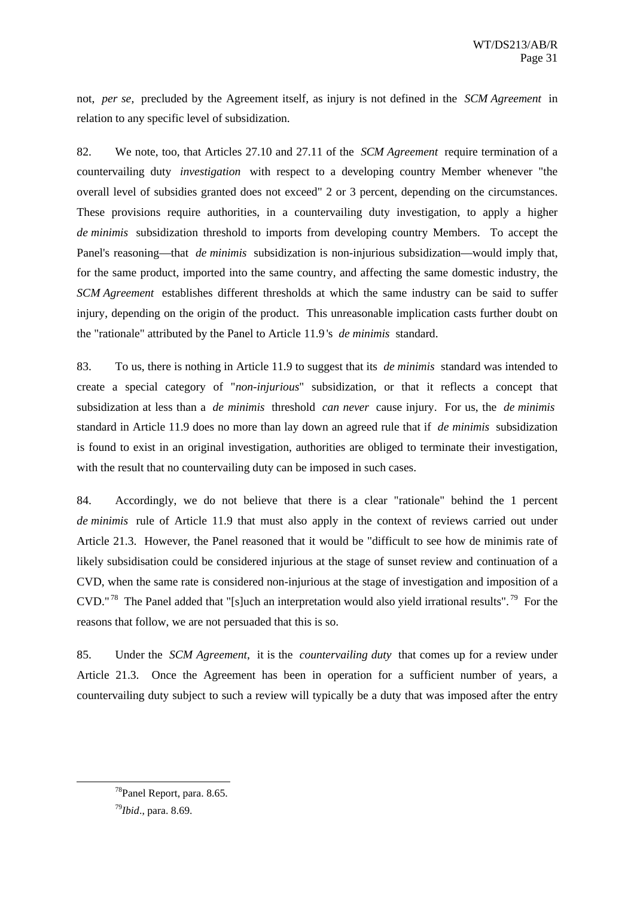not, *per se*, precluded by the Agreement itself, as injury is not defined in the *SCM Agreement* in relation to any specific level of subsidization.

82. We note, too, that Articles 27.10 and 27.11 of the *SCM Agreement* require termination of a countervailing duty *investigation* with respect to a developing country Member whenever "the overall level of subsidies granted does not exceed" 2 or 3 percent, depending on the circumstances. These provisions require authorities, in a countervailing duty investigation, to apply a higher *de minimis* subsidization threshold to imports from developing country Members. To accept the Panel's reasoning—that *de minimis* subsidization is non-injurious subsidization—would imply that, for the same product, imported into the same country, and affecting the same domestic industry, the *SCM Agreement* establishes different thresholds at which the same industry can be said to suffer injury, depending on the origin of the product. This unreasonable implication casts further doubt on the "rationale" attributed by the Panel to Article 11.9's *de minimis* standard.

83. To us, there is nothing in Article 11.9 to suggest that its *de minimis* standard was intended to create a special category of "*non-injurious*" subsidization, or that it reflects a concept that subsidization at less than a *de minimis* threshold *can never* cause injury. For us, the *de minimis* standard in Article 11.9 does no more than lay down an agreed rule that if *de minimis* subsidization is found to exist in an original investigation, authorities are obliged to terminate their investigation, with the result that no countervailing duty can be imposed in such cases.

84. Accordingly, we do not believe that there is a clear "rationale" behind the 1 percent *de minimis* rule of Article 11.9 that must also apply in the context of reviews carried out under Article 21.3. However, the Panel reasoned that it would be "difficult to see how de minimis rate of likely subsidisation could be considered injurious at the stage of sunset review and continuation of a CVD, when the same rate is considered non-injurious at the stage of investigation and imposition of a CVD."[78] The Panel added that "[s]uch an interpretation would also yield irrational results".[79] For the reasons that follow, we are not persuaded that this is so.

85. Under the *SCM Agreement*, it is the *countervailing duty* that comes up for a review under Article 21.3. Once the Agreement has been in operation for a sufficient number of years, a countervailing duty subject to such a review will typically be a duty that was imposed after the entry

---

[78] Panel Report, para. 8.65.

[79] *Ibid*., para. 8.69.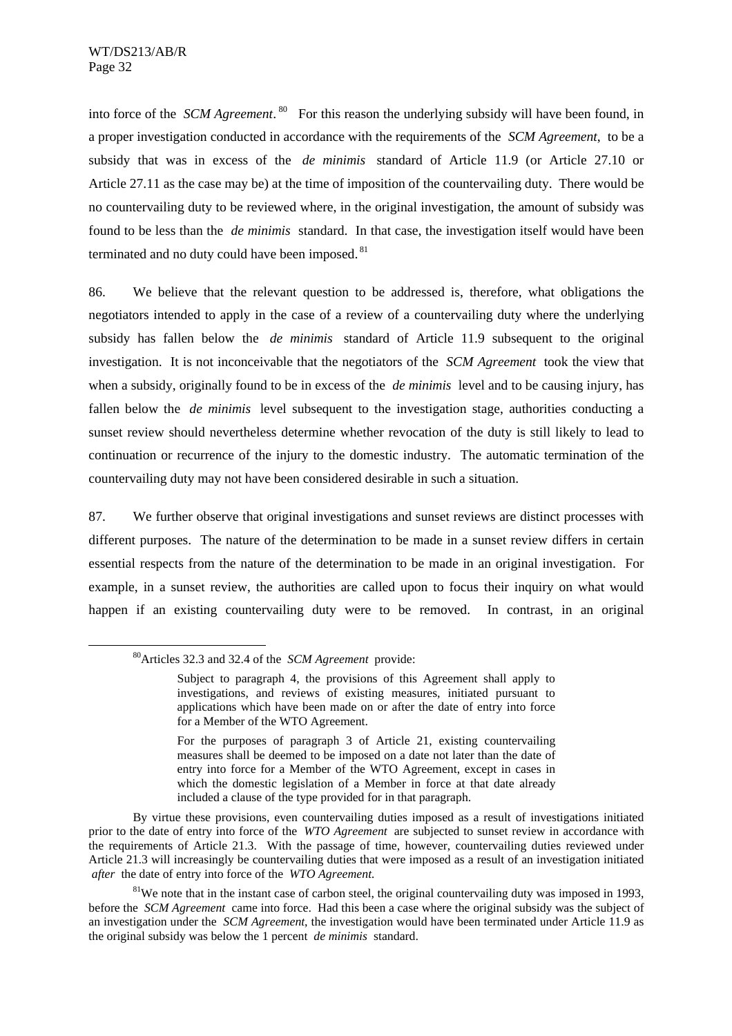into force of the *SCM Agreement*.[80] For this reason the underlying subsidy will have been found, in a proper investigation conducted in accordance with the requirements of the *SCM Agreement*, to be a subsidy that was in excess of the *de minimis* standard of Article 11.9 (or Article 27.10 or Article 27.11 as the case may be) at the time of imposition of the countervailing duty. There would be no countervailing duty to be reviewed where, in the original investigation, the amount of subsidy was found to be less than the *de minimis* standard. In that case, the investigation itself would have been terminated and no duty could have been imposed.[81]

86. We believe that the relevant question to be addressed is, therefore, what obligations the negotiators intended to apply in the case of a review of a countervailing duty where the underlying subsidy has fallen below the *de minimis* standard of Article 11.9 subsequent to the original investigation. It is not inconceivable that the negotiators of the *SCM Agreement* took the view that when a subsidy, originally found to be in excess of the *de minimis* level and to be causing injury, has fallen below the *de minimis* level subsequent to the investigation stage, authorities conducting a sunset review should nevertheless determine whether revocation of the duty is still likely to lead to continuation or recurrence of the injury to the domestic industry. The automatic termination of the countervailing duty may not have been considered desirable in such a situation.

87. We further observe that original investigations and sunset reviews are distinct processes with different purposes. The nature of the determination to be made in a sunset review differs in certain essential respects from the nature of the determination to be made in an original investigation. For example, in a sunset review, the authorities are called upon to focus their inquiry on what would happen if an existing countervailing duty were to be removed. In contrast, in an original

---

[80] Articles 32.3 and 32.4 of the *SCM Agreement* provide:

> Subject to paragraph 4, the provisions of this Agreement shall apply to investigations, and reviews of existing measures, initiated pursuant to applications which have been made on or after the date of entry into force for a Member of the WTO Agreement.
>
> For the purposes of paragraph 3 of Article 21, existing countervailing measures shall be deemed to be imposed on a date not later than the date of entry into force for a Member of the WTO Agreement, except in cases in which the domestic legislation of a Member in force at that date already included a clause of the type provided for in that paragraph.

By virtue these provisions, even countervailing duties imposed as a result of investigations initiated prior to the date of entry into force of the *WTO Agreement* are subjected to sunset review in accordance with the requirements of Article 21.3. With the passage of time, however, countervailing duties reviewed under Article 21.3 will increasingly be countervailing duties that were imposed as a result of an investigation initiated *after* the date of entry into force of the *WTO Agreement.*

[81] We note that in the instant case of carbon steel, the original countervailing duty was imposed in 1993, before the *SCM Agreement* came into force. Had this been a case where the original subsidy was the subject of an investigation under the *SCM Agreement*, the investigation would have been terminated under Article 11.9 as the original subsidy was below the 1 percent *de minimis* standard.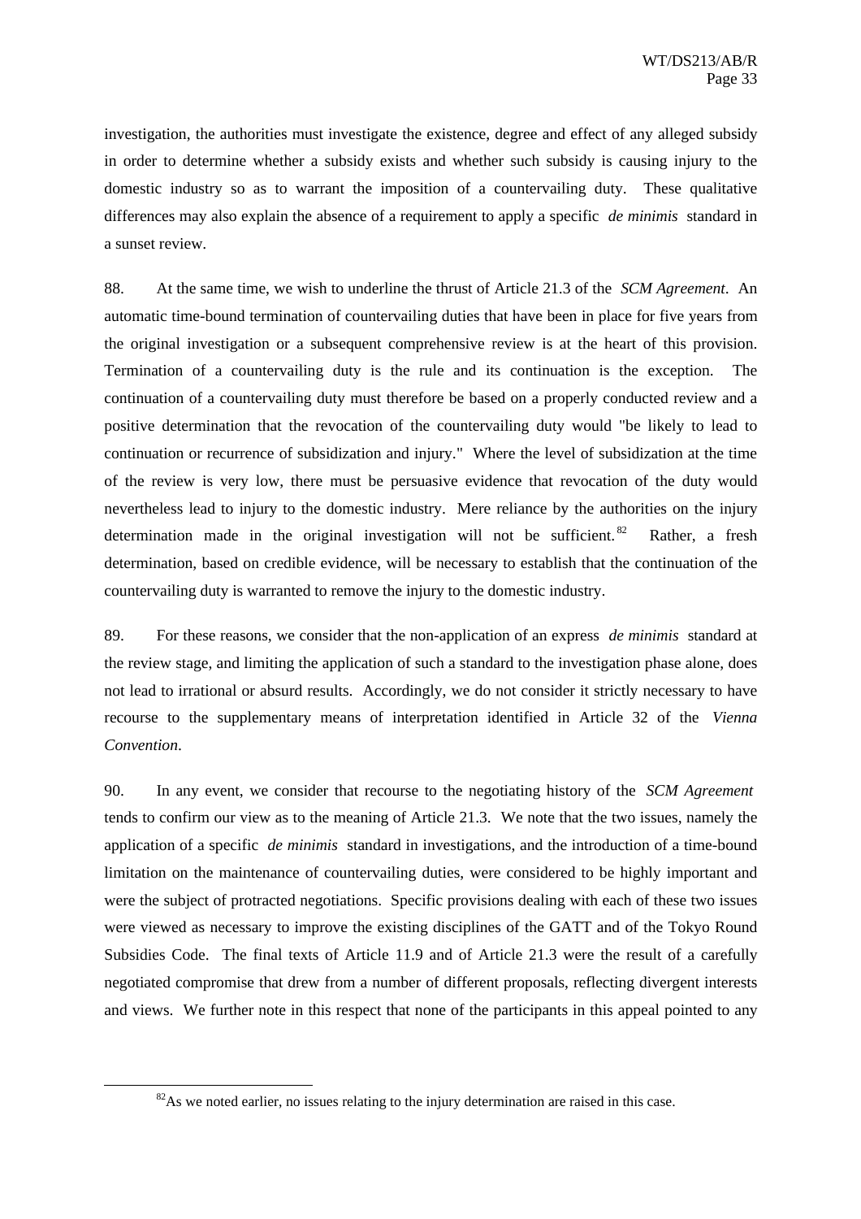investigation, the authorities must investigate the existence, degree and effect of any alleged subsidy in order to determine whether a subsidy exists and whether such subsidy is causing injury to the domestic industry so as to warrant the imposition of a countervailing duty. These qualitative differences may also explain the absence of a requirement to apply a specific *de minimis* standard in a sunset review.

88. At the same time, we wish to underline the thrust of Article 21.3 of the *SCM Agreement*. An automatic time-bound termination of countervailing duties that have been in place for five years from the original investigation or a subsequent comprehensive review is at the heart of this provision. Termination of a countervailing duty is the rule and its continuation is the exception. The continuation of a countervailing duty must therefore be based on a properly conducted review and a positive determination that the revocation of the countervailing duty would "be likely to lead to continuation or recurrence of subsidization and injury." Where the level of subsidization at the time of the review is very low, there must be persuasive evidence that revocation of the duty would nevertheless lead to injury to the domestic industry. Mere reliance by the authorities on the injury determination made in the original investigation will not be sufficient.[82] Rather, a fresh determination, based on credible evidence, will be necessary to establish that the continuation of the countervailing duty is warranted to remove the injury to the domestic industry.

89. For these reasons, we consider that the non-application of an express *de minimis* standard at the review stage, and limiting the application of such a standard to the investigation phase alone, does not lead to irrational or absurd results. Accordingly, we do not consider it strictly necessary to have recourse to the supplementary means of interpretation identified in Article 32 of the *Vienna Convention*.

90. In any event, we consider that recourse to the negotiating history of the *SCM Agreement* tends to confirm our view as to the meaning of Article 21.3. We note that the two issues, namely the application of a specific *de minimis* standard in investigations, and the introduction of a time-bound limitation on the maintenance of countervailing duties, were considered to be highly important and were the subject of protracted negotiations. Specific provisions dealing with each of these two issues were viewed as necessary to improve the existing disciplines of the GATT and of the Tokyo Round Subsidies Code. The final texts of Article 11.9 and of Article 21.3 were the result of a carefully negotiated compromise that drew from a number of different proposals, reflecting divergent interests and views. We further note in this respect that none of the participants in this appeal pointed to any

[82] As we noted earlier, no issues relating to the injury determination are raised in this case.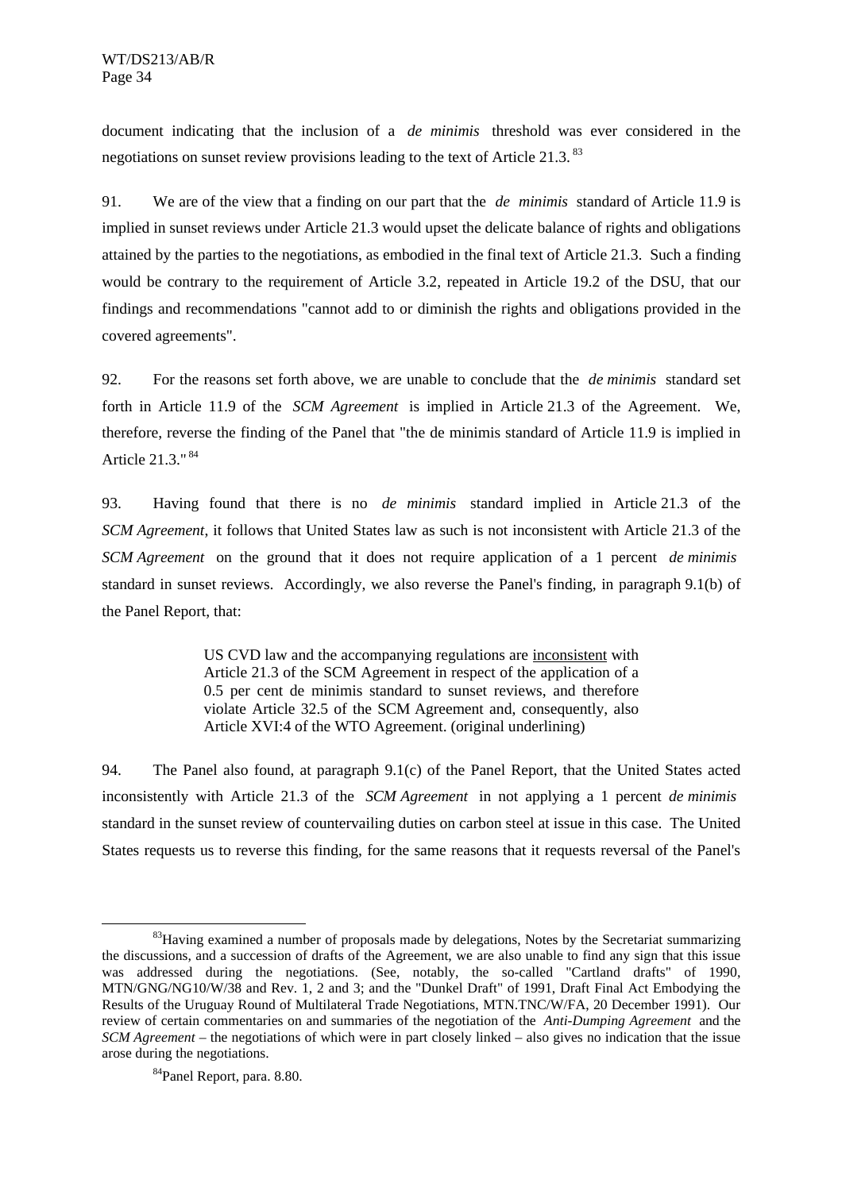document indicating that the inclusion of a *de minimis* threshold was ever considered in the negotiations on sunset review provisions leading to the text of Article 21.3. [83]

91. We are of the view that a finding on our part that the *de minimis* standard of Article 11.9 is implied in sunset reviews under Article 21.3 would upset the delicate balance of rights and obligations attained by the parties to the negotiations, as embodied in the final text of Article 21.3. Such a finding would be contrary to the requirement of Article 3.2, repeated in Article 19.2 of the DSU, that our findings and recommendations "cannot add to or diminish the rights and obligations provided in the covered agreements".

92. For the reasons set forth above, we are unable to conclude that the *de minimis* standard set forth in Article 11.9 of the *SCM Agreement* is implied in Article 21.3 of the Agreement. We, therefore, reverse the finding of the Panel that "the de minimis standard of Article 11.9 is implied in Article 21.3." [84]

93. Having found that there is no *de minimis* standard implied in Article 21.3 of the *SCM Agreement*, it follows that United States law as such is not inconsistent with Article 21.3 of the *SCM Agreement* on the ground that it does not require application of a 1 percent *de minimis* standard in sunset reviews. Accordingly, we also reverse the Panel's finding, in paragraph 9.1(b) of the Panel Report, that:

> US CVD law and the accompanying regulations are <u>inconsistent</u> with Article 21.3 of the SCM Agreement in respect of the application of a 0.5 per cent de minimis standard to sunset reviews, and therefore violate Article 32.5 of the SCM Agreement and, consequently, also Article XVI:4 of the WTO Agreement. (original underlining)

94. The Panel also found, at paragraph 9.1(c) of the Panel Report, that the United States acted inconsistently with Article 21.3 of the *SCM Agreement* in not applying a 1 percent *de minimis* standard in the sunset review of countervailing duties on carbon steel at issue in this case. The United States requests us to reverse this finding, for the same reasons that it requests reversal of the Panel's

---

[83] Having examined a number of proposals made by delegations, Notes by the Secretariat summarizing the discussions, and a succession of drafts of the Agreement, we are also unable to find any sign that this issue was addressed during the negotiations. (See, notably, the so-called "Cartland drafts" of 1990, MTN/GNG/NG10/W/38 and Rev. 1, 2 and 3; and the "Dunkel Draft" of 1991, Draft Final Act Embodying the Results of the Uruguay Round of Multilateral Trade Negotiations, MTN.TNC/W/FA, 20 December 1991). Our review of certain commentaries on and summaries of the negotiation of the *Anti-Dumping Agreement* and the *SCM Agreement* – the negotiations of which were in part closely linked – also gives no indication that the issue arose during the negotiations.

[84] Panel Report, para. 8.80.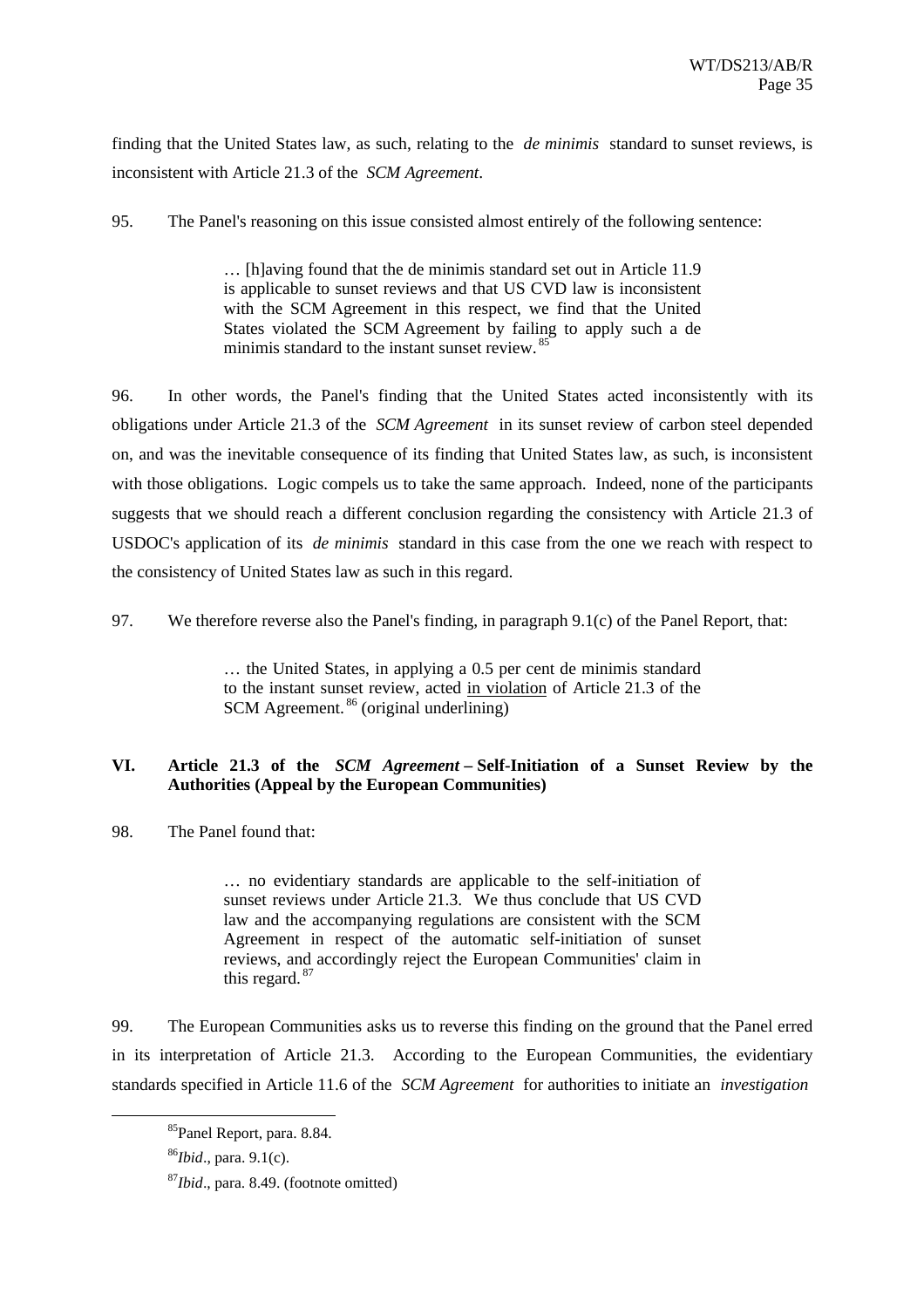finding that the United States law, as such, relating to the *de minimis* standard to sunset reviews, is inconsistent with Article 21.3 of the *SCM Agreement*.

95. The Panel's reasoning on this issue consisted almost entirely of the following sentence:

> … [h]aving found that the de minimis standard set out in Article 11.9 is applicable to sunset reviews and that US CVD law is inconsistent with the SCM Agreement in this respect, we find that the United States violated the SCM Agreement by failing to apply such a de minimis standard to the instant sunset review.[85]

96. In other words, the Panel's finding that the United States acted inconsistently with its obligations under Article 21.3 of the *SCM Agreement* in its sunset review of carbon steel depended on, and was the inevitable consequence of its finding that United States law, as such, is inconsistent with those obligations. Logic compels us to take the same approach. Indeed, none of the participants suggests that we should reach a different conclusion regarding the consistency with Article 21.3 of USDOC's application of its *de minimis* standard in this case from the one we reach with respect to the consistency of United States law as such in this regard.

97. We therefore reverse also the Panel's finding, in paragraph 9.1(c) of the Panel Report, that:

> … the United States, in applying a 0.5 per cent de minimis standard to the instant sunset review, acted in violation of Article 21.3 of the SCM Agreement.[86] (original underlining)

## VI. Article 21.3 of the *SCM Agreement* – Self-Initiation of a Sunset Review by the Authorities (Appeal by the European Communities)

98. The Panel found that:

> … no evidentiary standards are applicable to the self-initiation of sunset reviews under Article 21.3. We thus conclude that US CVD law and the accompanying regulations are consistent with the SCM Agreement in respect of the automatic self-initiation of sunset reviews, and accordingly reject the European Communities' claim in this regard.[87]

99. The European Communities asks us to reverse this finding on the ground that the Panel erred in its interpretation of Article 21.3. According to the European Communities, the evidentiary standards specified in Article 11.6 of the *SCM Agreement* for authorities to initiate an *investigation*

---

[85] Panel Report, para. 8.84.

[86] *Ibid*., para. 9.1(c).

[87] *Ibid*., para. 8.49. (footnote omitted)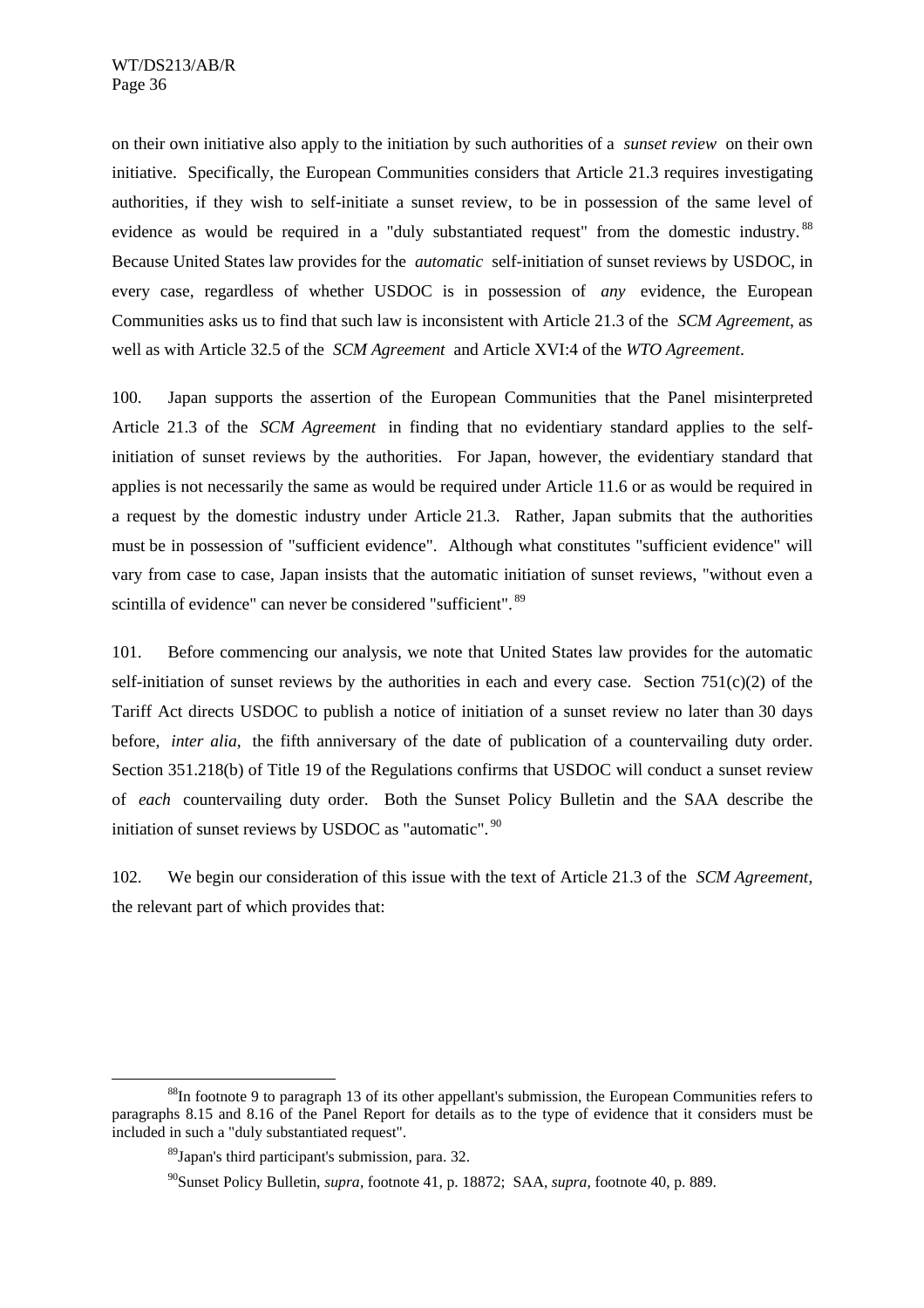on their own initiative also apply to the initiation by such authorities of a *sunset review* on their own initiative. Specifically, the European Communities considers that Article 21.3 requires investigating authorities, if they wish to self-initiate a sunset review, to be in possession of the same level of evidence as would be required in a "duly substantiated request" from the domestic industry.[88] Because United States law provides for the *automatic* self-initiation of sunset reviews by USDOC, in every case, regardless of whether USDOC is in possession of *any* evidence, the European Communities asks us to find that such law is inconsistent with Article 21.3 of the *SCM Agreement*, as well as with Article 32.5 of the *SCM Agreement* and Article XVI:4 of the *WTO Agreement*.

100. Japan supports the assertion of the European Communities that the Panel misinterpreted Article 21.3 of the *SCM Agreement* in finding that no evidentiary standard applies to the self-initiation of sunset reviews by the authorities. For Japan, however, the evidentiary standard that applies is not necessarily the same as would be required under Article 11.6 or as would be required in a request by the domestic industry under Article 21.3. Rather, Japan submits that the authorities must be in possession of "sufficient evidence". Although what constitutes "sufficient evidence" will vary from case to case, Japan insists that the automatic initiation of sunset reviews, "without even a scintilla of evidence" can never be considered "sufficient".[89]

101. Before commencing our analysis, we note that United States law provides for the automatic self-initiation of sunset reviews by the authorities in each and every case. Section 751(c)(2) of the Tariff Act directs USDOC to publish a notice of initiation of a sunset review no later than 30 days before, *inter alia,* the fifth anniversary of the date of publication of a countervailing duty order. Section 351.218(b) of Title 19 of the Regulations confirms that USDOC will conduct a sunset review of *each* countervailing duty order. Both the Sunset Policy Bulletin and the SAA describe the initiation of sunset reviews by USDOC as "automatic".[90]

102. We begin our consideration of this issue with the text of Article 21.3 of the *SCM Agreement*, the relevant part of which provides that:

---

[88] In footnote 9 to paragraph 13 of its other appellant's submission, the European Communities refers to paragraphs 8.15 and 8.16 of the Panel Report for details as to the type of evidence that it considers must be included in such a "duly substantiated request".

[89] Japan's third participant's submission, para. 32.

[90] Sunset Policy Bulletin, *supra*, footnote 41, p. 18872; SAA, *supra*, footnote 40, p. 889.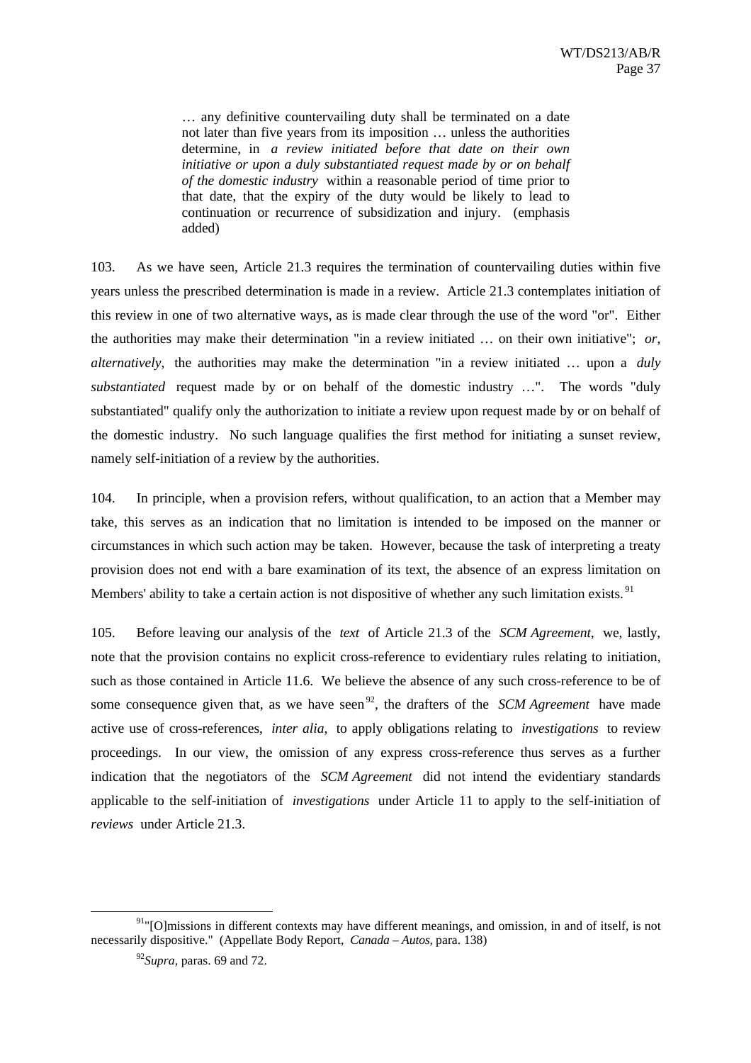> … any definitive countervailing duty shall be terminated on a date not later than five years from its imposition … unless the authorities determine, in *a review initiated before that date on their own initiative or upon a duly substantiated request made by or on behalf of the domestic industry* within a reasonable period of time prior to that date, that the expiry of the duty would be likely to lead to continuation or recurrence of subsidization and injury. (emphasis added)

103. As we have seen, Article 21.3 requires the termination of countervailing duties within five years unless the prescribed determination is made in a review. Article 21.3 contemplates initiation of this review in one of two alternative ways, as is made clear through the use of the word "or". Either the authorities may make their determination "in a review initiated … on their own initiative"; *or*, *alternatively*, the authorities may make the determination "in a review initiated … upon a *duly substantiated* request made by or on behalf of the domestic industry …". The words "duly substantiated" qualify only the authorization to initiate a review upon request made by or on behalf of the domestic industry. No such language qualifies the first method for initiating a sunset review, namely self-initiation of a review by the authorities.

104. In principle, when a provision refers, without qualification, to an action that a Member may take, this serves as an indication that no limitation is intended to be imposed on the manner or circumstances in which such action may be taken. However, because the task of interpreting a treaty provision does not end with a bare examination of its text, the absence of an express limitation on Members' ability to take a certain action is not dispositive of whether any such limitation exists.[91]

105. Before leaving our analysis of the *text* of Article 21.3 of the *SCM Agreement*, we, lastly, note that the provision contains no explicit cross-reference to evidentiary rules relating to initiation, such as those contained in Article 11.6. We believe the absence of any such cross-reference to be of some consequence given that, as we have seen[92], the drafters of the *SCM Agreement* have made active use of cross-references, *inter alia*, to apply obligations relating to *investigations* to review proceedings. In our view, the omission of any express cross-reference thus serves as a further indication that the negotiators of the *SCM Agreement* did not intend the evidentiary standards applicable to the self-initiation of *investigations* under Article 11 to apply to the self-initiation of *reviews* under Article 21.3.

---

[91] "[O]missions in different contexts may have different meanings, and omission, in and of itself, is not necessarily dispositive." (Appellate Body Report, *Canada – Autos*, para. 138)

[92] *Supra*, paras. 69 and 72.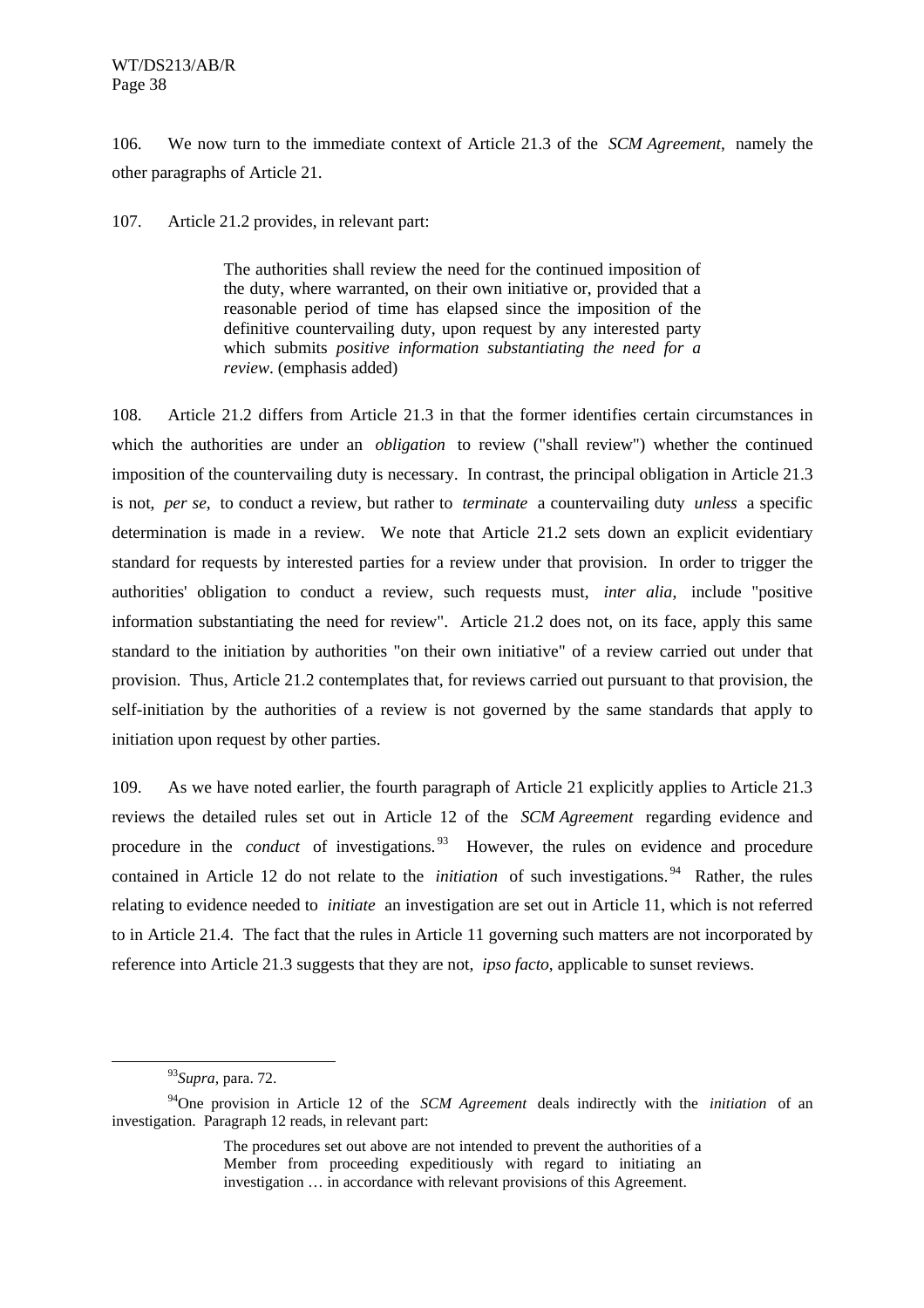106. We now turn to the immediate context of Article 21.3 of the *SCM Agreement*, namely the other paragraphs of Article 21.

107. Article 21.2 provides, in relevant part:

> The authorities shall review the need for the continued imposition of the duty, where warranted, on their own initiative or, provided that a reasonable period of time has elapsed since the imposition of the definitive countervailing duty, upon request by any interested party which submits *positive information substantiating the need for a review*. (emphasis added)

108. Article 21.2 differs from Article 21.3 in that the former identifies certain circumstances in which the authorities are under an *obligation* to review ("shall review") whether the continued imposition of the countervailing duty is necessary. In contrast, the principal obligation in Article 21.3 is not, *per se*, to conduct a review, but rather to *terminate* a countervailing duty *unless* a specific determination is made in a review. We note that Article 21.2 sets down an explicit evidentiary standard for requests by interested parties for a review under that provision. In order to trigger the authorities' obligation to conduct a review, such requests must, *inter alia*, include "positive information substantiating the need for review". Article 21.2 does not, on its face, apply this same standard to the initiation by authorities "on their own initiative" of a review carried out under that provision. Thus, Article 21.2 contemplates that, for reviews carried out pursuant to that provision, the self-initiation by the authorities of a review is not governed by the same standards that apply to initiation upon request by other parties.

109. As we have noted earlier, the fourth paragraph of Article 21 explicitly applies to Article 21.3 reviews the detailed rules set out in Article 12 of the *SCM Agreement* regarding evidence and procedure in the *conduct* of investigations.[93] However, the rules on evidence and procedure contained in Article 12 do not relate to the *initiation* of such investigations.[94] Rather, the rules relating to evidence needed to *initiate* an investigation are set out in Article 11, which is not referred to in Article 21.4. The fact that the rules in Article 11 governing such matters are not incorporated by reference into Article 21.3 suggests that they are not, *ipso facto*, applicable to sunset reviews.

---

[93] *Supra*, para. 72.

[94] One provision in Article 12 of the *SCM Agreement* deals indirectly with the *initiation* of an investigation. Paragraph 12 reads, in relevant part:

> The procedures set out above are not intended to prevent the authorities of a Member from proceeding expeditiously with regard to initiating an investigation … in accordance with relevant provisions of this Agreement.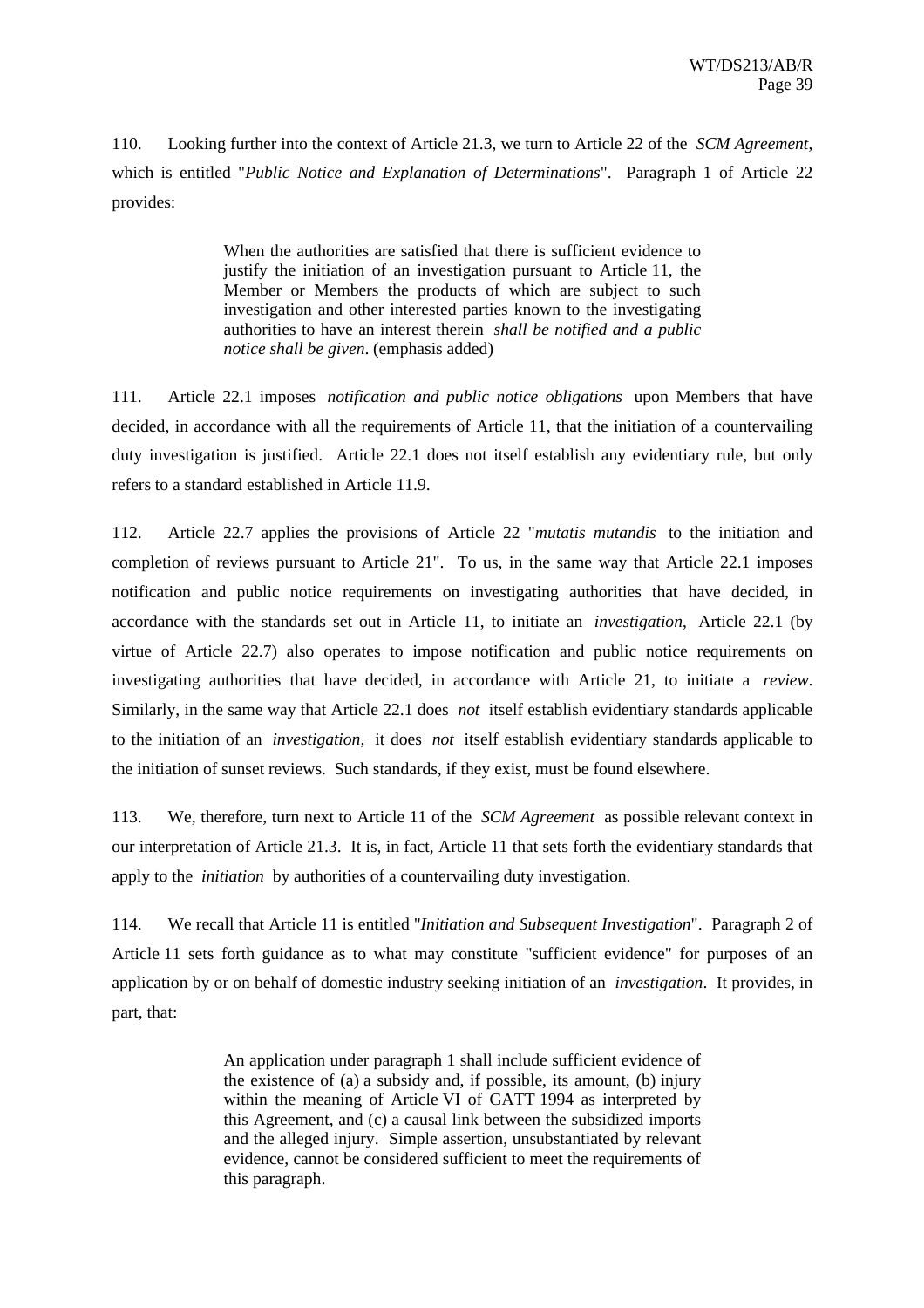110. Looking further into the context of Article 21.3, we turn to Article 22 of the *SCM Agreement*, which is entitled "*Public Notice and Explanation of Determinations*". Paragraph 1 of Article 22 provides:

> When the authorities are satisfied that there is sufficient evidence to justify the initiation of an investigation pursuant to Article 11, the Member or Members the products of which are subject to such investigation and other interested parties known to the investigating authorities to have an interest therein *shall be notified and a public notice shall be given*. (emphasis added)

111. Article 22.1 imposes *notification and public notice obligations* upon Members that have decided, in accordance with all the requirements of Article 11, that the initiation of a countervailing duty investigation is justified. Article 22.1 does not itself establish any evidentiary rule, but only refers to a standard established in Article 11.9.

112. Article 22.7 applies the provisions of Article 22 "*mutatis mutandis* to the initiation and completion of reviews pursuant to Article 21". To us, in the same way that Article 22.1 imposes notification and public notice requirements on investigating authorities that have decided, in accordance with the standards set out in Article 11, to initiate an *investigation*, Article 22.1 (by virtue of Article 22.7) also operates to impose notification and public notice requirements on investigating authorities that have decided, in accordance with Article 21, to initiate a *review*. Similarly, in the same way that Article 22.1 does *not* itself establish evidentiary standards applicable to the initiation of an *investigation*, it does *not* itself establish evidentiary standards applicable to the initiation of sunset reviews. Such standards, if they exist, must be found elsewhere.

113. We, therefore, turn next to Article 11 of the *SCM Agreement* as possible relevant context in our interpretation of Article 21.3. It is, in fact, Article 11 that sets forth the evidentiary standards that apply to the *initiation* by authorities of a countervailing duty investigation.

114. We recall that Article 11 is entitled "*Initiation and Subsequent Investigation*". Paragraph 2 of Article 11 sets forth guidance as to what may constitute "sufficient evidence" for purposes of an application by or on behalf of domestic industry seeking initiation of an *investigation*. It provides, in part, that:

> An application under paragraph 1 shall include sufficient evidence of the existence of (a) a subsidy and, if possible, its amount, (b) injury within the meaning of Article VI of GATT 1994 as interpreted by this Agreement, and (c) a causal link between the subsidized imports and the alleged injury. Simple assertion, unsubstantiated by relevant evidence, cannot be considered sufficient to meet the requirements of this paragraph.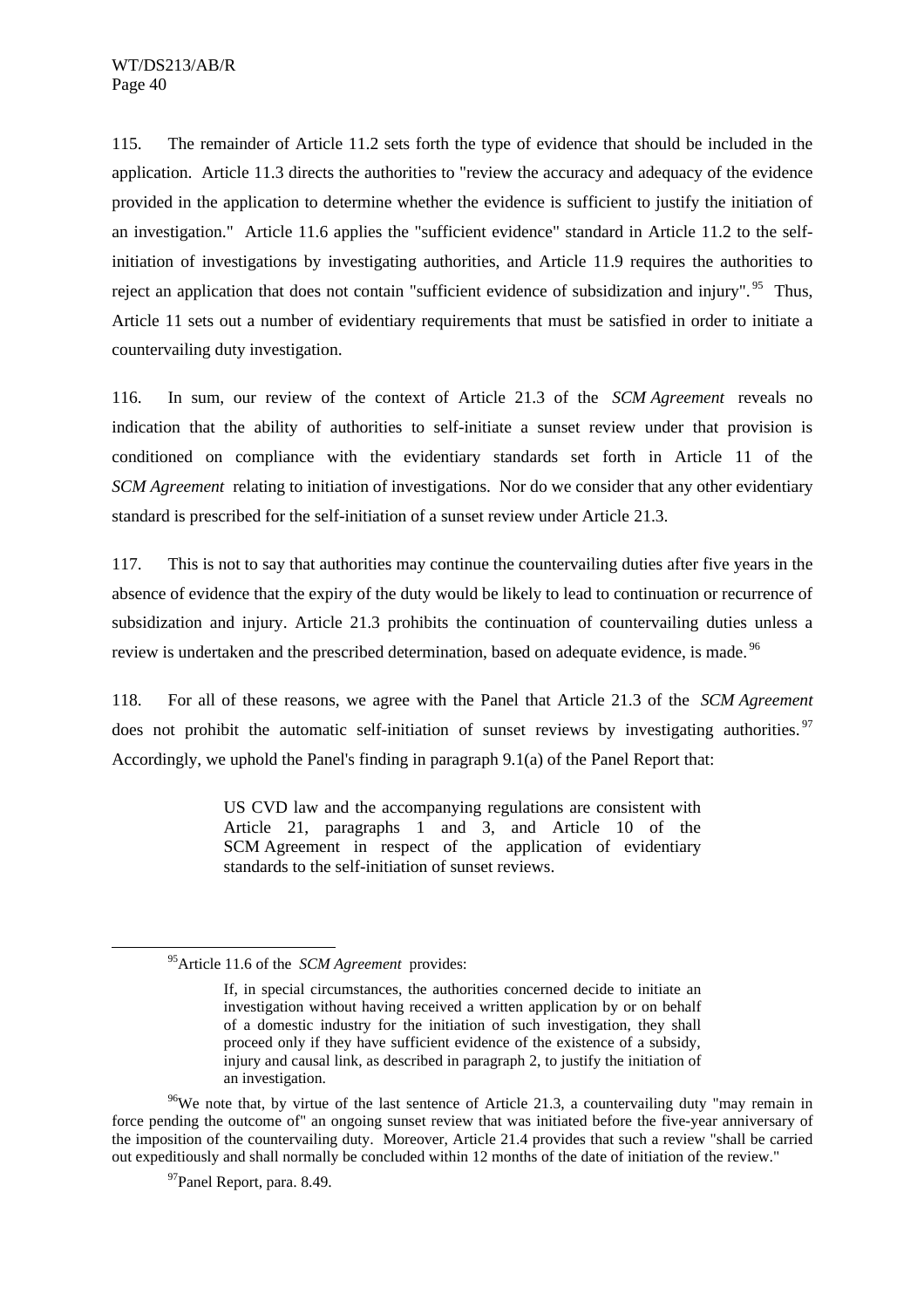115. The remainder of Article 11.2 sets forth the type of evidence that should be included in the application. Article 11.3 directs the authorities to "review the accuracy and adequacy of the evidence provided in the application to determine whether the evidence is sufficient to justify the initiation of an investigation." Article 11.6 applies the "sufficient evidence" standard in Article 11.2 to the self-initiation of investigations by investigating authorities, and Article 11.9 requires the authorities to reject an application that does not contain "sufficient evidence of subsidization and injury".[95] Thus, Article 11 sets out a number of evidentiary requirements that must be satisfied in order to initiate a countervailing duty investigation.

116. In sum, our review of the context of Article 21.3 of the *SCM Agreement* reveals no indication that the ability of authorities to self-initiate a sunset review under that provision is conditioned on compliance with the evidentiary standards set forth in Article 11 of the *SCM Agreement* relating to initiation of investigations. Nor do we consider that any other evidentiary standard is prescribed for the self-initiation of a sunset review under Article 21.3.

117. This is not to say that authorities may continue the countervailing duties after five years in the absence of evidence that the expiry of the duty would be likely to lead to continuation or recurrence of subsidization and injury. Article 21.3 prohibits the continuation of countervailing duties unless a review is undertaken and the prescribed determination, based on adequate evidence, is made.[96]

118. For all of these reasons, we agree with the Panel that Article 21.3 of the *SCM Agreement* does not prohibit the automatic self-initiation of sunset reviews by investigating authorities.[97] Accordingly, we uphold the Panel's finding in paragraph 9.1(a) of the Panel Report that:

> US CVD law and the accompanying regulations are consistent with Article 21, paragraphs 1 and 3, and Article 10 of the SCM Agreement in respect of the application of evidentiary standards to the self-initiation of sunset reviews.

---

[95] Article 11.6 of the *SCM Agreement* provides:

> If, in special circumstances, the authorities concerned decide to initiate an investigation without having received a written application by or on behalf of a domestic industry for the initiation of such investigation, they shall proceed only if they have sufficient evidence of the existence of a subsidy, injury and causal link, as described in paragraph 2, to justify the initiation of an investigation.

[96] We note that, by virtue of the last sentence of Article 21.3, a countervailing duty "may remain in force pending the outcome of" an ongoing sunset review that was initiated before the five-year anniversary of the imposition of the countervailing duty. Moreover, Article 21.4 provides that such a review "shall be carried out expeditiously and shall normally be concluded within 12 months of the date of initiation of the review."

[97] Panel Report, para. 8.49.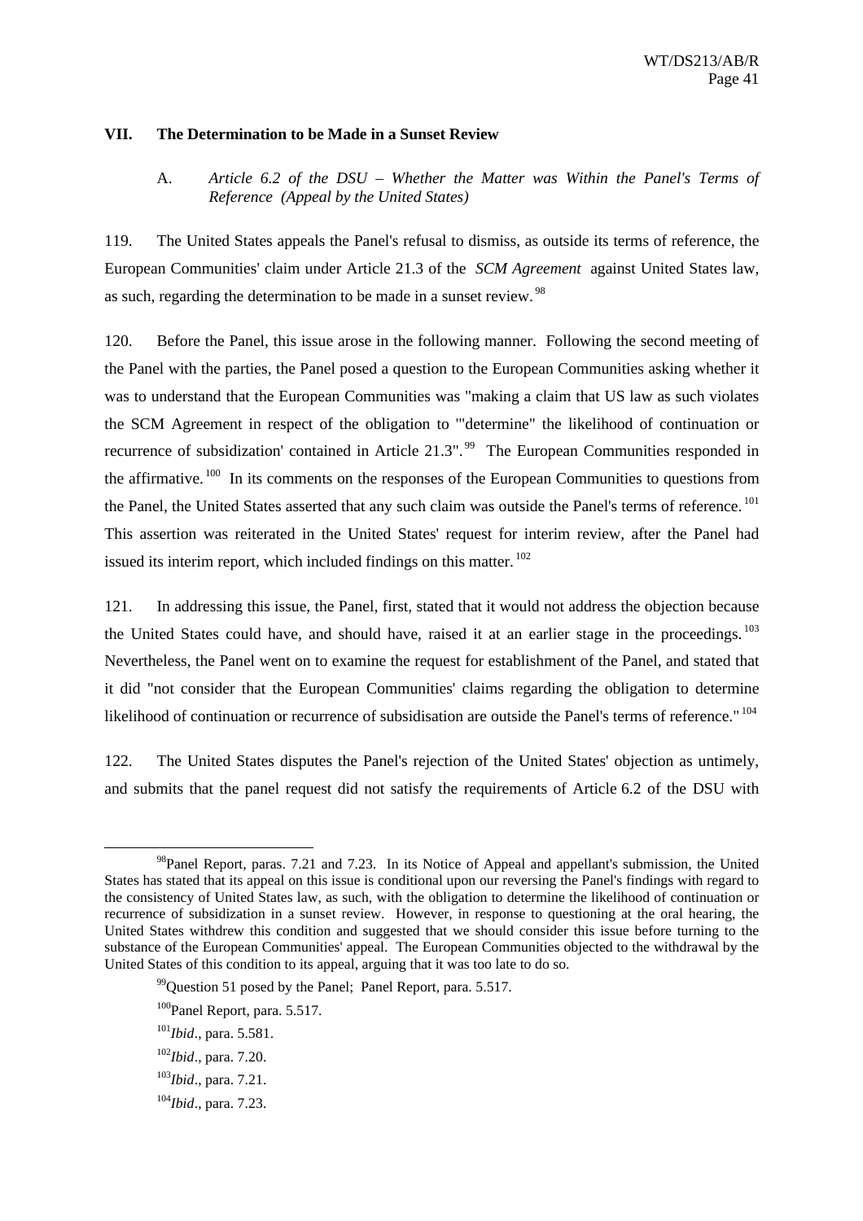## VII. The Determination to be Made in a Sunset Review

### A. *Article 6.2 of the DSU – Whether the Matter was Within the Panel's Terms of Reference (Appeal by the United States)*

119. The United States appeals the Panel's refusal to dismiss, as outside its terms of reference, the European Communities' claim under Article 21.3 of the *SCM Agreement* against United States law, as such, regarding the determination to be made in a sunset review.[98]

120. Before the Panel, this issue arose in the following manner. Following the second meeting of the Panel with the parties, the Panel posed a question to the European Communities asking whether it was to understand that the European Communities was "making a claim that US law as such violates the SCM Agreement in respect of the obligation to '"determine" the likelihood of continuation or recurrence of subsidization' contained in Article 21.3".[99] The European Communities responded in the affirmative.[100] In its comments on the responses of the European Communities to questions from the Panel, the United States asserted that any such claim was outside the Panel's terms of reference.[101] This assertion was reiterated in the United States' request for interim review, after the Panel had issued its interim report, which included findings on this matter.[102]

121. In addressing this issue, the Panel, first, stated that it would not address the objection because the United States could have, and should have, raised it at an earlier stage in the proceedings.[103] Nevertheless, the Panel went on to examine the request for establishment of the Panel, and stated that it did "not consider that the European Communities' claims regarding the obligation to determine likelihood of continuation or recurrence of subsidisation are outside the Panel's terms of reference."[104]

122. The United States disputes the Panel's rejection of the United States' objection as untimely, and submits that the panel request did not satisfy the requirements of Article 6.2 of the DSU with

---

[98]Panel Report, paras. 7.21 and 7.23. In its Notice of Appeal and appellant's submission, the United States has stated that its appeal on this issue is conditional upon our reversing the Panel's findings with regard to the consistency of United States law, as such, with the obligation to determine the likelihood of continuation or recurrence of subsidization in a sunset review. However, in response to questioning at the oral hearing, the United States withdrew this condition and suggested that we should consider this issue before turning to the substance of the European Communities' appeal. The European Communities objected to the withdrawal by the United States of this condition to its appeal, arguing that it was too late to do so.

[99]Question 51 posed by the Panel; Panel Report, para. 5.517.

[100]Panel Report, para. 5.517.

[101]*Ibid*., para. 5.581.

[102]*Ibid*., para. 7.20.

[103]*Ibid*., para. 7.21.

[104]*Ibid*., para. 7.23.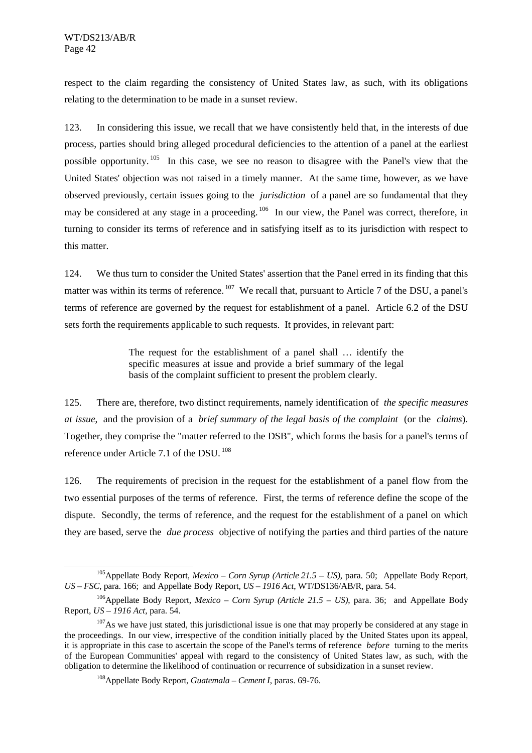respect to the claim regarding the consistency of United States law, as such, with its obligations relating to the determination to be made in a sunset review.

123. In considering this issue, we recall that we have consistently held that, in the interests of due process, parties should bring alleged procedural deficiencies to the attention of a panel at the earliest possible opportunity.[105] In this case, we see no reason to disagree with the Panel's view that the United States' objection was not raised in a timely manner. At the same time, however, as we have observed previously, certain issues going to the *jurisdiction* of a panel are so fundamental that they may be considered at any stage in a proceeding.[106] In our view, the Panel was correct, therefore, in turning to consider its terms of reference and in satisfying itself as to its jurisdiction with respect to this matter.

124. We thus turn to consider the United States' assertion that the Panel erred in its finding that this matter was within its terms of reference.[107] We recall that, pursuant to Article 7 of the DSU, a panel's terms of reference are governed by the request for establishment of a panel. Article 6.2 of the DSU sets forth the requirements applicable to such requests. It provides, in relevant part:

> The request for the establishment of a panel shall … identify the specific measures at issue and provide a brief summary of the legal basis of the complaint sufficient to present the problem clearly.

125. There are, therefore, two distinct requirements, namely identification of *the specific measures at issue*, and the provision of a *brief summary of the legal basis of the complaint* (or the *claims*). Together, they comprise the "matter referred to the DSB", which forms the basis for a panel's terms of reference under Article 7.1 of the DSU.[108]

126. The requirements of precision in the request for the establishment of a panel flow from the two essential purposes of the terms of reference. First, the terms of reference define the scope of the dispute. Secondly, the terms of reference, and the request for the establishment of a panel on which they are based, serve the *due process* objective of notifying the parties and third parties of the nature

---

[105] Appellate Body Report, *Mexico – Corn Syrup (Article 21.5 – US)*, para. 50; Appellate Body Report, *US – FSC*, para. 166; and Appellate Body Report, *US – 1916 Act*, WT/DS136/AB/R, para. 54.

[106] Appellate Body Report, *Mexico – Corn Syrup (Article 21.5 – US)*, para. 36; and Appellate Body Report, *US – 1916 Act*, para. 54.

[107] As we have just stated, this jurisdictional issue is one that may properly be considered at any stage in the proceedings. In our view, irrespective of the condition initially placed by the United States upon its appeal, it is appropriate in this case to ascertain the scope of the Panel's terms of reference *before* turning to the merits of the European Communities' appeal with regard to the consistency of United States law, as such, with the obligation to determine the likelihood of continuation or recurrence of subsidization in a sunset review.

[108] Appellate Body Report, *Guatemala – Cement I*, paras. 69-76.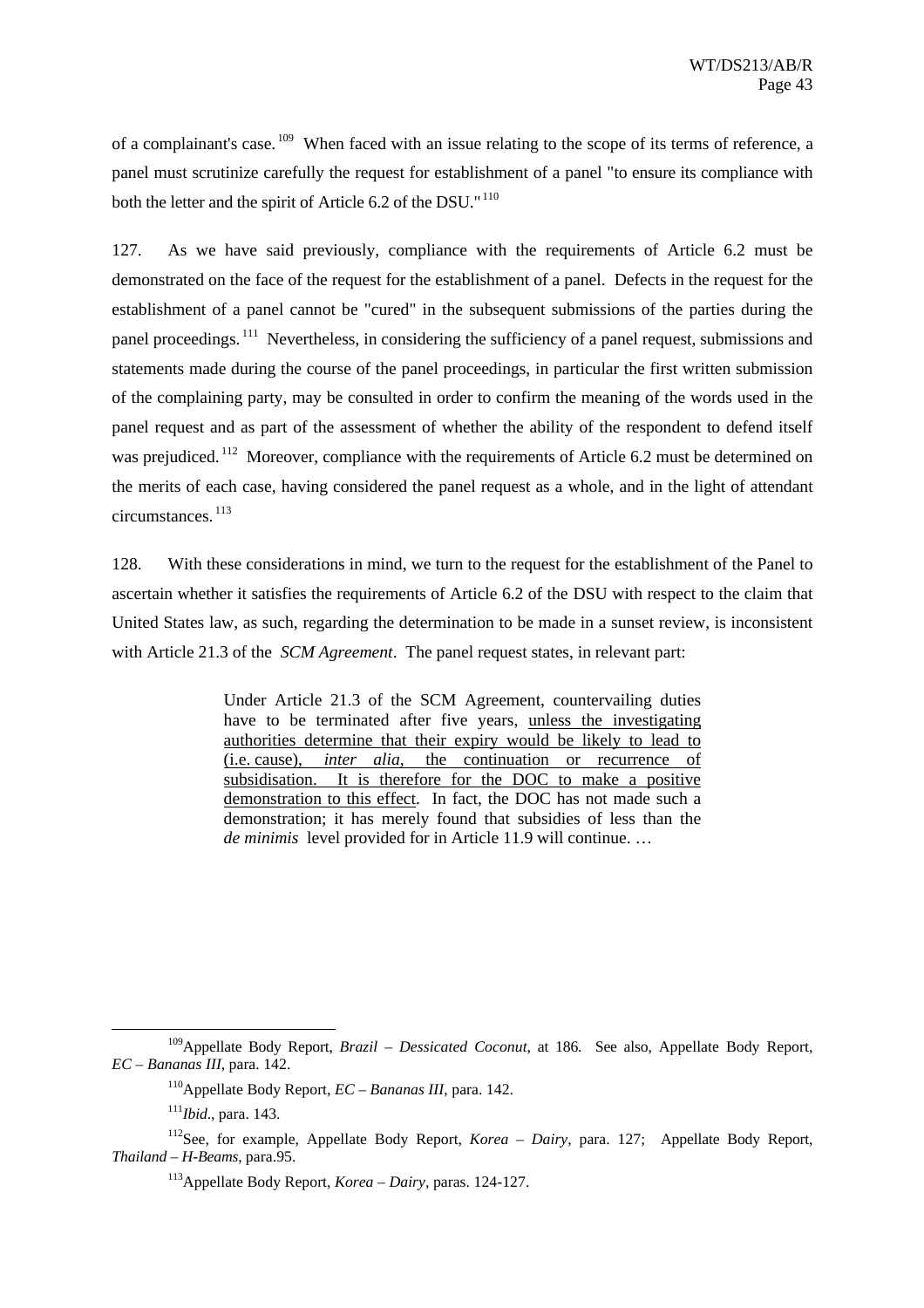of a complainant's case.[109] When faced with an issue relating to the scope of its terms of reference, a panel must scrutinize carefully the request for establishment of a panel "to ensure its compliance with both the letter and the spirit of Article 6.2 of the DSU."[110]

127. As we have said previously, compliance with the requirements of Article 6.2 must be demonstrated on the face of the request for the establishment of a panel. Defects in the request for the establishment of a panel cannot be "cured" in the subsequent submissions of the parties during the panel proceedings.[111] Nevertheless, in considering the sufficiency of a panel request, submissions and statements made during the course of the panel proceedings, in particular the first written submission of the complaining party, may be consulted in order to confirm the meaning of the words used in the panel request and as part of the assessment of whether the ability of the respondent to defend itself was prejudiced.[112] Moreover, compliance with the requirements of Article 6.2 must be determined on the merits of each case, having considered the panel request as a whole, and in the light of attendant circumstances.[113]

128. With these considerations in mind, we turn to the request for the establishment of the Panel to ascertain whether it satisfies the requirements of Article 6.2 of the DSU with respect to the claim that United States law, as such, regarding the determination to be made in a sunset review, is inconsistent with Article 21.3 of the *SCM Agreement*. The panel request states, in relevant part:

> Under Article 21.3 of the SCM Agreement, countervailing duties have to be terminated after five years, <u>unless the investigating authorities determine that their expiry would be likely to lead to (i.e. cause), *inter alia*, the continuation or recurrence of subsidisation. It is therefore for the DOC to make a positive demonstration to this effect</u>. In fact, the DOC has not made such a demonstration; it has merely found that subsidies of less than the *de minimis* level provided for in Article 11.9 will continue. …

---

[109] Appellate Body Report, *Brazil – Dessicated Coconut*, at 186. See also, Appellate Body Report, *EC – Bananas III*, para. 142.

[110] Appellate Body Report, *EC – Bananas III*, para. 142.

[111] *Ibid.*, para. 143.

[112] See, for example, Appellate Body Report, *Korea – Dairy*, para. 127; Appellate Body Report, *Thailand – H-Beams*, para.95.

[113] Appellate Body Report, *Korea – Dairy*, paras. 124-127.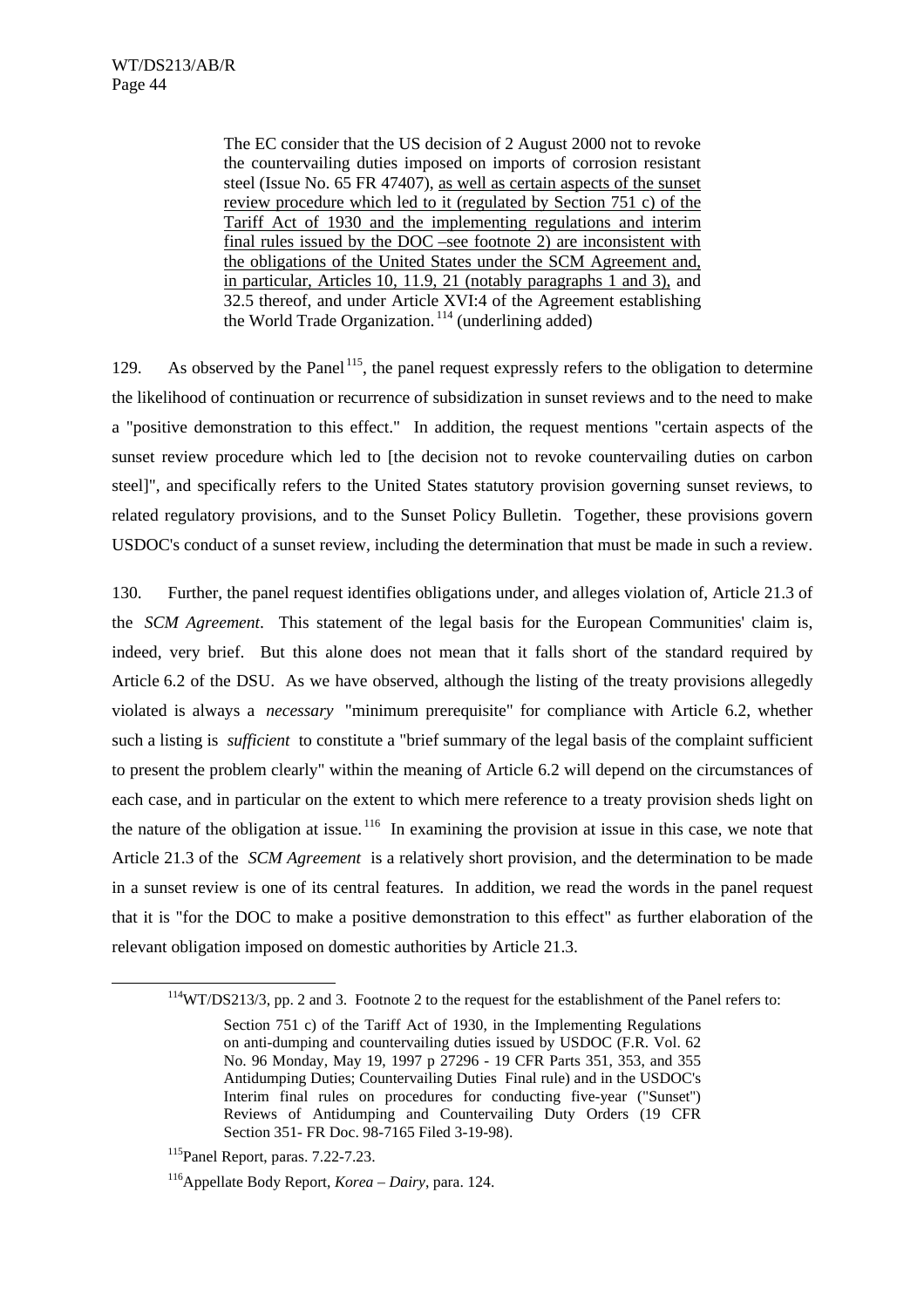> The EC consider that the US decision of 2 August 2000 not to revoke the countervailing duties imposed on imports of corrosion resistant steel (Issue No. 65 FR 47407), as well as certain aspects of the sunset review procedure which led to it (regulated by Section 751 c) of the Tariff Act of 1930 and the implementing regulations and interim final rules issued by the DOC –see footnote 2) are inconsistent with the obligations of the United States under the SCM Agreement and, in particular, Articles 10, 11.9, 21 (notably paragraphs 1 and 3), and 32.5 thereof, and under Article XVI:4 of the Agreement establishing the World Trade Organization.[114] (underlining added)

129. As observed by the Panel[115], the panel request expressly refers to the obligation to determine the likelihood of continuation or recurrence of subsidization in sunset reviews and to the need to make a "positive demonstration to this effect." In addition, the request mentions "certain aspects of the sunset review procedure which led to [the decision not to revoke countervailing duties on carbon steel]", and specifically refers to the United States statutory provision governing sunset reviews, to related regulatory provisions, and to the Sunset Policy Bulletin. Together, these provisions govern USDOC's conduct of a sunset review, including the determination that must be made in such a review.

130. Further, the panel request identifies obligations under, and alleges violation of, Article 21.3 of the *SCM Agreement*. This statement of the legal basis for the European Communities' claim is, indeed, very brief. But this alone does not mean that it falls short of the standard required by Article 6.2 of the DSU. As we have observed, although the listing of the treaty provisions allegedly violated is always a *necessary* "minimum prerequisite" for compliance with Article 6.2, whether such a listing is *sufficient* to constitute a "brief summary of the legal basis of the complaint sufficient to present the problem clearly" within the meaning of Article 6.2 will depend on the circumstances of each case, and in particular on the extent to which mere reference to a treaty provision sheds light on the nature of the obligation at issue.[116] In examining the provision at issue in this case, we note that Article 21.3 of the *SCM Agreement* is a relatively short provision, and the determination to be made in a sunset review is one of its central features. In addition, we read the words in the panel request that it is "for the DOC to make a positive demonstration to this effect" as further elaboration of the relevant obligation imposed on domestic authorities by Article 21.3.

---

[114] WT/DS213/3, pp. 2 and 3. Footnote 2 to the request for the establishment of the Panel refers to:

> Section 751 c) of the Tariff Act of 1930, in the Implementing Regulations on anti-dumping and countervailing duties issued by USDOC (F.R. Vol. 62 No. 96 Monday, May 19, 1997 p 27296 - 19 CFR Parts 351, 353, and 355 Antidumping Duties; Countervailing Duties Final rule) and in the USDOC's Interim final rules on procedures for conducting five-year ("Sunset") Reviews of Antidumping and Countervailing Duty Orders (19 CFR Section 351- FR Doc. 98-7165 Filed 3-19-98).

[115] Panel Report, paras. 7.22-7.23.

[116] Appellate Body Report, *Korea – Dairy*, para. 124.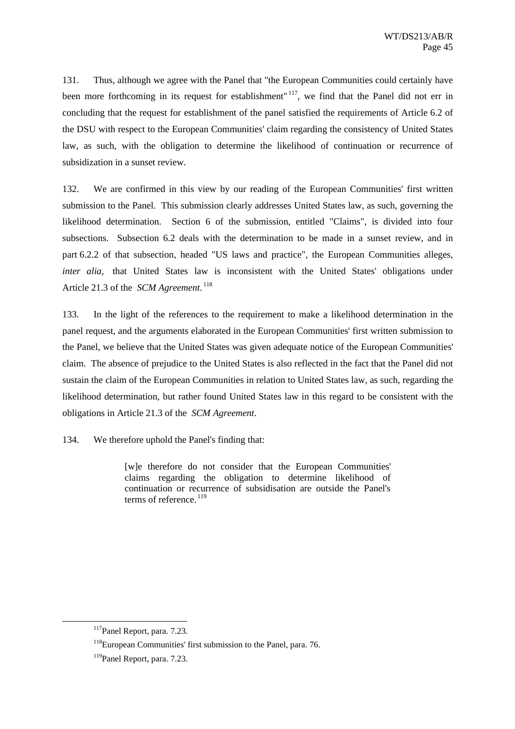131. Thus, although we agree with the Panel that "the European Communities could certainly have been more forthcoming in its request for establishment" [117], we find that the Panel did not err in concluding that the request for establishment of the panel satisfied the requirements of Article 6.2 of the DSU with respect to the European Communities' claim regarding the consistency of United States law, as such, with the obligation to determine the likelihood of continuation or recurrence of subsidization in a sunset review.

132. We are confirmed in this view by our reading of the European Communities' first written submission to the Panel. This submission clearly addresses United States law, as such, governing the likelihood determination. Section 6 of the submission, entitled "Claims", is divided into four subsections. Subsection 6.2 deals with the determination to be made in a sunset review, and in part 6.2.2 of that subsection, headed "US laws and practice", the European Communities alleges, *inter alia*, that United States law is inconsistent with the United States' obligations under Article 21.3 of the *SCM Agreement*. [118]

133. In the light of the references to the requirement to make a likelihood determination in the panel request, and the arguments elaborated in the European Communities' first written submission to the Panel, we believe that the United States was given adequate notice of the European Communities' claim. The absence of prejudice to the United States is also reflected in the fact that the Panel did not sustain the claim of the European Communities in relation to United States law, as such, regarding the likelihood determination, but rather found United States law in this regard to be consistent with the obligations in Article 21.3 of the *SCM Agreement*.

134. We therefore uphold the Panel's finding that:

> [w]e therefore do not consider that the European Communities' claims regarding the obligation to determine likelihood of continuation or recurrence of subsidisation are outside the Panel's terms of reference. [119]

---

[117] Panel Report, para. 7.23.

[118] European Communities' first submission to the Panel, para. 76.

[119] Panel Report, para. 7.23.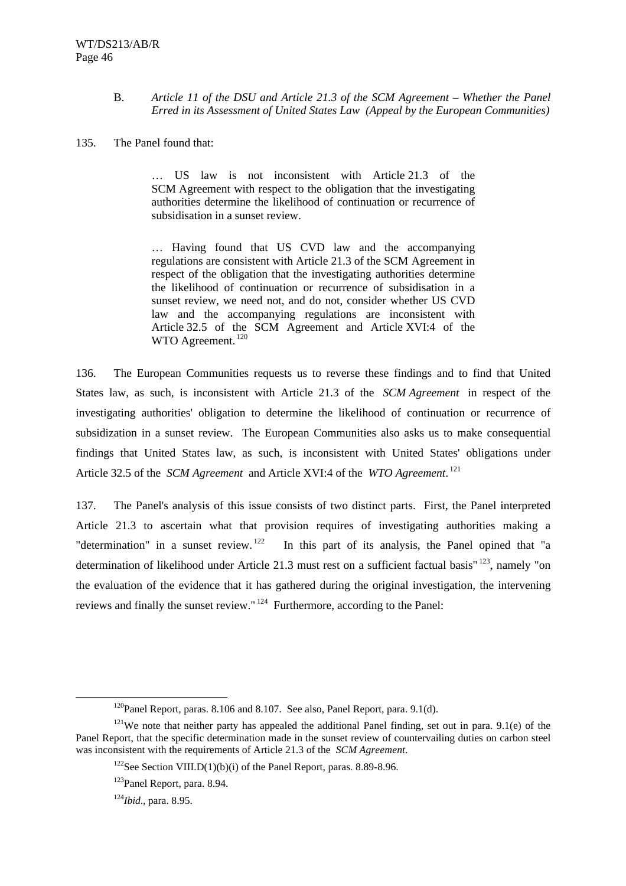### B. *Article 11 of the DSU and Article 21.3 of the SCM Agreement – Whether the Panel Erred in its Assessment of United States Law (Appeal by the European Communities)*

135. The Panel found that:

> … US law is not inconsistent with Article 21.3 of the SCM Agreement with respect to the obligation that the investigating authorities determine the likelihood of continuation or recurrence of subsidisation in a sunset review.
>
> … Having found that US CVD law and the accompanying regulations are consistent with Article 21.3 of the SCM Agreement in respect of the obligation that the investigating authorities determine the likelihood of continuation or recurrence of subsidisation in a sunset review, we need not, and do not, consider whether US CVD law and the accompanying regulations are inconsistent with Article 32.5 of the SCM Agreement and Article XVI:4 of the WTO Agreement.[120]

136. The European Communities requests us to reverse these findings and to find that United States law, as such, is inconsistent with Article 21.3 of the *SCM Agreement* in respect of the investigating authorities' obligation to determine the likelihood of continuation or recurrence of subsidization in a sunset review. The European Communities also asks us to make consequential findings that United States law, as such, is inconsistent with United States' obligations under Article 32.5 of the *SCM Agreement* and Article XVI:4 of the *WTO Agreement*.[121]

137. The Panel's analysis of this issue consists of two distinct parts. First, the Panel interpreted Article 21.3 to ascertain what that provision requires of investigating authorities making a "determination" in a sunset review.[122] In this part of its analysis, the Panel opined that "a determination of likelihood under Article 21.3 must rest on a sufficient factual basis"[123], namely "on the evaluation of the evidence that it has gathered during the original investigation, the intervening reviews and finally the sunset review."[124] Furthermore, according to the Panel:

---

[120] Panel Report, paras. 8.106 and 8.107. See also, Panel Report, para. 9.1(d).

[121] We note that neither party has appealed the additional Panel finding, set out in para. 9.1(e) of the Panel Report, that the specific determination made in the sunset review of countervailing duties on carbon steel was inconsistent with the requirements of Article 21.3 of the *SCM Agreement*.

[122] See Section VIII.D(1)(b)(i) of the Panel Report, paras. 8.89-8.96.

[123] Panel Report, para. 8.94.

[124] *Ibid*., para. 8.95.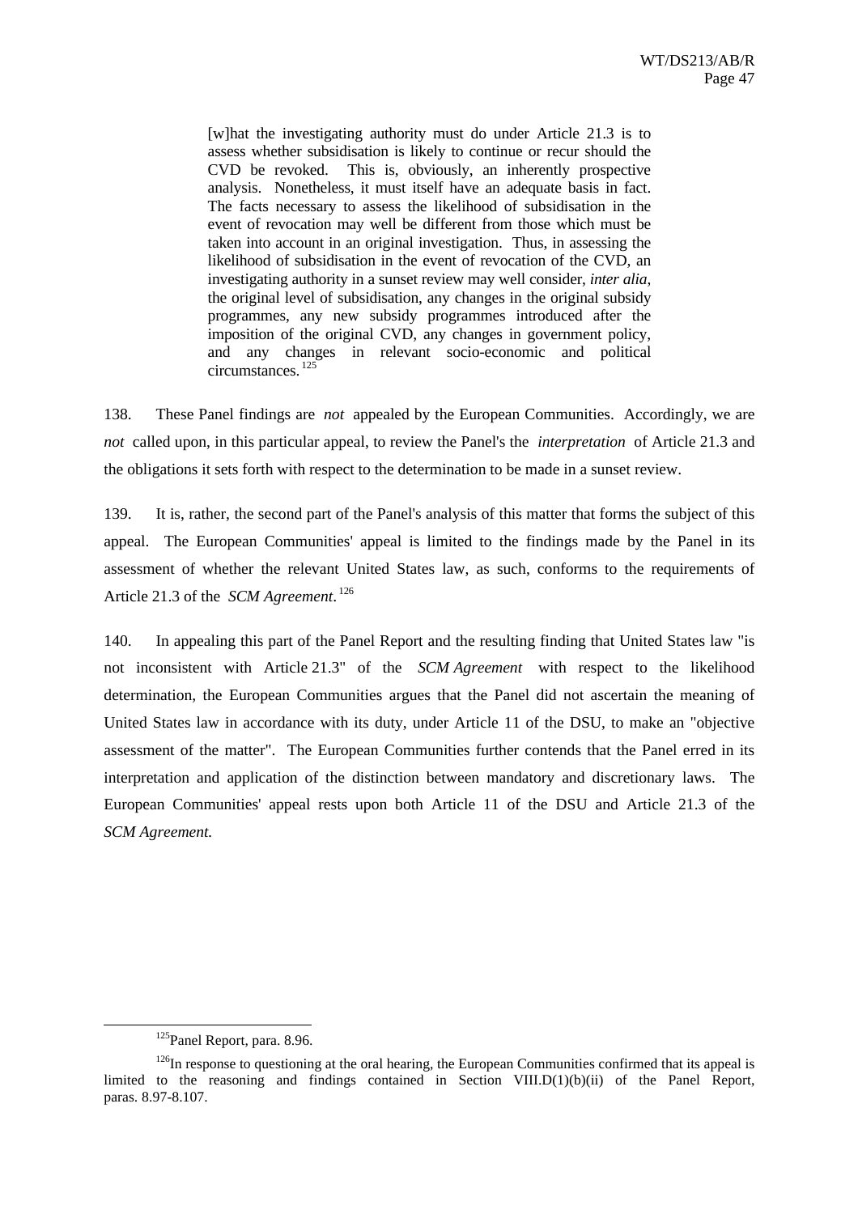> [w]hat the investigating authority must do under Article 21.3 is to assess whether subsidisation is likely to continue or recur should the CVD be revoked. This is, obviously, an inherently prospective analysis. Nonetheless, it must itself have an adequate basis in fact. The facts necessary to assess the likelihood of subsidisation in the event of revocation may well be different from those which must be taken into account in an original investigation. Thus, in assessing the likelihood of subsidisation in the event of revocation of the CVD, an investigating authority in a sunset review may well consider, *inter alia*, the original level of subsidisation, any changes in the original subsidy programmes, any new subsidy programmes introduced after the imposition of the original CVD, any changes in government policy, and any changes in relevant socio-economic and political circumstances.[125]

138. These Panel findings are *not* appealed by the European Communities. Accordingly, we are *not* called upon, in this particular appeal, to review the Panel's the *interpretation* of Article 21.3 and the obligations it sets forth with respect to the determination to be made in a sunset review.

139. It is, rather, the second part of the Panel's analysis of this matter that forms the subject of this appeal. The European Communities' appeal is limited to the findings made by the Panel in its assessment of whether the relevant United States law, as such, conforms to the requirements of Article 21.3 of the *SCM Agreement*.[126]

140. In appealing this part of the Panel Report and the resulting finding that United States law "is not inconsistent with Article 21.3" of the *SCM Agreement* with respect to the likelihood determination, the European Communities argues that the Panel did not ascertain the meaning of United States law in accordance with its duty, under Article 11 of the DSU, to make an "objective assessment of the matter". The European Communities further contends that the Panel erred in its interpretation and application of the distinction between mandatory and discretionary laws. The European Communities' appeal rests upon both Article 11 of the DSU and Article 21.3 of the *SCM Agreement.*

---

[125] Panel Report, para. 8.96.

[126] In response to questioning at the oral hearing, the European Communities confirmed that its appeal is limited to the reasoning and findings contained in Section VIII.D(1)(b)(ii) of the Panel Report, paras. 8.97-8.107.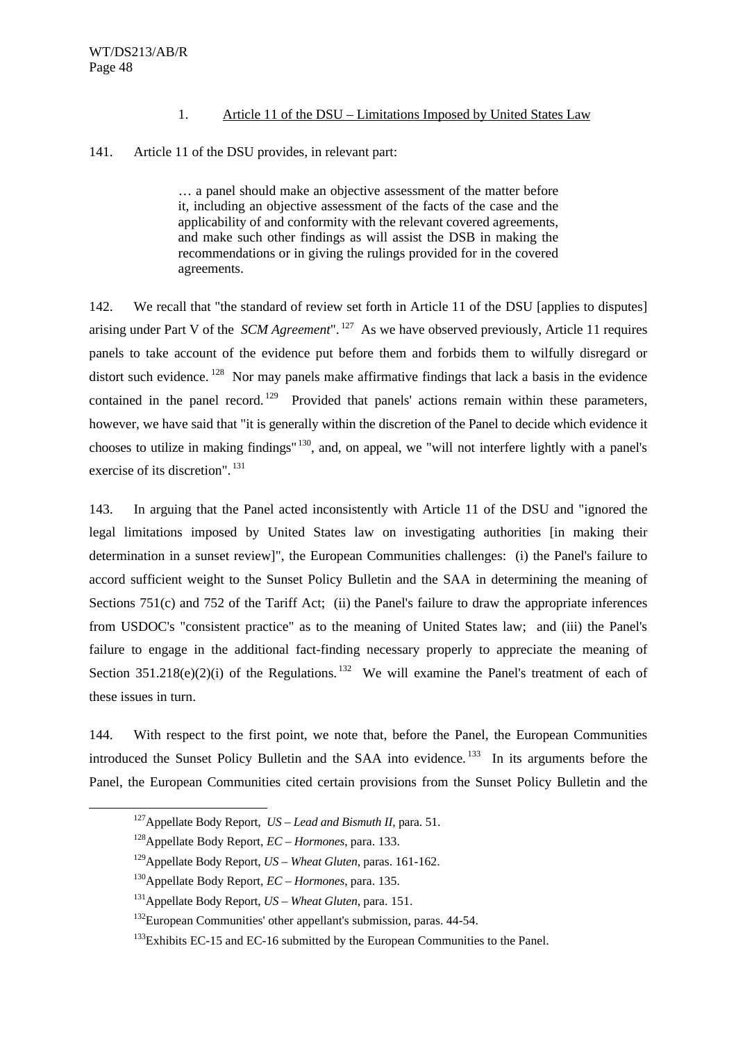### 1. Article 11 of the DSU – Limitations Imposed by United States Law

141. Article 11 of the DSU provides, in relevant part:

> … a panel should make an objective assessment of the matter before it, including an objective assessment of the facts of the case and the applicability of and conformity with the relevant covered agreements, and make such other findings as will assist the DSB in making the recommendations or in giving the rulings provided for in the covered agreements.

142. We recall that "the standard of review set forth in Article 11 of the DSU [applies to disputes] arising under Part V of the *SCM Agreement*".[127] As we have observed previously, Article 11 requires panels to take account of the evidence put before them and forbids them to wilfully disregard or distort such evidence.[128] Nor may panels make affirmative findings that lack a basis in the evidence contained in the panel record.[129] Provided that panels' actions remain within these parameters, however, we have said that "it is generally within the discretion of the Panel to decide which evidence it chooses to utilize in making findings"[130], and, on appeal, we "will not interfere lightly with a panel's exercise of its discretion".[131]

143. In arguing that the Panel acted inconsistently with Article 11 of the DSU and "ignored the legal limitations imposed by United States law on investigating authorities [in making their determination in a sunset review]", the European Communities challenges: (i) the Panel's failure to accord sufficient weight to the Sunset Policy Bulletin and the SAA in determining the meaning of Sections 751(c) and 752 of the Tariff Act; (ii) the Panel's failure to draw the appropriate inferences from USDOC's "consistent practice" as to the meaning of United States law; and (iii) the Panel's failure to engage in the additional fact-finding necessary properly to appreciate the meaning of Section 351.218(e)(2)(i) of the Regulations.[132] We will examine the Panel's treatment of each of these issues in turn.

144. With respect to the first point, we note that, before the Panel, the European Communities introduced the Sunset Policy Bulletin and the SAA into evidence.[133] In its arguments before the Panel, the European Communities cited certain provisions from the Sunset Policy Bulletin and the

---

[127] Appellate Body Report, *US – Lead and Bismuth II*, para. 51.

[128] Appellate Body Report, *EC – Hormones*, para. 133.

[129] Appellate Body Report, *US – Wheat Gluten*, paras. 161-162.

[130] Appellate Body Report, *EC – Hormones*, para. 135.

[131] Appellate Body Report, *US – Wheat Gluten*, para. 151.

[132] European Communities' other appellant's submission, paras. 44-54.

[133] Exhibits EC-15 and EC-16 submitted by the European Communities to the Panel.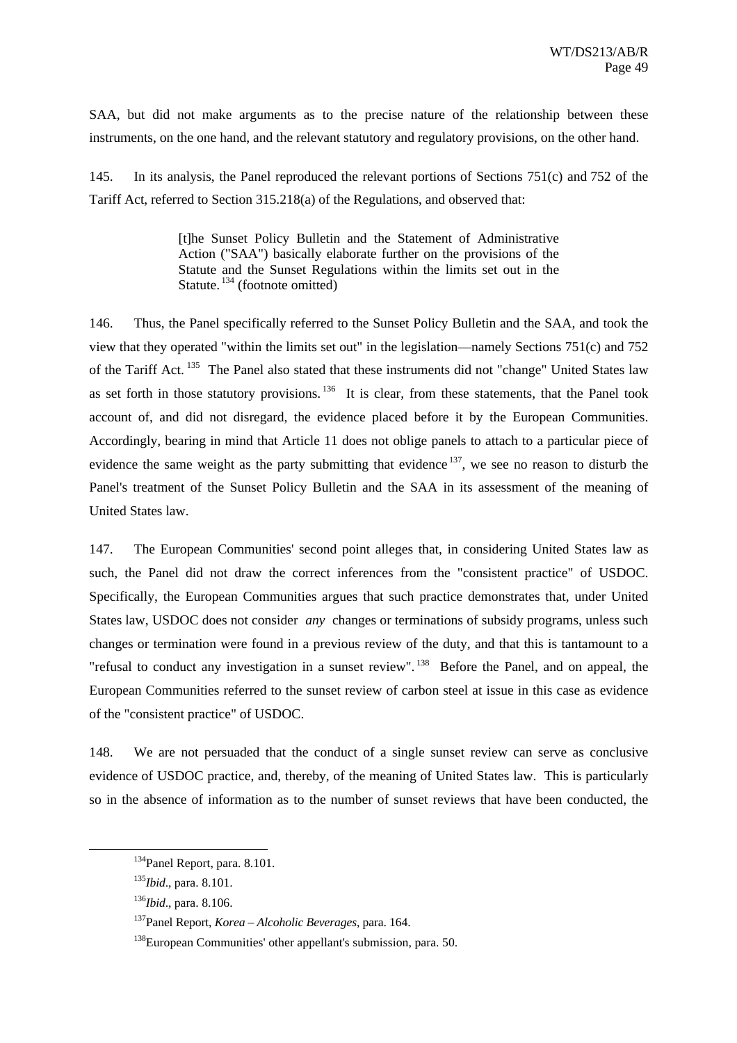SAA, but did not make arguments as to the precise nature of the relationship between these instruments, on the one hand, and the relevant statutory and regulatory provisions, on the other hand.

145. In its analysis, the Panel reproduced the relevant portions of Sections 751(c) and 752 of the Tariff Act, referred to Section 315.218(a) of the Regulations, and observed that:

> [t]he Sunset Policy Bulletin and the Statement of Administrative Action ("SAA") basically elaborate further on the provisions of the Statute and the Sunset Regulations within the limits set out in the Statute.[134] (footnote omitted)

146. Thus, the Panel specifically referred to the Sunset Policy Bulletin and the SAA, and took the view that they operated "within the limits set out" in the legislation—namely Sections 751(c) and 752 of the Tariff Act.[135] The Panel also stated that these instruments did not "change" United States law as set forth in those statutory provisions.[136] It is clear, from these statements, that the Panel took account of, and did not disregard, the evidence placed before it by the European Communities. Accordingly, bearing in mind that Article 11 does not oblige panels to attach to a particular piece of evidence the same weight as the party submitting that evidence[137], we see no reason to disturb the Panel's treatment of the Sunset Policy Bulletin and the SAA in its assessment of the meaning of United States law.

147. The European Communities' second point alleges that, in considering United States law as such, the Panel did not draw the correct inferences from the "consistent practice" of USDOC. Specifically, the European Communities argues that such practice demonstrates that, under United States law, USDOC does not consider *any* changes or terminations of subsidy programs, unless such changes or termination were found in a previous review of the duty, and that this is tantamount to a "refusal to conduct any investigation in a sunset review".[138] Before the Panel, and on appeal, the European Communities referred to the sunset review of carbon steel at issue in this case as evidence of the "consistent practice" of USDOC.

148. We are not persuaded that the conduct of a single sunset review can serve as conclusive evidence of USDOC practice, and, thereby, of the meaning of United States law. This is particularly so in the absence of information as to the number of sunset reviews that have been conducted, the

---

[134] Panel Report, para. 8.101.

[135] *Ibid*., para. 8.101.

[136] *Ibid*., para. 8.106.

[137] Panel Report, *Korea – Alcoholic Beverages*, para. 164.

[138] European Communities' other appellant's submission, para. 50.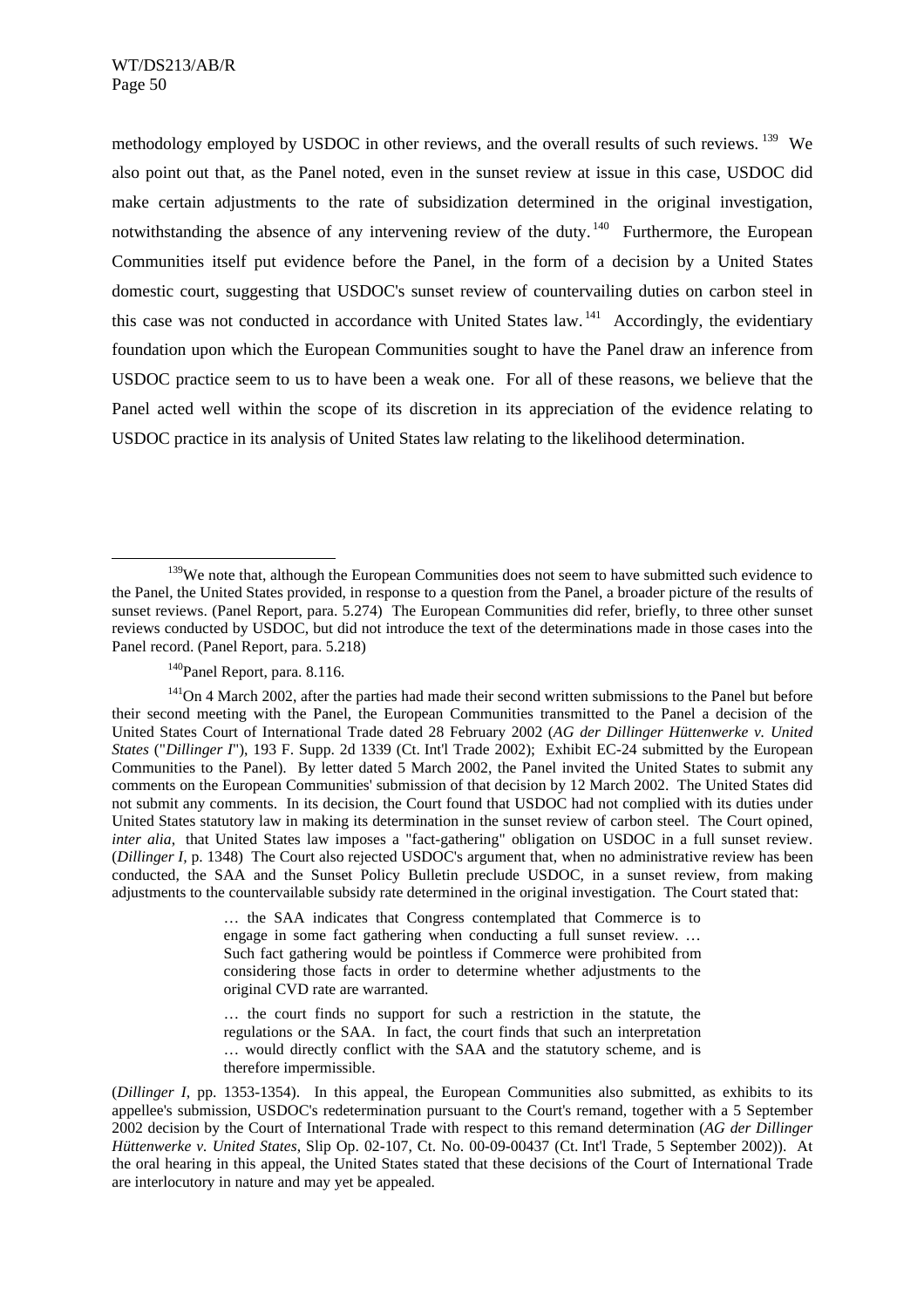methodology employed by USDOC in other reviews, and the overall results of such reviews. [139] We also point out that, as the Panel noted, even in the sunset review at issue in this case, USDOC did make certain adjustments to the rate of subsidization determined in the original investigation, notwithstanding the absence of any intervening review of the duty. [140] Furthermore, the European Communities itself put evidence before the Panel, in the form of a decision by a United States domestic court, suggesting that USDOC's sunset review of countervailing duties on carbon steel in this case was not conducted in accordance with United States law. [141] Accordingly, the evidentiary foundation upon which the European Communities sought to have the Panel draw an inference from USDOC practice seem to us to have been a weak one. For all of these reasons, we believe that the Panel acted well within the scope of its discretion in its appreciation of the evidence relating to USDOC practice in its analysis of United States law relating to the likelihood determination.

---

[139] We note that, although the European Communities does not seem to have submitted such evidence to the Panel, the United States provided, in response to a question from the Panel, a broader picture of the results of sunset reviews. (Panel Report, para. 5.274) The European Communities did refer, briefly, to three other sunset reviews conducted by USDOC, but did not introduce the text of the determinations made in those cases into the Panel record. (Panel Report, para. 5.218)

[140] Panel Report, para. 8.116.

[141] On 4 March 2002, after the parties had made their second written submissions to the Panel but before their second meeting with the Panel, the European Communities transmitted to the Panel a decision of the United States Court of International Trade dated 28 February 2002 (*AG der Dillinger Hüttenwerke v. United States* ("*Dillinger I*"), 193 F. Supp. 2d 1339 (Ct. Int'l Trade 2002); Exhibit EC-24 submitted by the European Communities to the Panel). By letter dated 5 March 2002, the Panel invited the United States to submit any comments on the European Communities' submission of that decision by 12 March 2002. The United States did not submit any comments. In its decision, the Court found that USDOC had not complied with its duties under United States statutory law in making its determination in the sunset review of carbon steel. The Court opined, *inter alia*, that United States law imposes a "fact-gathering" obligation on USDOC in a full sunset review. (*Dillinger I*, p. 1348) The Court also rejected USDOC's argument that, when no administrative review has been conducted, the SAA and the Sunset Policy Bulletin preclude USDOC, in a sunset review, from making adjustments to the countervailable subsidy rate determined in the original investigation. The Court stated that:

> … the SAA indicates that Congress contemplated that Commerce is to engage in some fact gathering when conducting a full sunset review. … Such fact gathering would be pointless if Commerce were prohibited from considering those facts in order to determine whether adjustments to the original CVD rate are warranted.
>
> … the court finds no support for such a restriction in the statute, the regulations or the SAA. In fact, the court finds that such an interpretation … would directly conflict with the SAA and the statutory scheme, and is therefore impermissible.

(*Dillinger I*, pp. 1353-1354). In this appeal, the European Communities also submitted, as exhibits to its appellee's submission, USDOC's redetermination pursuant to the Court's remand, together with a 5 September 2002 decision by the Court of International Trade with respect to this remand determination (*AG der Dillinger Hüttenwerke v. United States*, Slip Op. 02-107, Ct. No. 00-09-00437 (Ct. Int'l Trade, 5 September 2002)). At the oral hearing in this appeal, the United States stated that these decisions of the Court of International Trade are interlocutory in nature and may yet be appealed.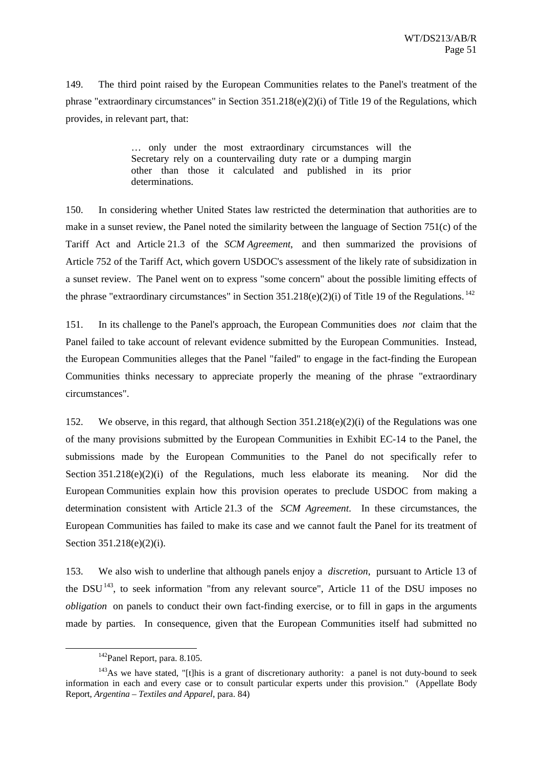149. The third point raised by the European Communities relates to the Panel's treatment of the phrase "extraordinary circumstances" in Section 351.218(e)(2)(i) of Title 19 of the Regulations, which provides, in relevant part, that:

> … only under the most extraordinary circumstances will the Secretary rely on a countervailing duty rate or a dumping margin other than those it calculated and published in its prior determinations.

150. In considering whether United States law restricted the determination that authorities are to make in a sunset review, the Panel noted the similarity between the language of Section 751(c) of the Tariff Act and Article 21.3 of the *SCM Agreement*, and then summarized the provisions of Article 752 of the Tariff Act, which govern USDOC's assessment of the likely rate of subsidization in a sunset review. The Panel went on to express "some concern" about the possible limiting effects of the phrase "extraordinary circumstances" in Section 351.218(e)(2)(i) of Title 19 of the Regulations.[142]

151. In its challenge to the Panel's approach, the European Communities does *not* claim that the Panel failed to take account of relevant evidence submitted by the European Communities. Instead, the European Communities alleges that the Panel "failed" to engage in the fact-finding the European Communities thinks necessary to appreciate properly the meaning of the phrase "extraordinary circumstances".

152. We observe, in this regard, that although Section 351.218(e)(2)(i) of the Regulations was one of the many provisions submitted by the European Communities in Exhibit EC-14 to the Panel, the submissions made by the European Communities to the Panel do not specifically refer to Section 351.218(e)(2)(i) of the Regulations, much less elaborate its meaning. Nor did the European Communities explain how this provision operates to preclude USDOC from making a determination consistent with Article 21.3 of the *SCM Agreement*. In these circumstances, the European Communities has failed to make its case and we cannot fault the Panel for its treatment of Section 351.218(e)(2)(i).

153. We also wish to underline that although panels enjoy a *discretion*, pursuant to Article 13 of the DSU[143], to seek information "from any relevant source", Article 11 of the DSU imposes no *obligation* on panels to conduct their own fact-finding exercise, or to fill in gaps in the arguments made by parties. In consequence, given that the European Communities itself had submitted no

---

[142] Panel Report, para. 8.105.

[143] As we have stated, "[t]his is a grant of discretionary authority: a panel is not duty-bound to seek information in each and every case or to consult particular experts under this provision." (Appellate Body Report, *Argentina – Textiles and Apparel*, para. 84)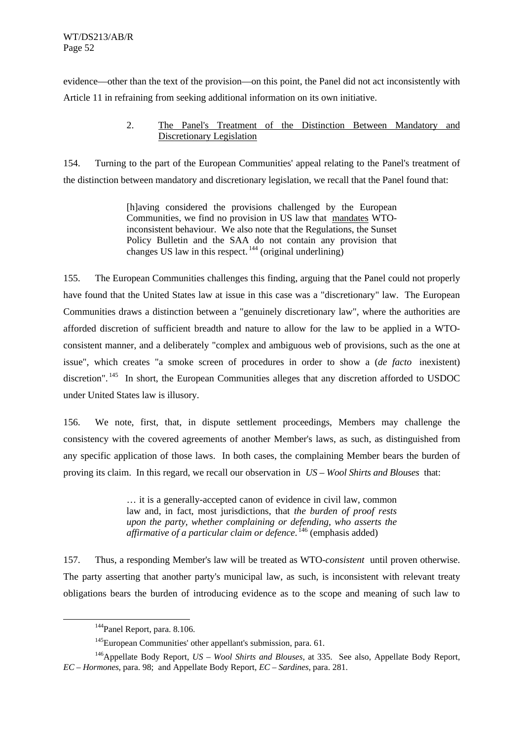evidence—other than the text of the provision—on this point, the Panel did not act inconsistently with Article 11 in refraining from seeking additional information on its own initiative.

### 2. The Panel's Treatment of the Distinction Between Mandatory and Discretionary Legislation

154. Turning to the part of the European Communities' appeal relating to the Panel's treatment of the distinction between mandatory and discretionary legislation, we recall that the Panel found that:

> [h]aving considered the provisions challenged by the European Communities, we find no provision in US law that mandates WTO-inconsistent behaviour. We also note that the Regulations, the Sunset Policy Bulletin and the SAA do not contain any provision that changes US law in this respect.[144] (original underlining)

155. The European Communities challenges this finding, arguing that the Panel could not properly have found that the United States law at issue in this case was a "discretionary" law. The European Communities draws a distinction between a "genuinely discretionary law", where the authorities are afforded discretion of sufficient breadth and nature to allow for the law to be applied in a WTO-consistent manner, and a deliberately "complex and ambiguous web of provisions, such as the one at issue", which creates "a smoke screen of procedures in order to show a (*de facto* inexistent) discretion".[145] In short, the European Communities alleges that any discretion afforded to USDOC under United States law is illusory.

156. We note, first, that, in dispute settlement proceedings, Members may challenge the consistency with the covered agreements of another Member's laws, as such, as distinguished from any specific application of those laws. In both cases, the complaining Member bears the burden of proving its claim. In this regard, we recall our observation in *US – Wool Shirts and Blouses* that:

> … it is a generally-accepted canon of evidence in civil law, common law and, in fact, most jurisdictions, that *the burden of proof rests upon the party, whether complaining or defending, who asserts the affirmative of a particular claim or defence*.[146] (emphasis added)

157. Thus, a responding Member's law will be treated as WTO-*consistent* until proven otherwise. The party asserting that another party's municipal law, as such, is inconsistent with relevant treaty obligations bears the burden of introducing evidence as to the scope and meaning of such law to

---

[144] Panel Report, para. 8.106.

[145] European Communities' other appellant's submission, para. 61.

[146] Appellate Body Report, *US – Wool Shirts and Blouses*, at 335. See also, Appellate Body Report, *EC – Hormones*, para. 98; and Appellate Body Report, *EC – Sardines*, para. 281.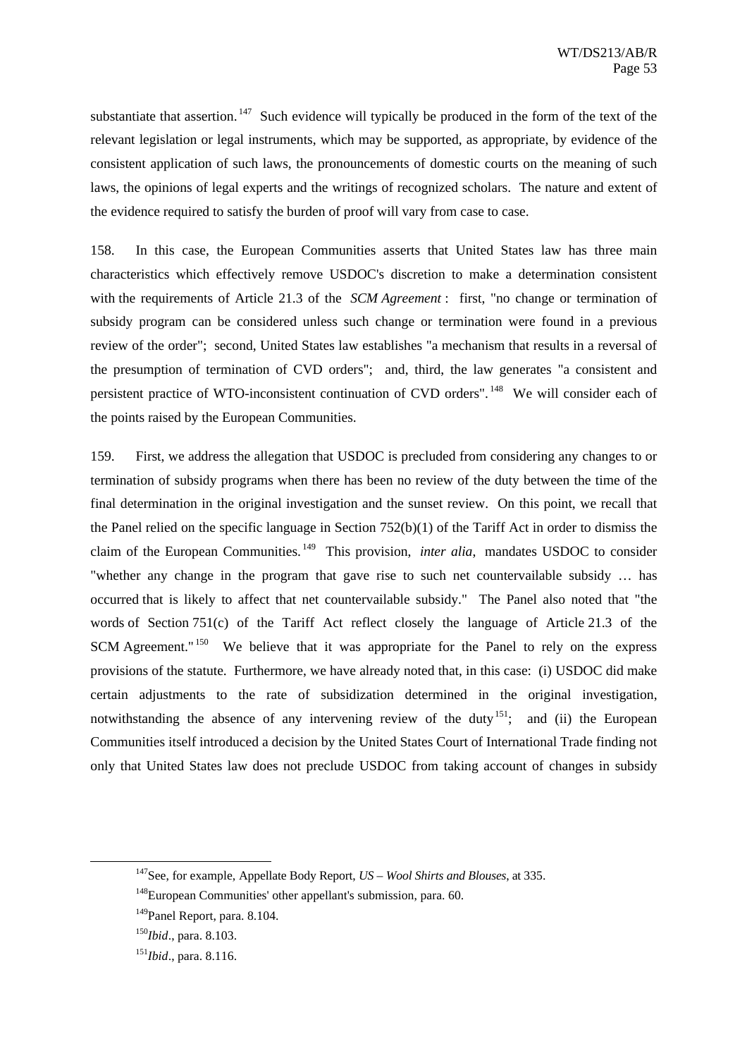substantiate that assertion.[147] Such evidence will typically be produced in the form of the text of the relevant legislation or legal instruments, which may be supported, as appropriate, by evidence of the consistent application of such laws, the pronouncements of domestic courts on the meaning of such laws, the opinions of legal experts and the writings of recognized scholars. The nature and extent of the evidence required to satisfy the burden of proof will vary from case to case.

158. In this case, the European Communities asserts that United States law has three main characteristics which effectively remove USDOC's discretion to make a determination consistent with the requirements of Article 21.3 of the *SCM Agreement*: first, "no change or termination of subsidy program can be considered unless such change or termination were found in a previous review of the order"; second, United States law establishes "a mechanism that results in a reversal of the presumption of termination of CVD orders"; and, third, the law generates "a consistent and persistent practice of WTO-inconsistent continuation of CVD orders".[148] We will consider each of the points raised by the European Communities.

159. First, we address the allegation that USDOC is precluded from considering any changes to or termination of subsidy programs when there has been no review of the duty between the time of the final determination in the original investigation and the sunset review. On this point, we recall that the Panel relied on the specific language in Section 752(b)(1) of the Tariff Act in order to dismiss the claim of the European Communities.[149] This provision, *inter alia*, mandates USDOC to consider "whether any change in the program that gave rise to such net countervailable subsidy … has occurred that is likely to affect that net countervailable subsidy." The Panel also noted that "the words of Section 751(c) of the Tariff Act reflect closely the language of Article 21.3 of the SCM Agreement."[150] We believe that it was appropriate for the Panel to rely on the express provisions of the statute. Furthermore, we have already noted that, in this case: (i) USDOC did make certain adjustments to the rate of subsidization determined in the original investigation, notwithstanding the absence of any intervening review of the duty[151]; and (ii) the European Communities itself introduced a decision by the United States Court of International Trade finding not only that United States law does not preclude USDOC from taking account of changes in subsidy

---

[147] See, for example, Appellate Body Report, *US – Wool Shirts and Blouses*, at 335.

[148] European Communities' other appellant's submission, para. 60.

[149] Panel Report, para. 8.104.

[150] *Ibid*., para. 8.103.

[151] *Ibid*., para. 8.116.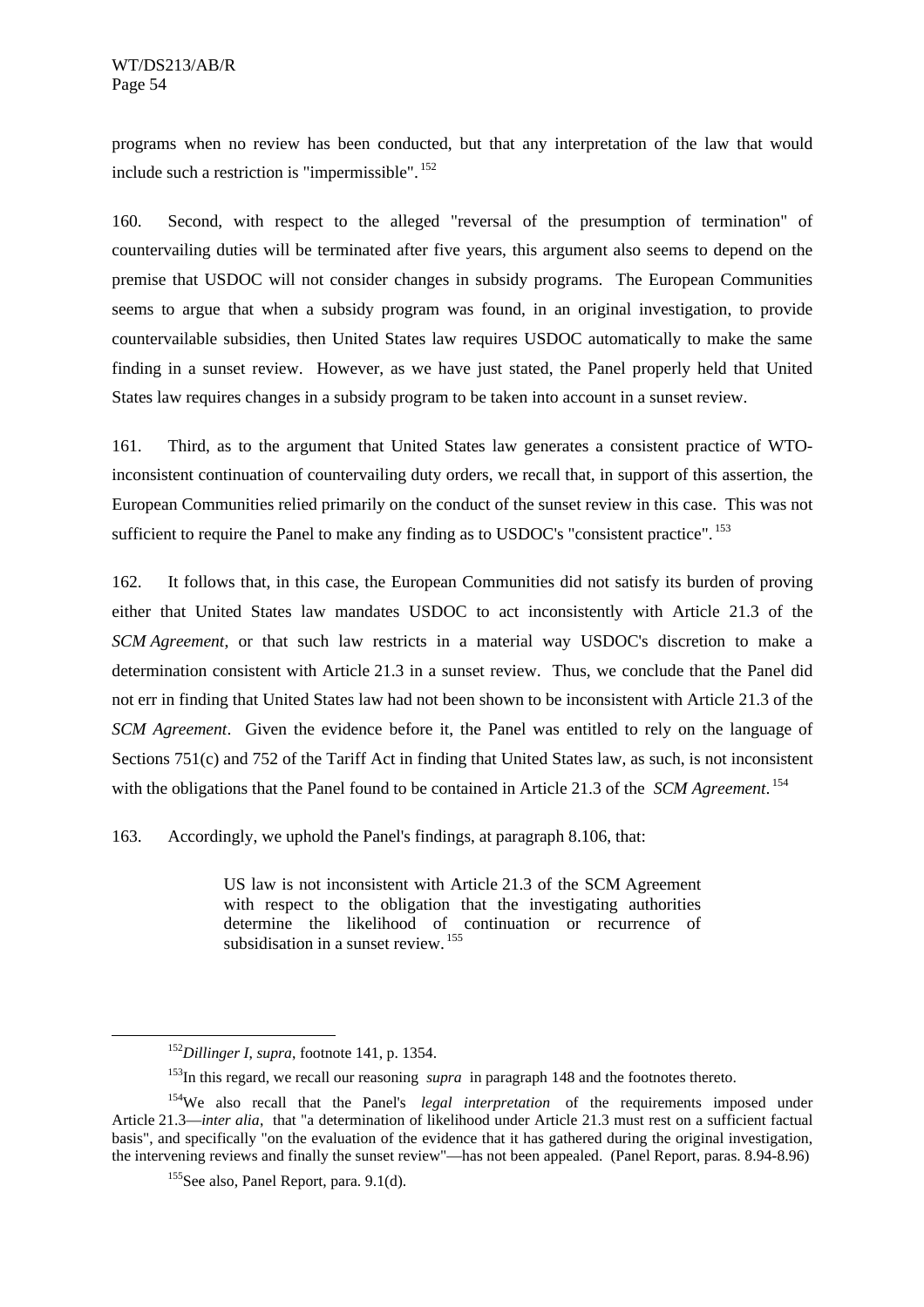programs when no review has been conducted, but that any interpretation of the law that would include such a restriction is "impermissible".[152]

160. Second, with respect to the alleged "reversal of the presumption of termination" of countervailing duties will be terminated after five years, this argument also seems to depend on the premise that USDOC will not consider changes in subsidy programs. The European Communities seems to argue that when a subsidy program was found, in an original investigation, to provide countervailable subsidies, then United States law requires USDOC automatically to make the same finding in a sunset review. However, as we have just stated, the Panel properly held that United States law requires changes in a subsidy program to be taken into account in a sunset review.

161. Third, as to the argument that United States law generates a consistent practice of WTO-inconsistent continuation of countervailing duty orders, we recall that, in support of this assertion, the European Communities relied primarily on the conduct of the sunset review in this case. This was not sufficient to require the Panel to make any finding as to USDOC's "consistent practice".[153]

162. It follows that, in this case, the European Communities did not satisfy its burden of proving either that United States law mandates USDOC to act inconsistently with Article 21.3 of the *SCM Agreement*, or that such law restricts in a material way USDOC's discretion to make a determination consistent with Article 21.3 in a sunset review. Thus, we conclude that the Panel did not err in finding that United States law had not been shown to be inconsistent with Article 21.3 of the *SCM Agreement*. Given the evidence before it, the Panel was entitled to rely on the language of Sections 751(c) and 752 of the Tariff Act in finding that United States law, as such, is not inconsistent with the obligations that the Panel found to be contained in Article 21.3 of the *SCM Agreement*.[154]

163. Accordingly, we uphold the Panel's findings, at paragraph 8.106, that:

> US law is not inconsistent with Article 21.3 of the SCM Agreement with respect to the obligation that the investigating authorities determine the likelihood of continuation or recurrence of subsidisation in a sunset review.[155]

---

[152] *Dillinger I*, *supra*, footnote 141, p. 1354.

[153] In this regard, we recall our reasoning *supra* in paragraph 148 and the footnotes thereto.

[154] We also recall that the Panel's *legal interpretation* of the requirements imposed under Article 21.3—*inter alia*, that "a determination of likelihood under Article 21.3 must rest on a sufficient factual basis", and specifically "on the evaluation of the evidence that it has gathered during the original investigation, the intervening reviews and finally the sunset review"—has not been appealed. (Panel Report, paras. 8.94-8.96)

[155] See also, Panel Report, para. 9.1(d).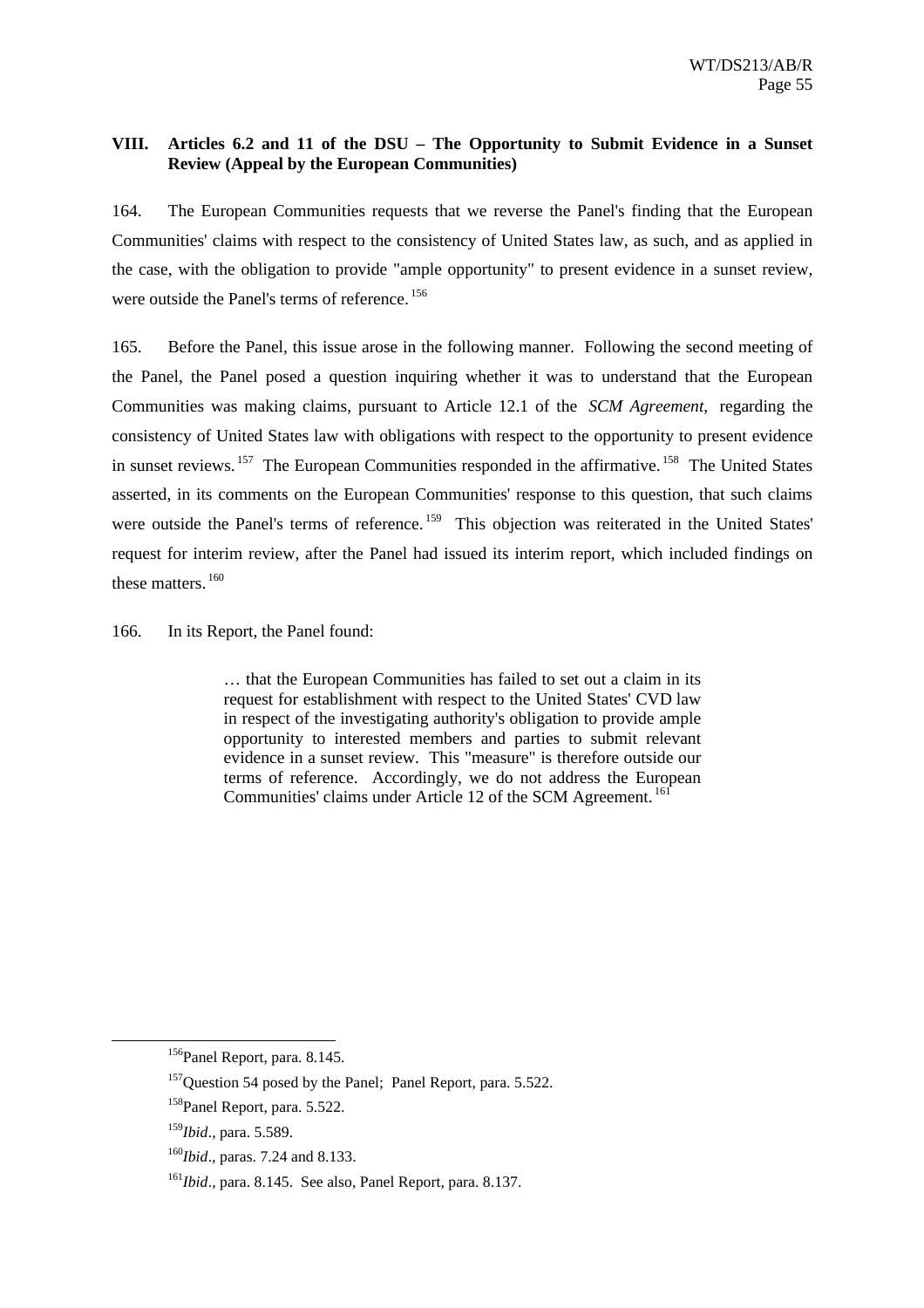## VIII. Articles 6.2 and 11 of the DSU – The Opportunity to Submit Evidence in a Sunset Review (Appeal by the European Communities)

164. The European Communities requests that we reverse the Panel's finding that the European Communities' claims with respect to the consistency of United States law, as such, and as applied in the case, with the obligation to provide "ample opportunity" to present evidence in a sunset review, were outside the Panel's terms of reference.[156]

165. Before the Panel, this issue arose in the following manner. Following the second meeting of the Panel, the Panel posed a question inquiring whether it was to understand that the European Communities was making claims, pursuant to Article 12.1 of the *SCM Agreement*, regarding the consistency of United States law with obligations with respect to the opportunity to present evidence in sunset reviews.[157] The European Communities responded in the affirmative.[158] The United States asserted, in its comments on the European Communities' response to this question, that such claims were outside the Panel's terms of reference.[159] This objection was reiterated in the United States' request for interim review, after the Panel had issued its interim report, which included findings on these matters.[160]

166. In its Report, the Panel found:

> … that the European Communities has failed to set out a claim in its request for establishment with respect to the United States' CVD law in respect of the investigating authority's obligation to provide ample opportunity to interested members and parties to submit relevant evidence in a sunset review. This "measure" is therefore outside our terms of reference. Accordingly, we do not address the European Communities' claims under Article 12 of the SCM Agreement.[161]

---

[156] Panel Report, para. 8.145.

[157] Question 54 posed by the Panel; Panel Report, para. 5.522.

[158] Panel Report, para. 5.522.

[159] *Ibid*., para. 5.589.

[160] *Ibid*., paras. 7.24 and 8.133.

[161] *Ibid*., para. 8.145. See also, Panel Report, para. 8.137.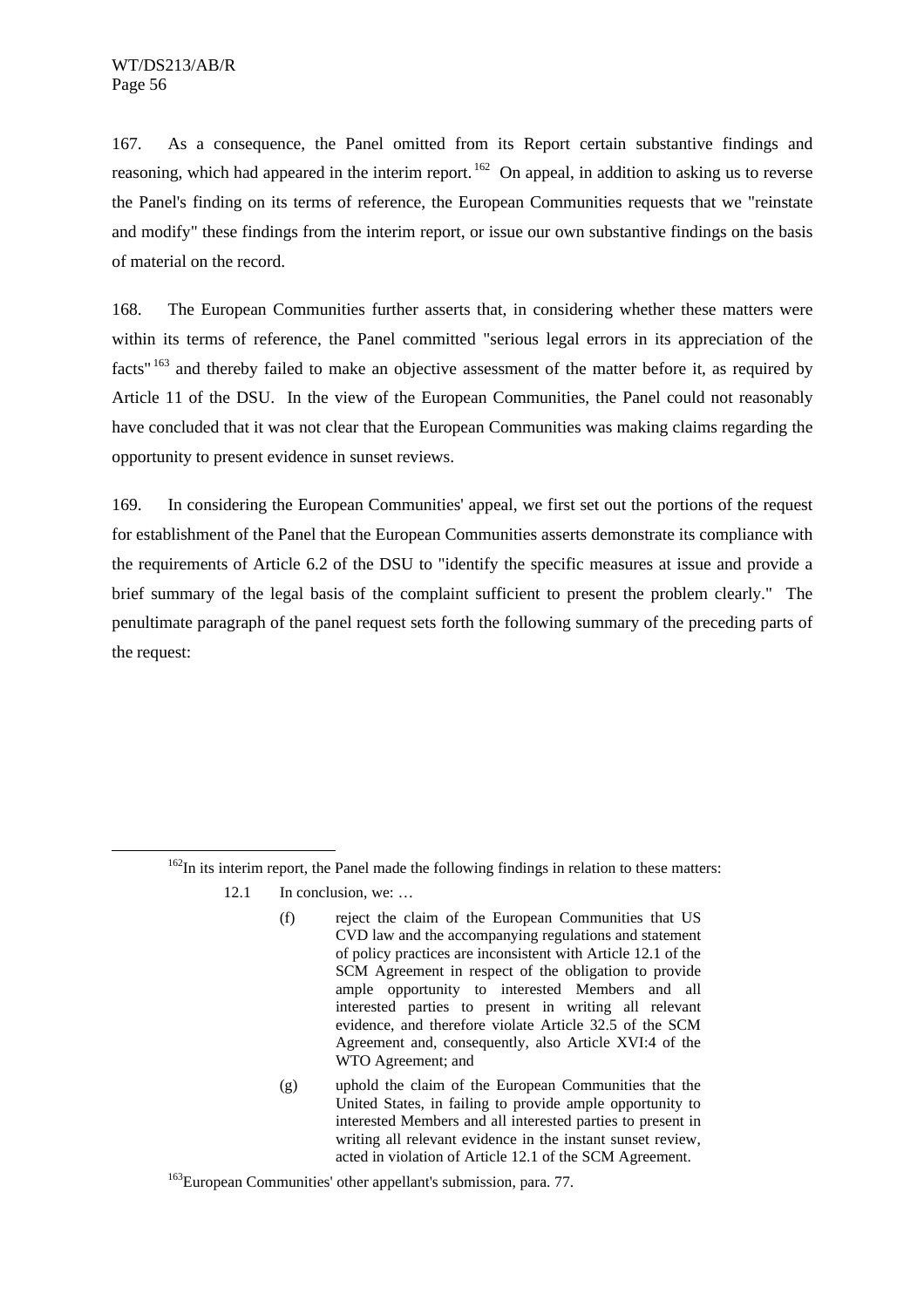167. As a consequence, the Panel omitted from its Report certain substantive findings and reasoning, which had appeared in the interim report.[162] On appeal, in addition to asking us to reverse the Panel's finding on its terms of reference, the European Communities requests that we "reinstate and modify" these findings from the interim report, or issue our own substantive findings on the basis of material on the record.

168. The European Communities further asserts that, in considering whether these matters were within its terms of reference, the Panel committed "serious legal errors in its appreciation of the facts"[163] and thereby failed to make an objective assessment of the matter before it, as required by Article 11 of the DSU. In the view of the European Communities, the Panel could not reasonably have concluded that it was not clear that the European Communities was making claims regarding the opportunity to present evidence in sunset reviews.

169. In considering the European Communities' appeal, we first set out the portions of the request for establishment of the Panel that the European Communities asserts demonstrate its compliance with the requirements of Article 6.2 of the DSU to "identify the specific measures at issue and provide a brief summary of the legal basis of the complaint sufficient to present the problem clearly." The penultimate paragraph of the panel request sets forth the following summary of the preceding parts of the request:

---

[162]In its interim report, the Panel made the following findings in relation to these matters:

> 12.1 In conclusion, we: …
>
> (f) reject the claim of the European Communities that US CVD law and the accompanying regulations and statement of policy practices are inconsistent with Article 12.1 of the SCM Agreement in respect of the obligation to provide ample opportunity to interested Members and all interested parties to present in writing all relevant evidence, and therefore violate Article 32.5 of the SCM Agreement and, consequently, also Article XVI:4 of the WTO Agreement; and
>
> (g) uphold the claim of the European Communities that the United States, in failing to provide ample opportunity to interested Members and all interested parties to present in writing all relevant evidence in the instant sunset review, acted in violation of Article 12.1 of the SCM Agreement.

[163]European Communities' other appellant's submission, para. 77.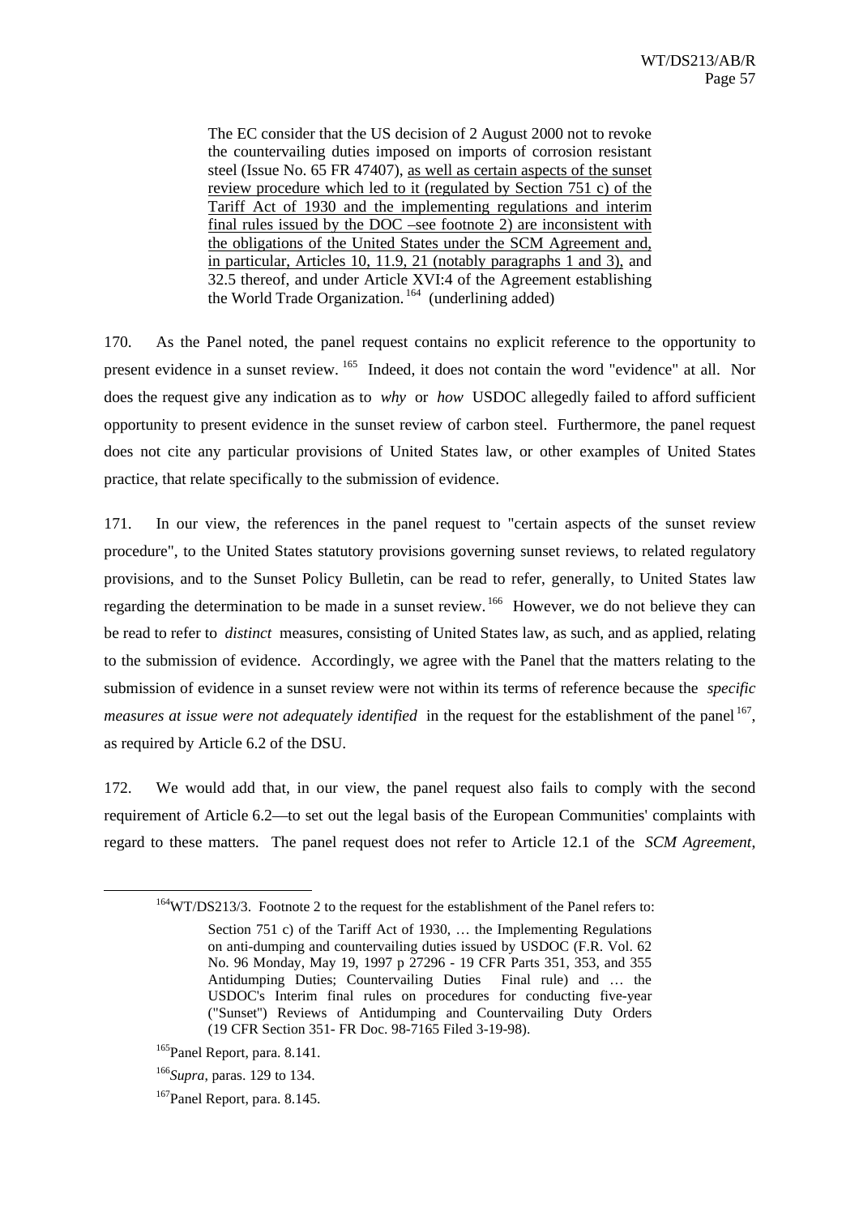> The EC consider that the US decision of 2 August 2000 not to revoke the countervailing duties imposed on imports of corrosion resistant steel (Issue No. 65 FR 47407), <u>as well as certain aspects of the sunset review procedure which led to it (regulated by Section 751 c) of the Tariff Act of 1930 and the implementing regulations and interim final rules issued by the DOC –see footnote 2) are inconsistent with the obligations of the United States under the SCM Agreement and, in particular, Articles 10, 11.9, 21 (notably paragraphs 1 and 3),</u> and 32.5 thereof, and under Article XVI:4 of the Agreement establishing the World Trade Organization.[164] (underlining added)

170. As the Panel noted, the panel request contains no explicit reference to the opportunity to present evidence in a sunset review.[165] Indeed, it does not contain the word "evidence" at all. Nor does the request give any indication as to *why* or *how* USDOC allegedly failed to afford sufficient opportunity to present evidence in the sunset review of carbon steel. Furthermore, the panel request does not cite any particular provisions of United States law, or other examples of United States practice, that relate specifically to the submission of evidence.

171. In our view, the references in the panel request to "certain aspects of the sunset review procedure", to the United States statutory provisions governing sunset reviews, to related regulatory provisions, and to the Sunset Policy Bulletin, can be read to refer, generally, to United States law regarding the determination to be made in a sunset review.[166] However, we do not believe they can be read to refer to *distinct* measures, consisting of United States law, as such, and as applied, relating to the submission of evidence. Accordingly, we agree with the Panel that the matters relating to the submission of evidence in a sunset review were not within its terms of reference because the *specific measures at issue were not adequately identified* in the request for the establishment of the panel[167], as required by Article 6.2 of the DSU.

172. We would add that, in our view, the panel request also fails to comply with the second requirement of Article 6.2—to set out the legal basis of the European Communities' complaints with regard to these matters. The panel request does not refer to Article 12.1 of the *SCM Agreement*,

---

[164] WT/DS213/3. Footnote 2 to the request for the establishment of the Panel refers to:

> Section 751 c) of the Tariff Act of 1930, … the Implementing Regulations on anti-dumping and countervailing duties issued by USDOC (F.R. Vol. 62 No. 96 Monday, May 19, 1997 p 27296 - 19 CFR Parts 351, 353, and 355 Antidumping Duties; Countervailing Duties Final rule) and … the USDOC's Interim final rules on procedures for conducting five-year ("Sunset") Reviews of Antidumping and Countervailing Duty Orders (19 CFR Section 351- FR Doc. 98-7165 Filed 3-19-98).

[165] Panel Report, para. 8.141.

[166] *Supra*, paras. 129 to 134.

[167] Panel Report, para. 8.145.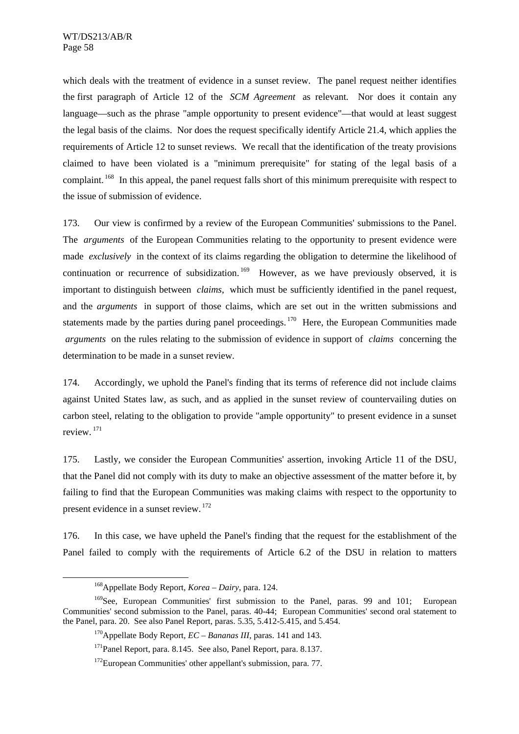which deals with the treatment of evidence in a sunset review. The panel request neither identifies the first paragraph of Article 12 of the *SCM Agreement* as relevant. Nor does it contain any language—such as the phrase "ample opportunity to present evidence"—that would at least suggest the legal basis of the claims. Nor does the request specifically identify Article 21.4, which applies the requirements of Article 12 to sunset reviews. We recall that the identification of the treaty provisions claimed to have been violated is a "minimum prerequisite" for stating of the legal basis of a complaint.[168] In this appeal, the panel request falls short of this minimum prerequisite with respect to the issue of submission of evidence.

173. Our view is confirmed by a review of the European Communities' submissions to the Panel. The *arguments* of the European Communities relating to the opportunity to present evidence were made *exclusively* in the context of its claims regarding the obligation to determine the likelihood of continuation or recurrence of subsidization.[169] However, as we have previously observed, it is important to distinguish between *claims*, which must be sufficiently identified in the panel request, and the *arguments* in support of those claims, which are set out in the written submissions and statements made by the parties during panel proceedings.[170] Here, the European Communities made *arguments* on the rules relating to the submission of evidence in support of *claims* concerning the determination to be made in a sunset review.

174. Accordingly, we uphold the Panel's finding that its terms of reference did not include claims against United States law, as such, and as applied in the sunset review of countervailing duties on carbon steel, relating to the obligation to provide "ample opportunity" to present evidence in a sunset review.[171]

175. Lastly, we consider the European Communities' assertion, invoking Article 11 of the DSU, that the Panel did not comply with its duty to make an objective assessment of the matter before it, by failing to find that the European Communities was making claims with respect to the opportunity to present evidence in a sunset review.[172]

176. In this case, we have upheld the Panel's finding that the request for the establishment of the Panel failed to comply with the requirements of Article 6.2 of the DSU in relation to matters

---

[168] Appellate Body Report, *Korea – Dairy*, para. 124.

[169] See, European Communities' first submission to the Panel, paras. 99 and 101; European Communities' second submission to the Panel, paras. 40-44; European Communities' second oral statement to the Panel, para. 20. See also Panel Report, paras. 5.35, 5.412-5.415, and 5.454.

[170] Appellate Body Report, *EC – Bananas III*, paras. 141 and 143.

[171] Panel Report, para. 8.145. See also, Panel Report, para. 8.137.

[172] European Communities' other appellant's submission, para. 77.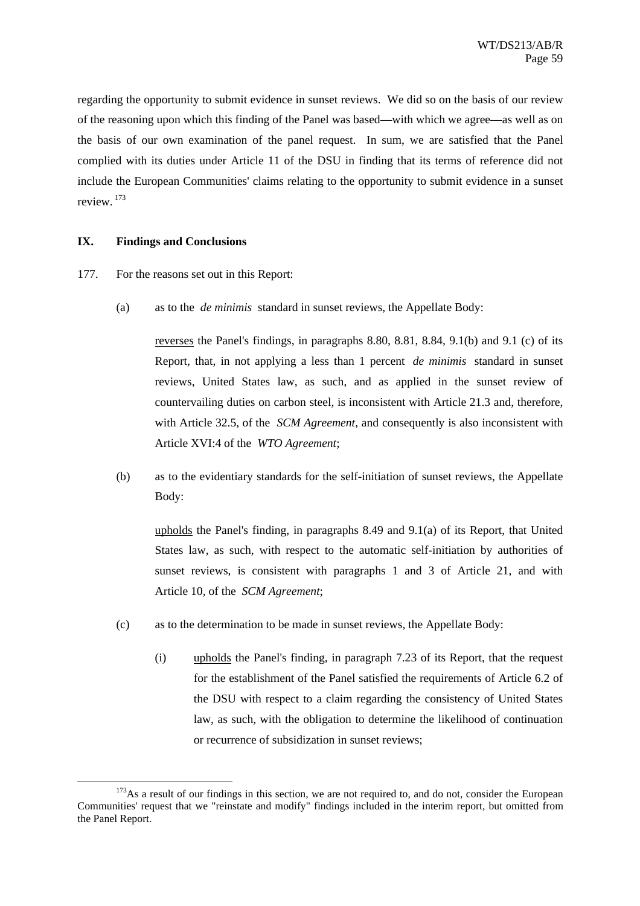regarding the opportunity to submit evidence in sunset reviews. We did so on the basis of our review of the reasoning upon which this finding of the Panel was based—with which we agree—as well as on the basis of our own examination of the panel request. In sum, we are satisfied that the Panel complied with its duties under Article 11 of the DSU in finding that its terms of reference did not include the European Communities' claims relating to the opportunity to submit evidence in a sunset review.[173]

## IX. Findings and Conclusions

177. For the reasons set out in this Report:

(a) as to the *de minimis* standard in sunset reviews, the Appellate Body:

<u>reverses</u> the Panel's findings, in paragraphs 8.80, 8.81, 8.84, 9.1(b) and 9.1 (c) of its Report, that, in not applying a less than 1 percent *de minimis* standard in sunset reviews, United States law, as such, and as applied in the sunset review of countervailing duties on carbon steel, is inconsistent with Article 21.3 and, therefore, with Article 32.5, of the *SCM Agreement*, and consequently is also inconsistent with Article XVI:4 of the *WTO Agreement*;

(b) as to the evidentiary standards for the self-initiation of sunset reviews, the Appellate Body:

<u>upholds</u> the Panel's finding, in paragraphs 8.49 and 9.1(a) of its Report, that United States law, as such, with respect to the automatic self-initiation by authorities of sunset reviews, is consistent with paragraphs 1 and 3 of Article 21, and with Article 10, of the *SCM Agreement*;

(c) as to the determination to be made in sunset reviews, the Appellate Body:

(i) <u>upholds</u> the Panel's finding, in paragraph 7.23 of its Report, that the request for the establishment of the Panel satisfied the requirements of Article 6.2 of the DSU with respect to a claim regarding the consistency of United States law, as such, with the obligation to determine the likelihood of continuation or recurrence of subsidization in sunset reviews;

---

[173] As a result of our findings in this section, we are not required to, and do not, consider the European Communities' request that we "reinstate and modify" findings included in the interim report, but omitted from the Panel Report.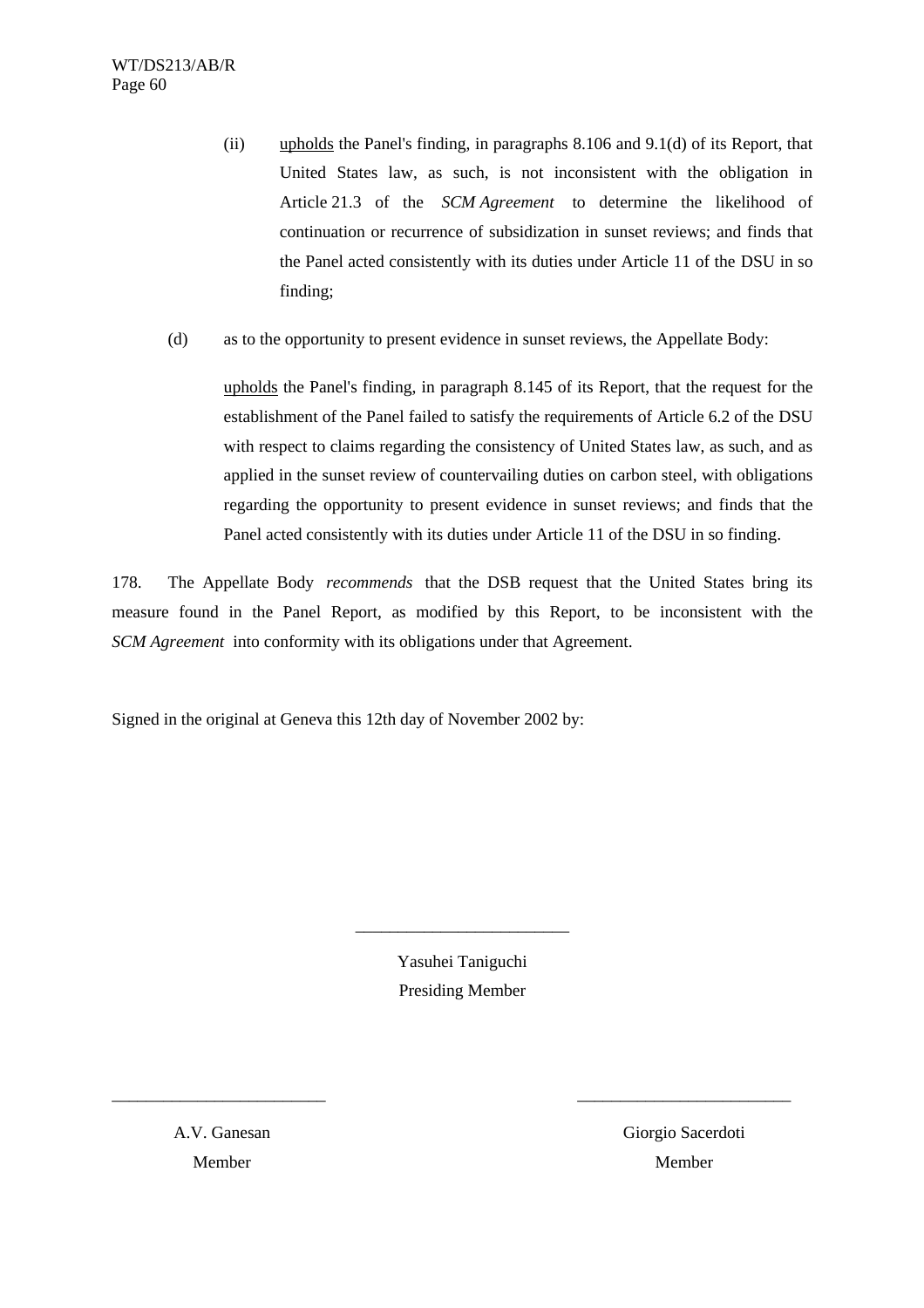(ii) upholds the Panel's finding, in paragraphs 8.106 and 9.1(d) of its Report, that United States law, as such, is not inconsistent with the obligation in Article 21.3 of the *SCM Agreement* to determine the likelihood of continuation or recurrence of subsidization in sunset reviews; and finds that the Panel acted consistently with its duties under Article 11 of the DSU in so finding;

(d) as to the opportunity to present evidence in sunset reviews, the Appellate Body:

upholds the Panel's finding, in paragraph 8.145 of its Report, that the request for the establishment of the Panel failed to satisfy the requirements of Article 6.2 of the DSU with respect to claims regarding the consistency of United States law, as such, and as applied in the sunset review of countervailing duties on carbon steel, with obligations regarding the opportunity to present evidence in sunset reviews; and finds that the Panel acted consistently with its duties under Article 11 of the DSU in so finding.

178. The Appellate Body *recommends* that the DSB request that the United States bring its measure found in the Panel Report, as modified by this Report, to be inconsistent with the *SCM Agreement* into conformity with its obligations under that Agreement.

Signed in the original at Geneva this 12th day of November 2002 by:

_________________________

Yasuhei Taniguchi
Presiding Member

_________________________

A.V. Ganesan
Member

_________________________

Giorgio Sacerdoti
Member